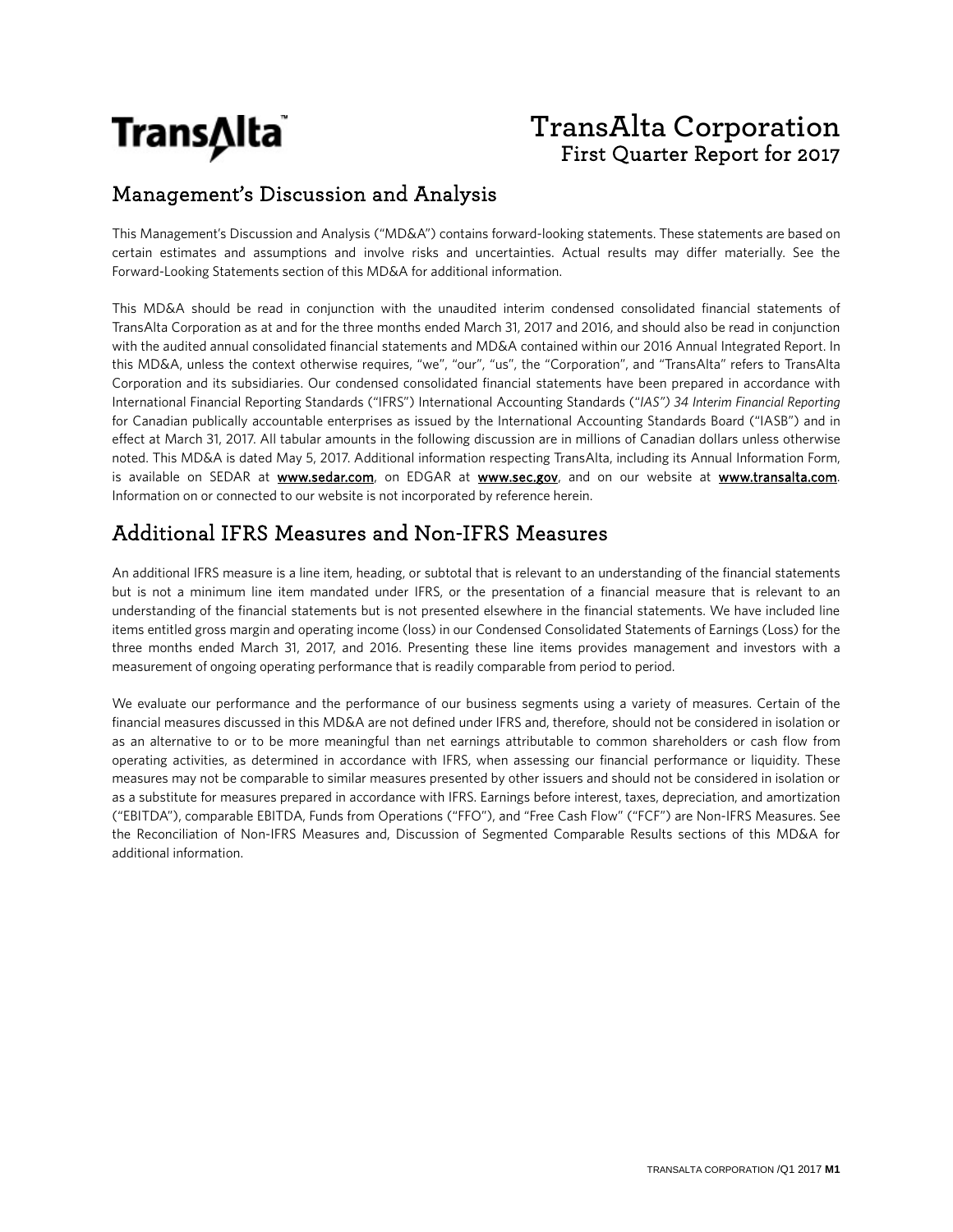# TransAlta Corporation

## First Quarter Report for 2017

## Management's Discussion and Analysis

This Management's Discussion and Analysis ("MD&A") contains forward-looking statements. These statements are based on certain estimates and assumptions and involve risks and uncertainties. Actual results may differ materially. See the Forward-Looking Statements section of this MD&A for additional information.

This MD&A should be read in conjunction with the unaudited interim condensed consolidated financial statements of TransAlta Corporation as at and for the three months ended March 31, 2017 and 2016, and should also be read in conjunction with the audited annual consolidated financial statements and MD&A contained within our 2016 Annual Integrated Report. In this MD&A, unless the context otherwise requires, "we", "our", "us", the "Corporation", and "TransAlta" refers to TransAlta Corporation and its subsidiaries. Our condensed consolidated financial statements have been prepared in accordance with International Financial Reporting Standards ("IFRS") International Accounting Standards ("*IAS") 34 Interim Financial Reporting* for Canadian publically accountable enterprises as issued by the International Accounting Standards Board ("IASB") and in effect at March 31, 2017. All tabular amounts in the following discussion are in millions of Canadian dollars unless otherwise noted. This MD&A is dated May 5, 2017. Additional information respecting TransAlta, including its Annual Information Form, is available on SEDAR at **www.sedar.com**, on EDGAR at **www.sec.gov**, and on our website at **www.transalta.com**. Information on or connected to our website is not incorporated by reference herein.

## Additional IFRS Measures and Non-IFRS Measures

An additional IFRS measure is a line item, heading, or subtotal that is relevant to an understanding of the financial statements but is not a minimum line item mandated under IFRS, or the presentation of a financial measure that is relevant to an understanding of the financial statements but is not presented elsewhere in the financial statements. We have included line items entitled gross margin and operating income (loss) in our Condensed Consolidated Statements of Earnings (Loss) for the three months ended March 31, 2017, and 2016. Presenting these line items provides management and investors with a measurement of ongoing operating performance that is readily comparable from period to period.

We evaluate our performance and the performance of our business segments using a variety of measures. Certain of the financial measures discussed in this MD&A are not defined under IFRS and, therefore, should not be considered in isolation or as an alternative to or to be more meaningful than net earnings attributable to common shareholders or cash flow from operating activities, as determined in accordance with IFRS, when assessing our financial performance or liquidity. These measures may not be comparable to similar measures presented by other issuers and should not be considered in isolation or as a substitute for measures prepared in accordance with IFRS. Earnings before interest, taxes, depreciation, and amortization ("EBITDA"), comparable EBITDA, Funds from Operations ("FFO"), and "Free Cash Flow" ("FCF") are Non-IFRS Measures. See the Reconciliation of Non-IFRS Measures and, Discussion of Segmented Comparable Results sections of this MD&A for additional information.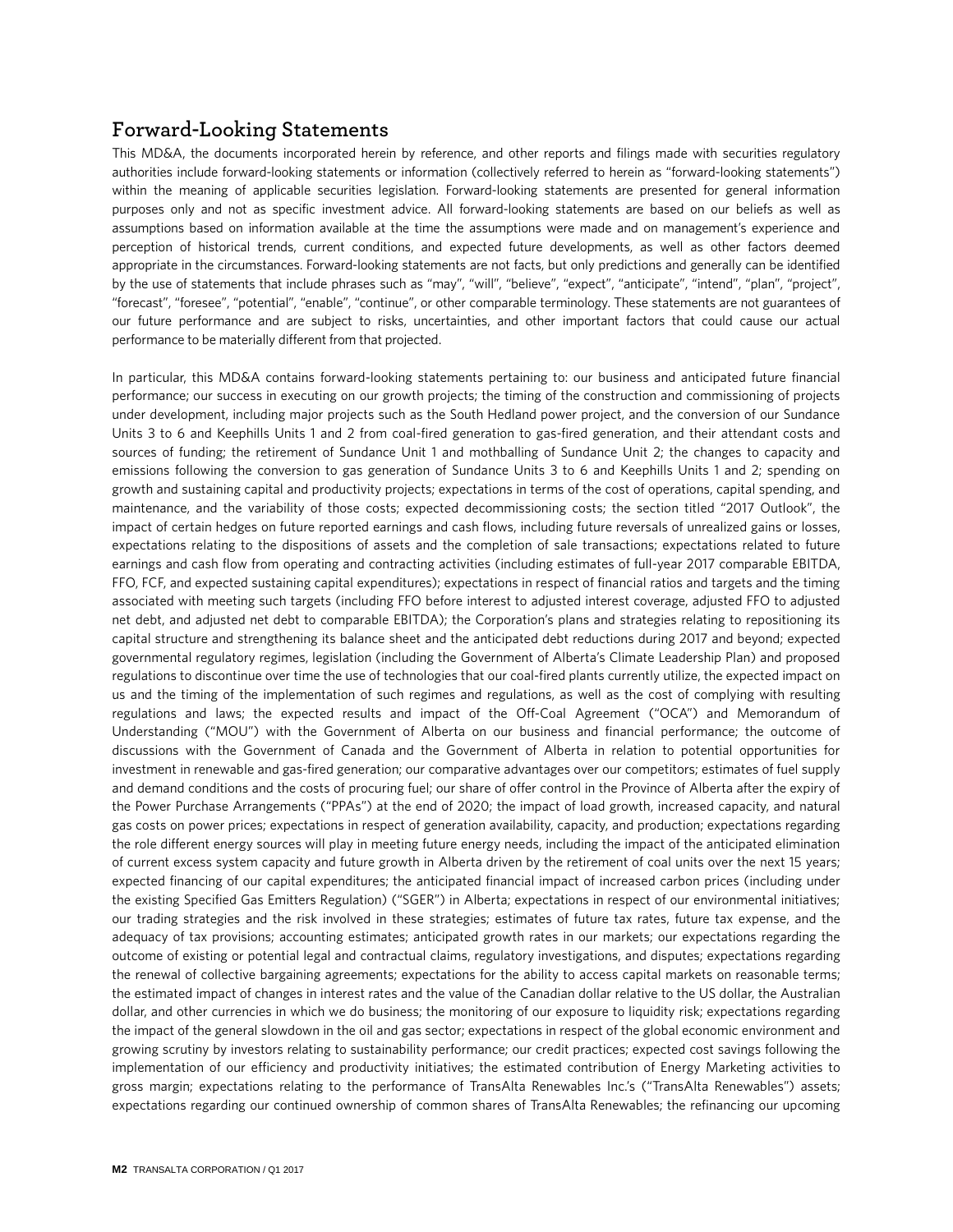## Forward-Looking Statements

This MD&A, the documents incorporated herein by reference, and other reports and filings made with securities regulatory authorities include forward-looking statements or information (collectively referred to herein as "forward-looking statements") within the meaning of applicable securities legislation. Forward-looking statements are presented for general information purposes only and not as specific investment advice. All forward-looking statements are based on our beliefs as well as assumptions based on information available at the time the assumptions were made and on management's experience and perception of historical trends, current conditions, and expected future developments, as well as other factors deemed appropriate in the circumstances. Forward-looking statements are not facts, but only predictions and generally can be identified by the use of statements that include phrases such as "may", "will", "believe", "expect", "anticipate", "intend", "plan", "project", "forecast", "foresee", "potential", "enable", "continue", or other comparable terminology. These statements are not guarantees of our future performance and are subject to risks, uncertainties, and other important factors that could cause our actual performance to be materially different from that projected.

In particular, this MD&A contains forward-looking statements pertaining to: our business and anticipated future financial performance; our success in executing on our growth projects; the timing of the construction and commissioning of projects under development, including major projects such as the South Hedland power project, and the conversion of our Sundance Units 3 to 6 and Keephills Units 1 and 2 from coal-fired generation to gas-fired generation, and their attendant costs and sources of funding; the retirement of Sundance Unit 1 and mothballing of Sundance Unit 2; the changes to capacity and emissions following the conversion to gas generation of Sundance Units 3 to 6 and Keephills Units 1 and 2; spending on growth and sustaining capital and productivity projects; expectations in terms of the cost of operations, capital spending, and maintenance, and the variability of those costs; expected decommissioning costs; the section titled "2017 Outlook", the impact of certain hedges on future reported earnings and cash flows, including future reversals of unrealized gains or losses, expectations relating to the dispositions of assets and the completion of sale transactions; expectations related to future earnings and cash flow from operating and contracting activities (including estimates of full-year 2017 comparable EBITDA, FFO, FCF, and expected sustaining capital expenditures); expectations in respect of financial ratios and targets and the timing associated with meeting such targets (including FFO before interest to adjusted interest coverage, adjusted FFO to adjusted net debt, and adjusted net debt to comparable EBITDA); the Corporation's plans and strategies relating to repositioning its capital structure and strengthening its balance sheet and the anticipated debt reductions during 2017 and beyond; expected governmental regulatory regimes, legislation (including the Government of Alberta's Climate Leadership Plan) and proposed regulations to discontinue over time the use of technologies that our coal-fired plants currently utilize, the expected impact on us and the timing of the implementation of such regimes and regulations, as well as the cost of complying with resulting regulations and laws; the expected results and impact of the Off-Coal Agreement ("OCA") and Memorandum of Understanding ("MOU") with the Government of Alberta on our business and financial performance; the outcome of discussions with the Government of Canada and the Government of Alberta in relation to potential opportunities for investment in renewable and gas-fired generation; our comparative advantages over our competitors; estimates of fuel supply and demand conditions and the costs of procuring fuel; our share of offer control in the Province of Alberta after the expiry of the Power Purchase Arrangements ("PPAs") at the end of 2020; the impact of load growth, increased capacity, and natural gas costs on power prices; expectations in respect of generation availability, capacity, and production; expectations regarding the role different energy sources will play in meeting future energy needs, including the impact of the anticipated elimination of current excess system capacity and future growth in Alberta driven by the retirement of coal units over the next 15 years; expected financing of our capital expenditures; the anticipated financial impact of increased carbon prices (including under the existing Specified Gas Emitters Regulation) ("SGER") in Alberta; expectations in respect of our environmental initiatives; our trading strategies and the risk involved in these strategies; estimates of future tax rates, future tax expense, and the adequacy of tax provisions; accounting estimates; anticipated growth rates in our markets; our expectations regarding the outcome of existing or potential legal and contractual claims, regulatory investigations, and disputes; expectations regarding the renewal of collective bargaining agreements; expectations for the ability to access capital markets on reasonable terms; the estimated impact of changes in interest rates and the value of the Canadian dollar relative to the US dollar, the Australian dollar, and other currencies in which we do business; the monitoring of our exposure to liquidity risk; expectations regarding the impact of the general slowdown in the oil and gas sector; expectations in respect of the global economic environment and growing scrutiny by investors relating to sustainability performance; our credit practices; expected cost savings following the implementation of our efficiency and productivity initiatives; the estimated contribution of Energy Marketing activities to gross margin; expectations relating to the performance of TransAlta Renewables Inc.'s ("TransAlta Renewables") assets; expectations regarding our continued ownership of common shares of TransAlta Renewables; the refinancing our upcoming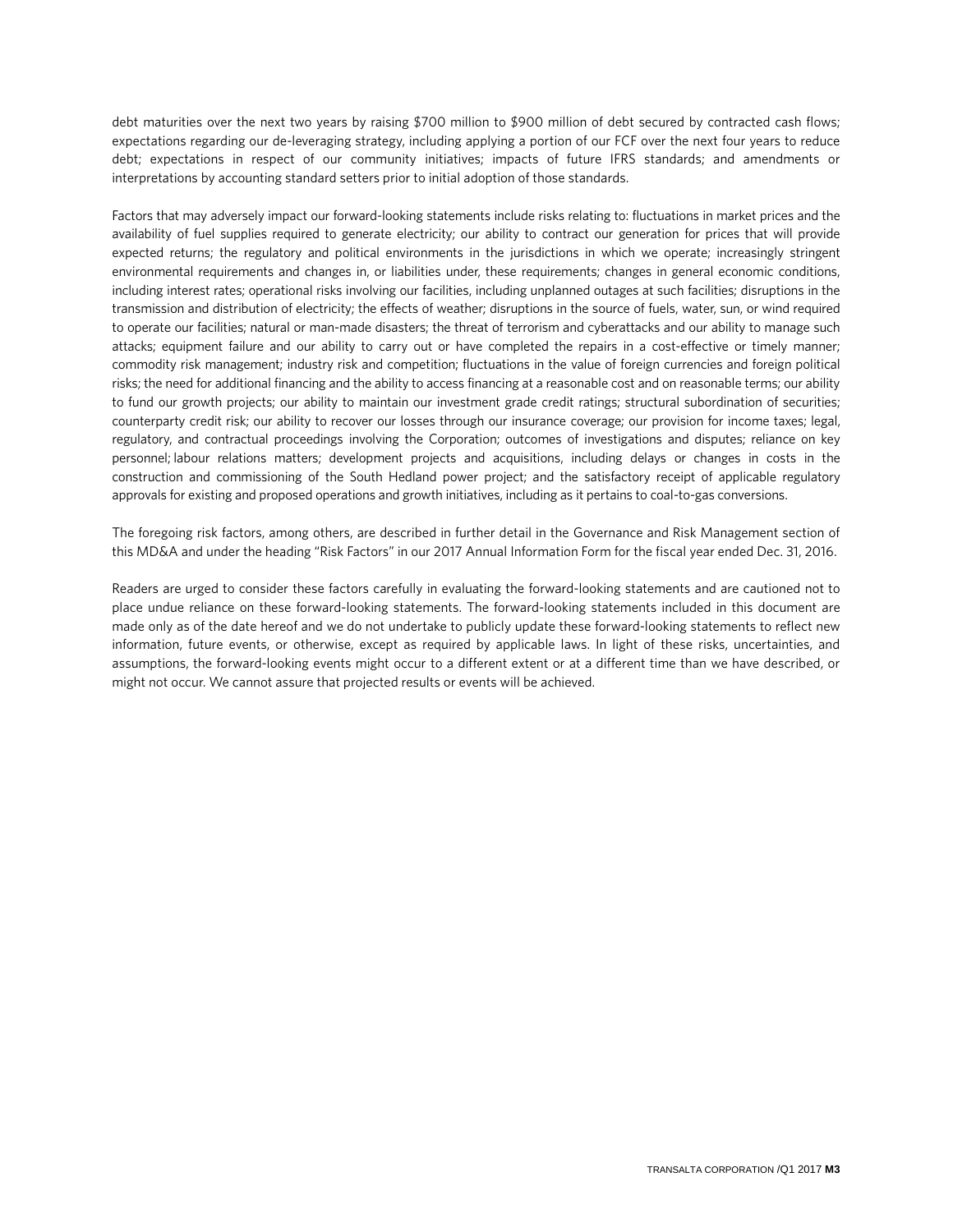debt maturities over the next two years by raising $700 million to $900 million of debt secured by contracted cash flows; expectations regarding our de-leveraging strategy, including applying a portion of our FCF over the next four years to reduce debt; expectations in respect of our community initiatives; impacts of future IFRS standards; and amendments or interpretations by accounting standard setters prior to initial adoption of those standards.

Factors that may adversely impact our forward-looking statements include risks relating to: fluctuations in market prices and the availability of fuel supplies required to generate electricity; our ability to contract our generation for prices that will provide expected returns; the regulatory and political environments in the jurisdictions in which we operate; increasingly stringent environmental requirements and changes in, or liabilities under, these requirements; changes in general economic conditions, including interest rates; operational risks involving our facilities, including unplanned outages at such facilities; disruptions in the transmission and distribution of electricity; the effects of weather; disruptions in the source of fuels, water, sun, or wind required to operate our facilities; natural or man-made disasters; the threat of terrorism and cyberattacks and our ability to manage such attacks; equipment failure and our ability to carry out or have completed the repairs in a cost-effective or timely manner; commodity risk management; industry risk and competition; fluctuations in the value of foreign currencies and foreign political risks; the need for additional financing and the ability to access financing at a reasonable cost and on reasonable terms; our ability to fund our growth projects; our ability to maintain our investment grade credit ratings; structural subordination of securities; counterparty credit risk; our ability to recover our losses through our insurance coverage; our provision for income taxes; legal, regulatory, and contractual proceedings involving the Corporation; outcomes of investigations and disputes; reliance on key personnel; labour relations matters; development projects and acquisitions, including delays or changes in costs in the construction and commissioning of the South Hedland power project; and the satisfactory receipt of applicable regulatory approvals for existing and proposed operations and growth initiatives, including as it pertains to coal-to-gas conversions.

The foregoing risk factors, among others, are described in further detail in the Governance and Risk Management section of this MD&A and under the heading "Risk Factors" in our 2017 Annual Information Form for the fiscal year ended Dec. 31, 2016.

Readers are urged to consider these factors carefully in evaluating the forward-looking statements and are cautioned not to place undue reliance on these forward-looking statements. The forward-looking statements included in this document are made only as of the date hereof and we do not undertake to publicly update these forward-looking statements to reflect new information, future events, or otherwise, except as required by applicable laws. In light of these risks, uncertainties, and assumptions, the forward-looking events might occur to a different extent or at a different time than we have described, or might not occur. We cannot assure that projected results or events will be achieved.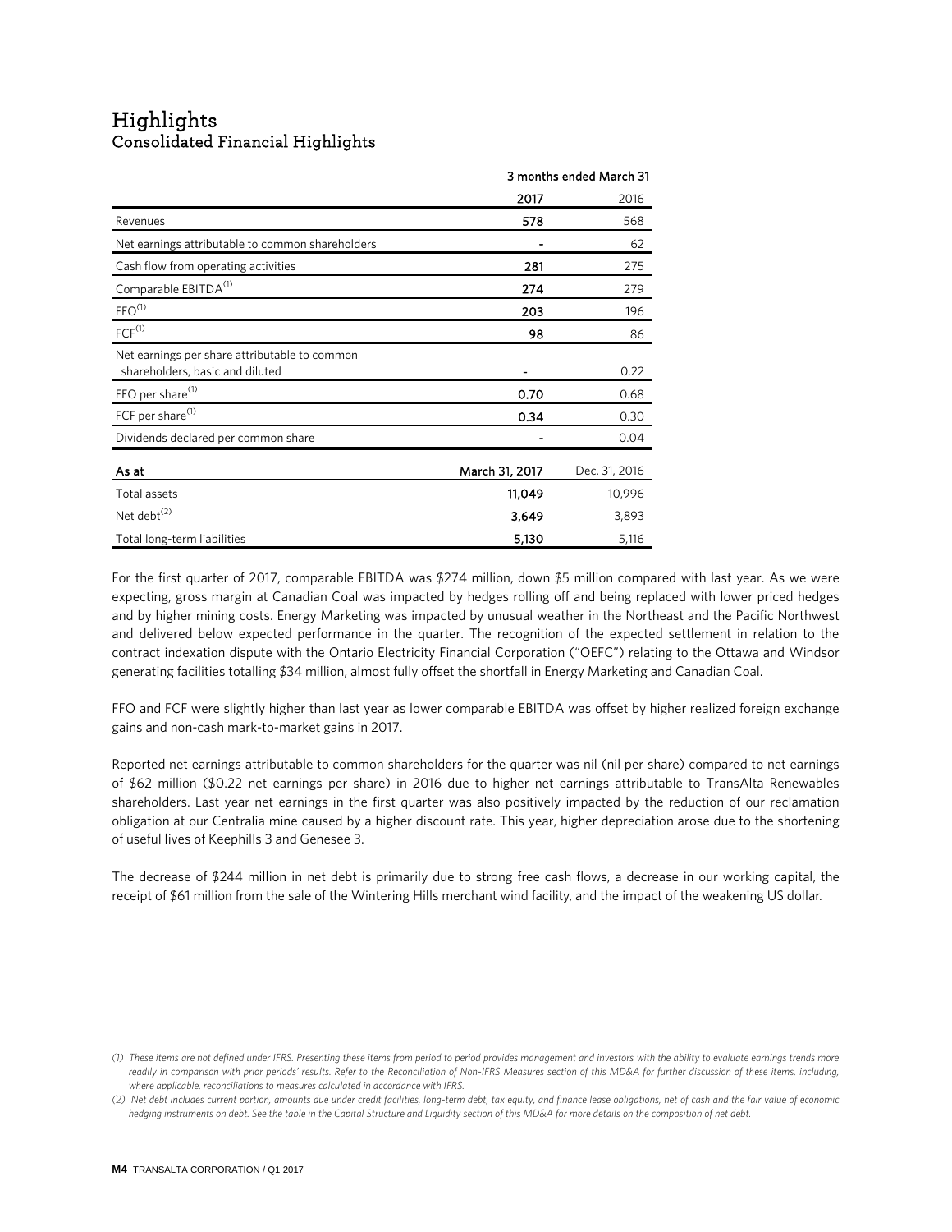# Highlights

## Consolidated Financial Highlights

| | 3 months ended March 31 | |
|---|---|---|
| | **2017** | 2016 |
| Revenues | **578** | 568 |
| Net earnings attributable to common shareholders | **-** | 62 |
| Cash flow from operating activities | **281** | 275 |
| Comparable EBITDA[(1)] | **274** | 279 |
| FFO[(1)] | **203** | 196 |
| FCF[(1)] | **98** | 86 |
| Net earnings per share attributable to common shareholders, basic and diluted | **-** | 0.22 |
| FFO per share[(1)] | **0.70** | 0.68 |
| FCF per share[(1)] | **0.34** | 0.30 |
| Dividends declared per common share | **-** | 0.04 |
| **As at** | **March 31, 2017** | Dec. 31, 2016 |
| Total assets | **11,049** | 10,996 |
| Net debt[(2)] | **3,649** | 3,893 |
| Total long-term liabilities | **5,130** | 5,116 |

For the first quarter of 2017, comparable EBITDA was $274 million, down $5 million compared with last year. As we were expecting, gross margin at Canadian Coal was impacted by hedges rolling off and being replaced with lower priced hedges and by higher mining costs. Energy Marketing was impacted by unusual weather in the Northeast and the Pacific Northwest and delivered below expected performance in the quarter. The recognition of the expected settlement in relation to the contract indexation dispute with the Ontario Electricity Financial Corporation ("OEFC") relating to the Ottawa and Windsor generating facilities totalling $34 million, almost fully offset the shortfall in Energy Marketing and Canadian Coal.

FFO and FCF were slightly higher than last year as lower comparable EBITDA was offset by higher realized foreign exchange gains and non-cash mark-to-market gains in 2017.

Reported net earnings attributable to common shareholders for the quarter was nil (nil per share) compared to net earnings of $62 million ($0.22 net earnings per share) in 2016 due to higher net earnings attributable to TransAlta Renewables shareholders. Last year net earnings in the first quarter was also positively impacted by the reduction of our reclamation obligation at our Centralia mine caused by a higher discount rate. This year, higher depreciation arose due to the shortening of useful lives of Keephills 3 and Genesee 3.

The decrease of $244 million in net debt is primarily due to strong free cash flows, a decrease in our working capital, the receipt of $61 million from the sale of the Wintering Hills merchant wind facility, and the impact of the weakening US dollar.

---

*(1) These items are not defined under IFRS. Presenting these items from period to period provides management and investors with the ability to evaluate earnings trends more readily in comparison with prior periods' results. Refer to the Reconciliation of Non-IFRS Measures section of this MD&A for further discussion of these items, including, where applicable, reconciliations to measures calculated in accordance with IFRS.*

*(2) Net debt includes current portion, amounts due under credit facilities, long-term debt, tax equity, and finance lease obligations, net of cash and the fair value of economic hedging instruments on debt. See the table in the Capital Structure and Liquidity section of this MD&A for more details on the composition of net debt.*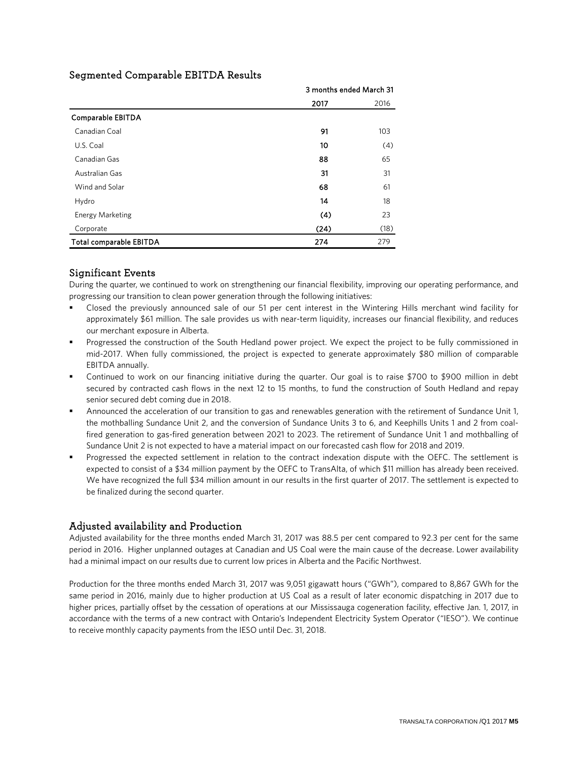## Segmented Comparable EBITDA Results

| | 3 months ended March 31 | |
|---|---|---|
| | **2017** | 2016 |
| **Comparable EBITDA** | | |
| Canadian Coal | **91** | 103 |
| U.S. Coal | **10** | (4) |
| Canadian Gas | **88** | 65 |
| Australian Gas | **31** | 31 |
| Wind and Solar | **68** | 61 |
| Hydro | **14** | 18 |
| Energy Marketing | **(4)** | 23 |
| Corporate | **(24)** | (18) |
| **Total comparable EBITDA** | **274** | 279 |

## Significant Events

During the quarter, we continued to work on strengthening our financial flexibility, improving our operating performance, and progressing our transition to clean power generation through the following initiatives:

- Closed the previously announced sale of our 51 per cent interest in the Wintering Hills merchant wind facility for approximately $61 million. The sale provides us with near-term liquidity, increases our financial flexibility, and reduces our merchant exposure in Alberta.
- Progressed the construction of the South Hedland power project. We expect the project to be fully commissioned in mid-2017. When fully commissioned, the project is expected to generate approximately $80 million of comparable EBITDA annually.
- Continued to work on our financing initiative during the quarter. Our goal is to raise $700 to $900 million in debt secured by contracted cash flows in the next 12 to 15 months, to fund the construction of South Hedland and repay senior secured debt coming due in 2018.
- Announced the acceleration of our transition to gas and renewables generation with the retirement of Sundance Unit 1, the mothballing Sundance Unit 2, and the conversion of Sundance Units 3 to 6, and Keephills Units 1 and 2 from coal-fired generation to gas-fired generation between 2021 to 2023. The retirement of Sundance Unit 1 and mothballing of Sundance Unit 2 is not expected to have a material impact on our forecasted cash flow for 2018 and 2019.
- Progressed the expected settlement in relation to the contract indexation dispute with the OEFC. The settlement is expected to consist of a $34 million payment by the OEFC to TransAlta, of which $11 million has already been received. We have recognized the full $34 million amount in our results in the first quarter of 2017. The settlement is expected to be finalized during the second quarter.

## Adjusted availability and Production

Adjusted availability for the three months ended March 31, 2017 was 88.5 per cent compared to 92.3 per cent for the same period in 2016. Higher unplanned outages at Canadian and US Coal were the main cause of the decrease. Lower availability had a minimal impact on our results due to current low prices in Alberta and the Pacific Northwest.

Production for the three months ended March 31, 2017 was 9,051 gigawatt hours ("GWh"), compared to 8,867 GWh for the same period in 2016, mainly due to higher production at US Coal as a result of later economic dispatching in 2017 due to higher prices, partially offset by the cessation of operations at our Mississauga cogeneration facility, effective Jan. 1, 2017, in accordance with the terms of a new contract with Ontario's Independent Electricity System Operator ("IESO"). We continue to receive monthly capacity payments from the IESO until Dec. 31, 2018.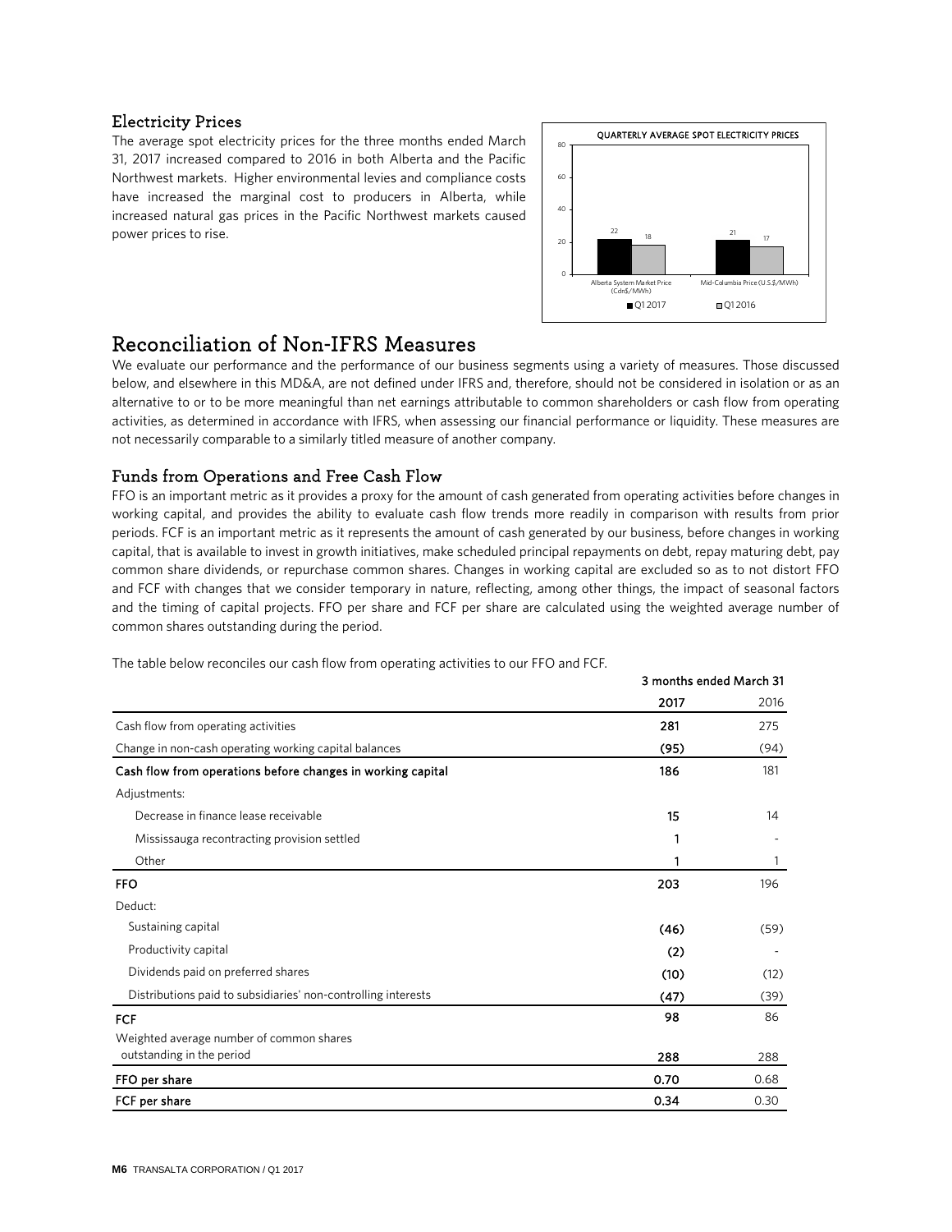## Electricity Prices

The average spot electricity prices for the three months ended March 31, 2017 increased compared to 2016 in both Alberta and the Pacific Northwest markets. Higher environmental levies and compliance costs have increased the marginal cost to producers in Alberta, while increased natural gas prices in the Pacific Northwest markets caused power prices to rise.

QUARTERLY AVERAGE SPOT ELECTRICITY PRICES

| | Q1 2017 | Q1 2016 |
|---|---|---|
| Alberta System Market Price (Cdn$/MWh) | 22 | 18 |
| Mid-Columbia Price (U.S.$/MWh) | 21 | 17 |

# Reconciliation of Non-IFRS Measures

We evaluate our performance and the performance of our business segments using a variety of measures. Those discussed below, and elsewhere in this MD&A, are not defined under IFRS and, therefore, should not be considered in isolation or as an alternative to or to be more meaningful than net earnings attributable to common shareholders or cash flow from operating activities, as determined in accordance with IFRS, when assessing our financial performance or liquidity. These measures are not necessarily comparable to a similarly titled measure of another company.

## Funds from Operations and Free Cash Flow

FFO is an important metric as it provides a proxy for the amount of cash generated from operating activities before changes in working capital, and provides the ability to evaluate cash flow trends more readily in comparison with results from prior periods. FCF is an important metric as it represents the amount of cash generated by our business, before changes in working capital, that is available to invest in growth initiatives, make scheduled principal repayments on debt, repay maturing debt, pay common share dividends, or repurchase common shares. Changes in working capital are excluded so as to not distort FFO and FCF with changes that we consider temporary in nature, reflecting, among other things, the impact of seasonal factors and the timing of capital projects. FFO per share and FCF per share are calculated using the weighted average number of common shares outstanding during the period.

The table below reconciles our cash flow from operating activities to our FFO and FCF.

| | 3 months ended March 31 | |
|---|---|---|
| | **2017** | 2016 |
| Cash flow from operating activities | **281** | 275 |
| Change in non-cash operating working capital balances | **(95)** | (94) |
| **Cash flow from operations before changes in working capital** | **186** | 181 |
| Adjustments: | | |
| Decrease in finance lease receivable | **15** | 14 |
| Mississauga recontracting provision settled | **1** | - |
| Other | **1** | 1 |
| **FFO** | **203** | 196 |
| Deduct: | | |
| Sustaining capital | **(46)** | (59) |
| Productivity capital | **(2)** | - |
| Dividends paid on preferred shares | **(10)** | (12) |
| Distributions paid to subsidiaries' non-controlling interests | **(47)** | (39) |
| **FCF** | **98** | 86 |
| Weighted average number of common shares outstanding in the period | **288** | 288 |
| **FFO per share** | **0.70** | 0.68 |
| **FCF per share** | **0.34** | 0.30 |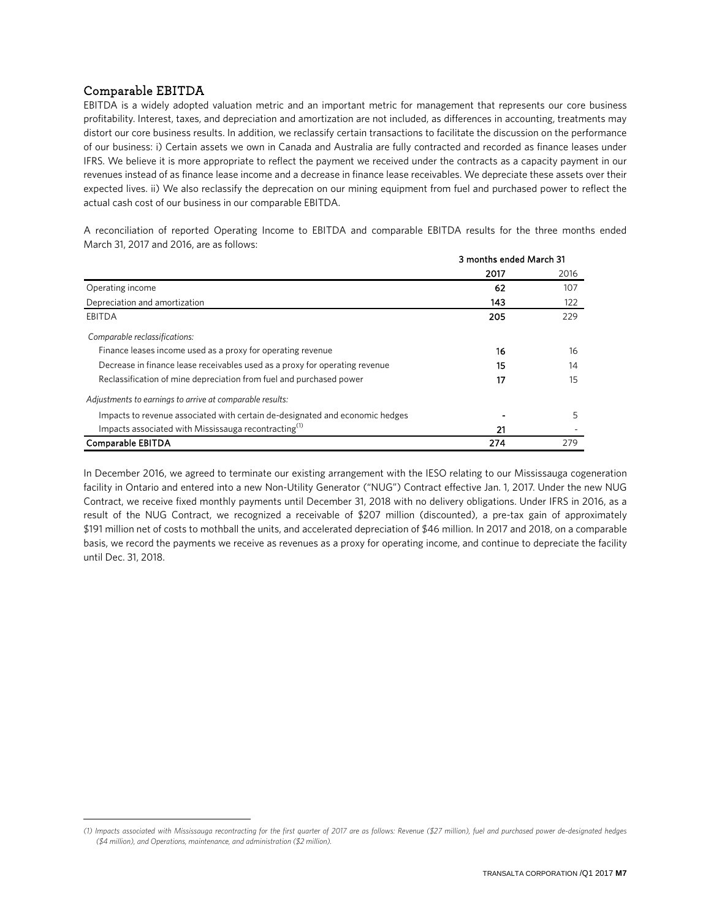## Comparable EBITDA

EBITDA is a widely adopted valuation metric and an important metric for management that represents our core business profitability. Interest, taxes, and depreciation and amortization are not included, as differences in accounting, treatments may distort our core business results. In addition, we reclassify certain transactions to facilitate the discussion on the performance of our business: i) Certain assets we own in Canada and Australia are fully contracted and recorded as finance leases under IFRS. We believe it is more appropriate to reflect the payment we received under the contracts as a capacity payment in our revenues instead of as finance lease income and a decrease in finance lease receivables. We depreciate these assets over their expected lives. ii) We also reclassify the deprecation on our mining equipment from fuel and purchased power to reflect the actual cash cost of our business in our comparable EBITDA.

A reconciliation of reported Operating Income to EBITDA and comparable EBITDA results for the three months ended March 31, 2017 and 2016, are as follows:

| | 3 months ended March 31 | |
|---|---|---|
| | **2017** | 2016 |
| Operating income | **62** | 107 |
| Depreciation and amortization | **143** | 122 |
| EBITDA | **205** | 229 |
| *Comparable reclassifications:* | | |
| Finance leases income used as a proxy for operating revenue | **16** | 16 |
| Decrease in finance lease receivables used as a proxy for operating revenue | **15** | 14 |
| Reclassification of mine depreciation from fuel and purchased power | **17** | 15 |
| *Adjustments to earnings to arrive at comparable results:* | | |
| Impacts to revenue associated with certain de-designated and economic hedges | **-** | 5 |
| Impacts associated with Mississauga recontracting[1] | **21** | - |
| **Comparable EBITDA** | **274** | 279 |

In December 2016, we agreed to terminate our existing arrangement with the IESO relating to our Mississauga cogeneration facility in Ontario and entered into a new Non-Utility Generator ("NUG") Contract effective Jan. 1, 2017. Under the new NUG Contract, we receive fixed monthly payments until December 31, 2018 with no delivery obligations. Under IFRS in 2016, as a result of the NUG Contract, we recognized a receivable of $207 million (discounted), a pre-tax gain of approximately $191 million net of costs to mothball the units, and accelerated depreciation of $46 million. In 2017 and 2018, on a comparable basis, we record the payments we receive as revenues as a proxy for operating income, and continue to depreciate the facility until Dec. 31, 2018.

---

*(1) Impacts associated with Mississauga recontracting for the first quarter of 2017 are as follows: Revenue ($27 million), fuel and purchased power de-designated hedges ($4 million), and Operations, maintenance, and administration ($2 million).*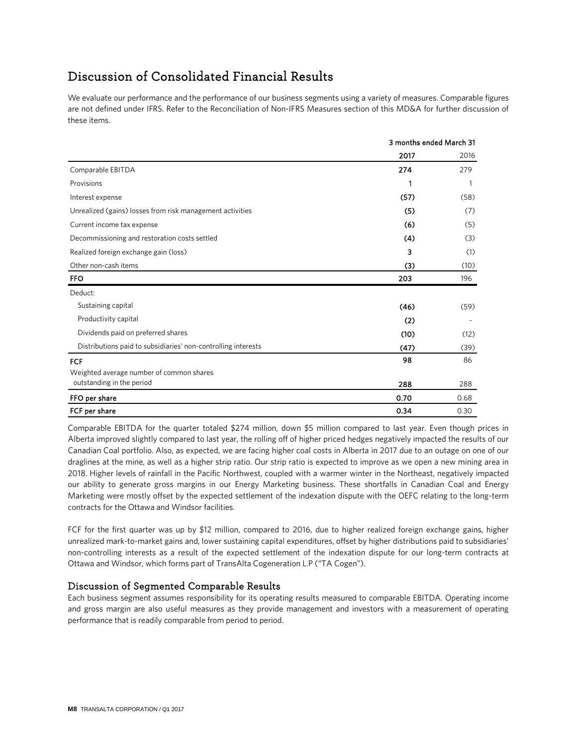# Discussion of Consolidated Financial Results

We evaluate our performance and the performance of our business segments using a variety of measures. Comparable figures are not defined under IFRS. Refer to the Reconciliation of Non-IFRS Measures section of this MD&A for further discussion of these items.

| | 3 months ended March 31 | |
|---|---|---|
| | **2017** | 2016 |
| Comparable EBITDA | **274** | 279 |
| Provisions | **1** | 1 |
| Interest expense | **(57)** | (58) |
| Unrealized (gains) losses from risk management activities | **(5)** | (7) |
| Current income tax expense | **(6)** | (5) |
| Decommissioning and restoration costs settled | **(4)** | (3) |
| Realized foreign exchange gain (loss) | **3** | (1) |
| Other non-cash items | **(3)** | (10) |
| **FFO** | **203** | 196 |
| Deduct: | | |
| Sustaining capital | **(46)** | (59) |
| Productivity capital | **(2)** | - |
| Dividends paid on preferred shares | **(10)** | (12) |
| Distributions paid to subsidiaries' non-controlling interests | **(47)** | (39) |
| **FCF** | **98** | 86 |
| Weighted average number of common shares outstanding in the period | **288** | 288 |
| **FFO per share** | **0.70** | 0.68 |
| **FCF per share** | **0.34** | 0.30 |

Comparable EBITDA for the quarter totaled $274 million, down $5 million compared to last year. Even though prices in Alberta improved slightly compared to last year, the rolling off of higher priced hedges negatively impacted the results of our Canadian Coal portfolio. Also, as expected, we are facing higher coal costs in Alberta in 2017 due to an outage on one of our draglines at the mine, as well as a higher strip ratio. Our strip ratio is expected to improve as we open a new mining area in 2018. Higher levels of rainfall in the Pacific Northwest, coupled with a warmer winter in the Northeast, negatively impacted our ability to generate gross margins in our Energy Marketing business. These shortfalls in Canadian Coal and Energy Marketing were mostly offset by the expected settlement of the indexation dispute with the OEFC relating to the long-term contracts for the Ottawa and Windsor facilities.

FCF for the first quarter was up by $12 million, compared to 2016, due to higher realized foreign exchange gains, higher unrealized mark-to-market gains and, lower sustaining capital expenditures, offset by higher distributions paid to subsidiaries' non-controlling interests as a result of the expected settlement of the indexation dispute for our long-term contracts at Ottawa and Windsor, which forms part of TransAlta Cogeneration L.P ("TA Cogen").

## Discussion of Segmented Comparable Results

Each business segment assumes responsibility for its operating results measured to comparable EBITDA. Operating income and gross margin are also useful measures as they provide management and investors with a measurement of operating performance that is readily comparable from period to period.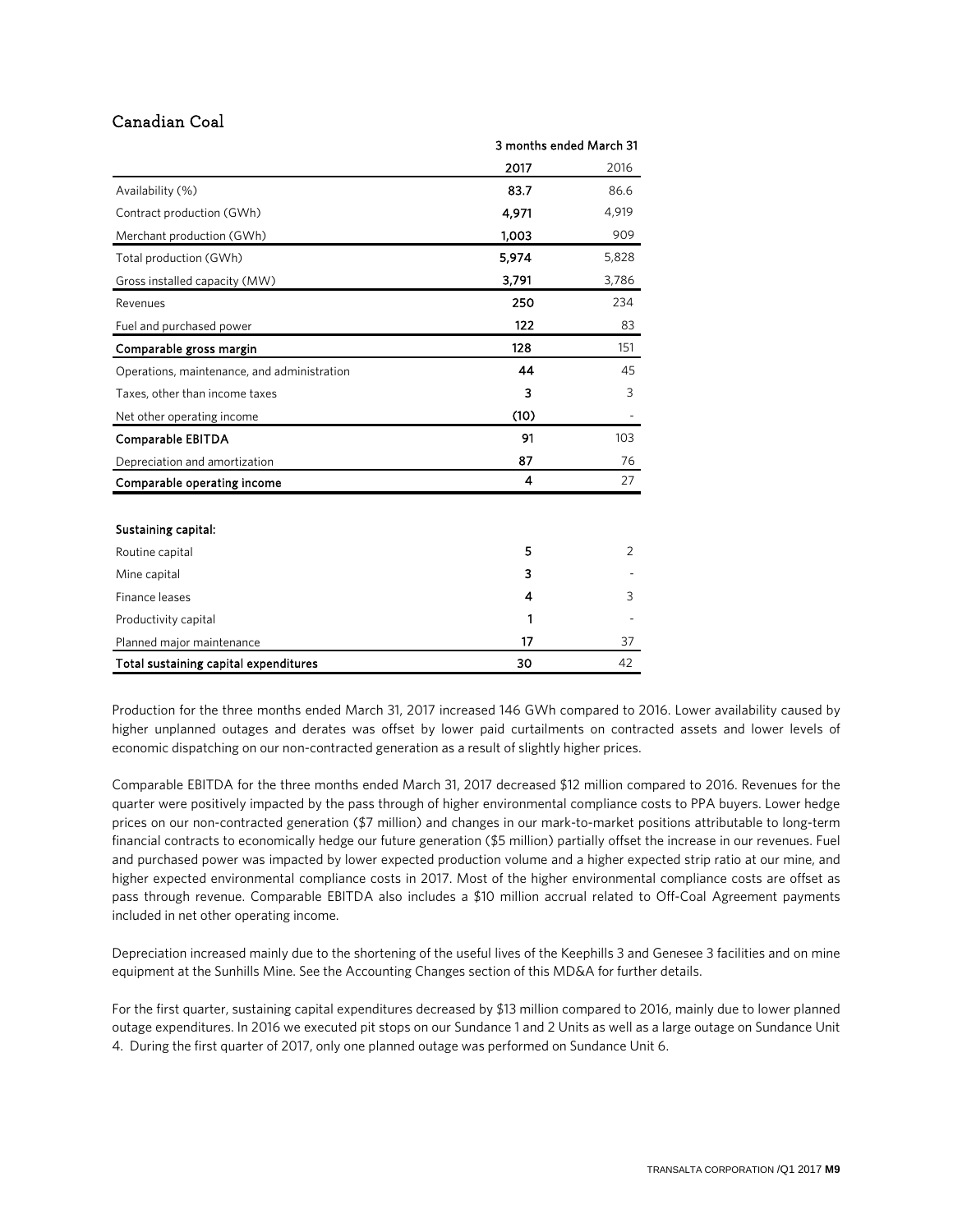## Canadian Coal

| | 3 months ended March 31 | |
|---|---|---|
| | **2017** | 2016 |
| Availability (%) | **83.7** | 86.6 |
| Contract production (GWh) | **4,971** | 4,919 |
| Merchant production (GWh) | **1,003** | 909 |
| Total production (GWh) | **5,974** | 5,828 |
| Gross installed capacity (MW) | **3,791** | 3,786 |
| Revenues | **250** | 234 |
| Fuel and purchased power | **122** | 83 |
| **Comparable gross margin** | **128** | 151 |
| Operations, maintenance, and administration | **44** | 45 |
| Taxes, other than income taxes | **3** | 3 |
| Net other operating income | **(10)** | - |
| **Comparable EBITDA** | **91** | 103 |
| Depreciation and amortization | **87** | 76 |
| **Comparable operating income** | **4** | 27 |
| | | |
| **Sustaining capital:** | | |
| Routine capital | **5** | 2 |
| Mine capital | **3** | - |
| Finance leases | **4** | 3 |
| Productivity capital | **1** | - |
| Planned major maintenance | **17** | 37 |
| **Total sustaining capital expenditures** | **30** | 42 |

Production for the three months ended March 31, 2017 increased 146 GWh compared to 2016. Lower availability caused by higher unplanned outages and derates was offset by lower paid curtailments on contracted assets and lower levels of economic dispatching on our non-contracted generation as a result of slightly higher prices.

Comparable EBITDA for the three months ended March 31, 2017 decreased $12 million compared to 2016. Revenues for the quarter were positively impacted by the pass through of higher environmental compliance costs to PPA buyers. Lower hedge prices on our non-contracted generation ($7 million) and changes in our mark-to-market positions attributable to long-term financial contracts to economically hedge our future generation ($5 million) partially offset the increase in our revenues. Fuel and purchased power was impacted by lower expected production volume and a higher expected strip ratio at our mine, and higher expected environmental compliance costs in 2017. Most of the higher environmental compliance costs are offset as pass through revenue. Comparable EBITDA also includes a $10 million accrual related to Off-Coal Agreement payments included in net other operating income.

Depreciation increased mainly due to the shortening of the useful lives of the Keephills 3 and Genesee 3 facilities and on mine equipment at the Sunhills Mine. See the Accounting Changes section of this MD&A for further details.

For the first quarter, sustaining capital expenditures decreased by $13 million compared to 2016, mainly due to lower planned outage expenditures. In 2016 we executed pit stops on our Sundance 1 and 2 Units as well as a large outage on Sundance Unit 4. During the first quarter of 2017, only one planned outage was performed on Sundance Unit 6.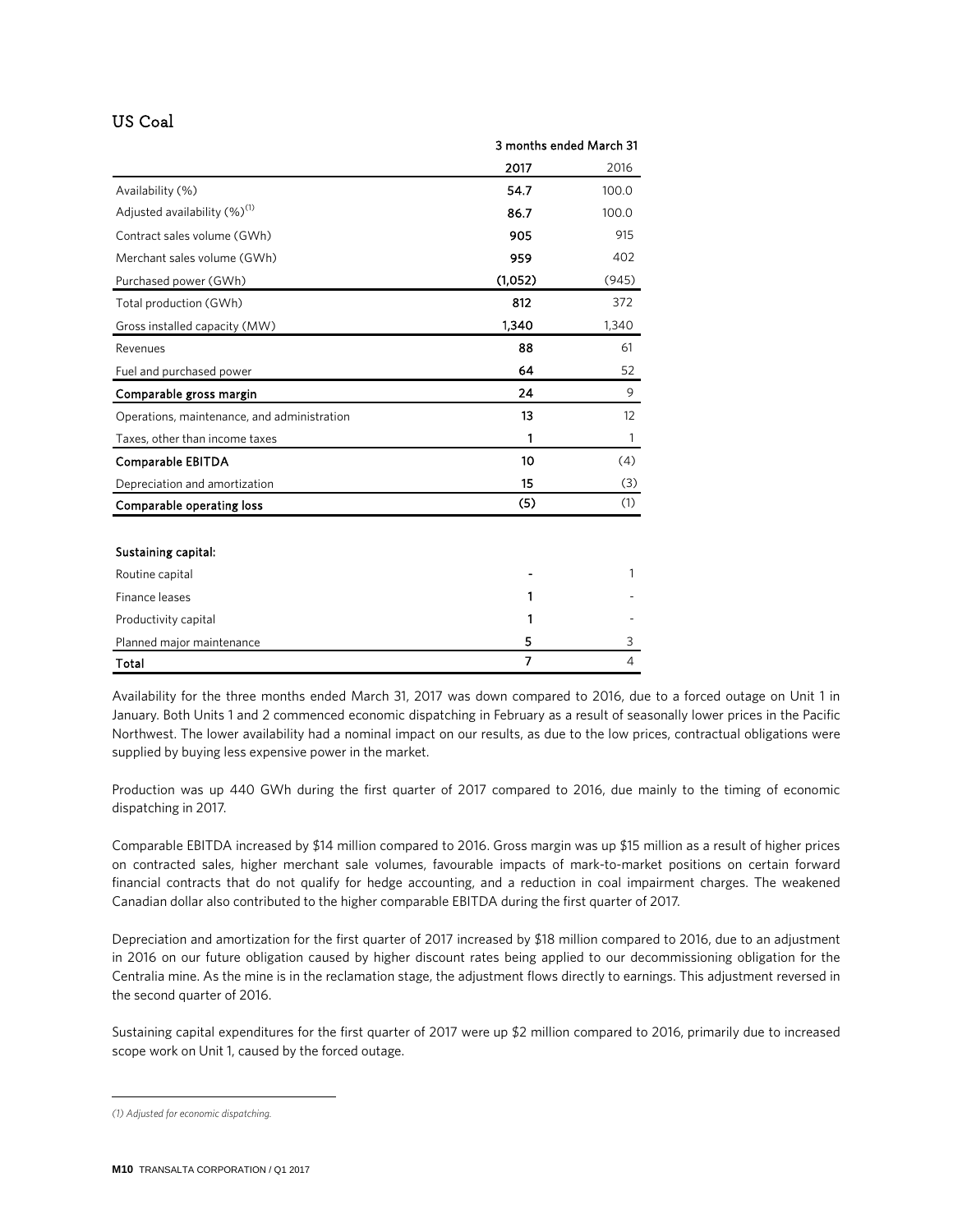## US Coal

| | 3 months ended March 31 | |
|---|---|---|
| | **2017** | 2016 |
| Availability (%) | **54.7** | 100.0 |
| Adjusted availability (%)[1] | **86.7** | 100.0 |
| Contract sales volume (GWh) | **905** | 915 |
| Merchant sales volume (GWh) | **959** | 402 |
| Purchased power (GWh) | **(1,052)** | (945) |
| Total production (GWh) | **812** | 372 |
| Gross installed capacity (MW) | **1,340** | 1,340 |
| Revenues | **88** | 61 |
| Fuel and purchased power | **64** | 52 |
| **Comparable gross margin** | **24** | 9 |
| Operations, maintenance, and administration | **13** | 12 |
| Taxes, other than income taxes | **1** | 1 |
| **Comparable EBITDA** | **10** | (4) |
| Depreciation and amortization | **15** | (3) |
| **Comparable operating loss** | **(5)** | (1) |
| | | |
| **Sustaining capital:** | | |
| Routine capital | **-** | 1 |
| Finance leases | **1** | - |
| Productivity capital | **1** | - |
| Planned major maintenance | **5** | 3 |
| **Total** | **7** | 4 |

Availability for the three months ended March 31, 2017 was down compared to 2016, due to a forced outage on Unit 1 in January. Both Units 1 and 2 commenced economic dispatching in February as a result of seasonally lower prices in the Pacific Northwest. The lower availability had a nominal impact on our results, as due to the low prices, contractual obligations were supplied by buying less expensive power in the market.

Production was up 440 GWh during the first quarter of 2017 compared to 2016, due mainly to the timing of economic dispatching in 2017.

Comparable EBITDA increased by $14 million compared to 2016. Gross margin was up $15 million as a result of higher prices on contracted sales, higher merchant sale volumes, favourable impacts of mark-to-market positions on certain forward financial contracts that do not qualify for hedge accounting, and a reduction in coal impairment charges. The weakened Canadian dollar also contributed to the higher comparable EBITDA during the first quarter of 2017.

Depreciation and amortization for the first quarter of 2017 increased by $18 million compared to 2016, due to an adjustment in 2016 on our future obligation caused by higher discount rates being applied to our decommissioning obligation for the Centralia mine. As the mine is in the reclamation stage, the adjustment flows directly to earnings. This adjustment reversed in the second quarter of 2016.

Sustaining capital expenditures for the first quarter of 2017 were up $2 million compared to 2016, primarily due to increased scope work on Unit 1, caused by the forced outage.

*(1) Adjusted for economic dispatching.*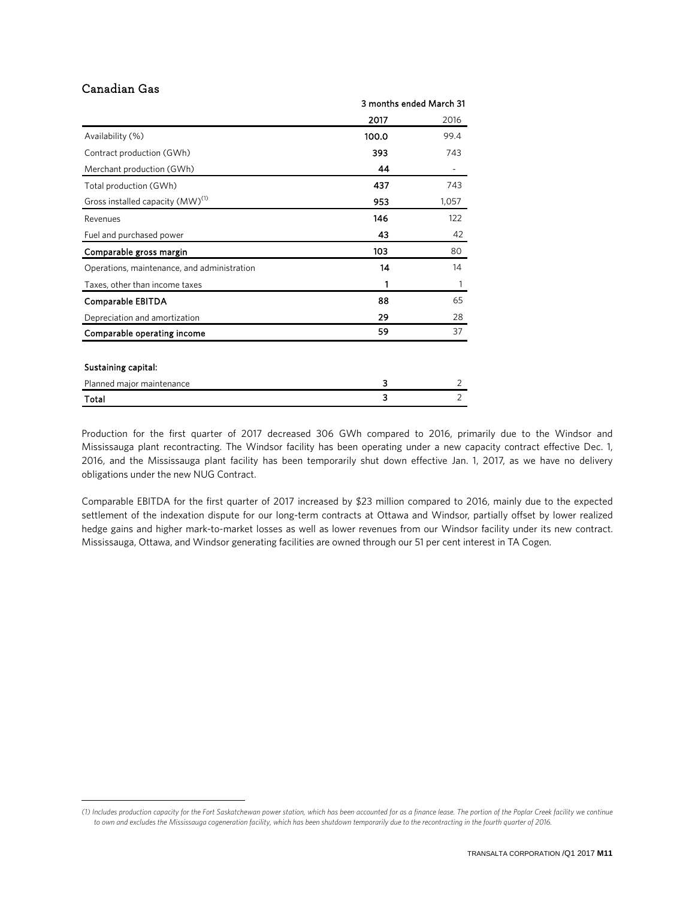## Canadian Gas

| | 3 months ended March 31 | |
|---|---|---|
| | **2017** | 2016 |
| Availability (%) | **100.0** | 99.4 |
| Contract production (GWh) | **393** | 743 |
| Merchant production (GWh) | **44** | - |
| Total production (GWh) | **437** | 743 |
| Gross installed capacity (MW)[1] | **953** | 1,057 |
| Revenues | **146** | 122 |
| Fuel and purchased power | **43** | 42 |
| **Comparable gross margin** | **103** | 80 |
| Operations, maintenance, and administration | **14** | 14 |
| Taxes, other than income taxes | **1** | 1 |
| **Comparable EBITDA** | **88** | 65 |
| Depreciation and amortization | **29** | 28 |
| **Comparable operating income** | **59** | 37 |
| | | |
| **Sustaining capital:** | | |
| Planned major maintenance | **3** | 2 |
| **Total** | **3** | 2 |

Production for the first quarter of 2017 decreased 306 GWh compared to 2016, primarily due to the Windsor and Mississauga plant recontracting. The Windsor facility has been operating under a new capacity contract effective Dec. 1, 2016, and the Mississauga plant facility has been temporarily shut down effective Jan. 1, 2017, as we have no delivery obligations under the new NUG Contract.

Comparable EBITDA for the first quarter of 2017 increased by $23 million compared to 2016, mainly due to the expected settlement of the indexation dispute for our long-term contracts at Ottawa and Windsor, partially offset by lower realized hedge gains and higher mark-to-market losses as well as lower revenues from our Windsor facility under its new contract. Mississauga, Ottawa, and Windsor generating facilities are owned through our 51 per cent interest in TA Cogen.

*(1) Includes production capacity for the Fort Saskatchewan power station, which has been accounted for as a finance lease. The portion of the Poplar Creek facility we continue to own and excludes the Mississauga cogeneration facility, which has been shutdown temporarily due to the recontracting in the fourth quarter of 2016.*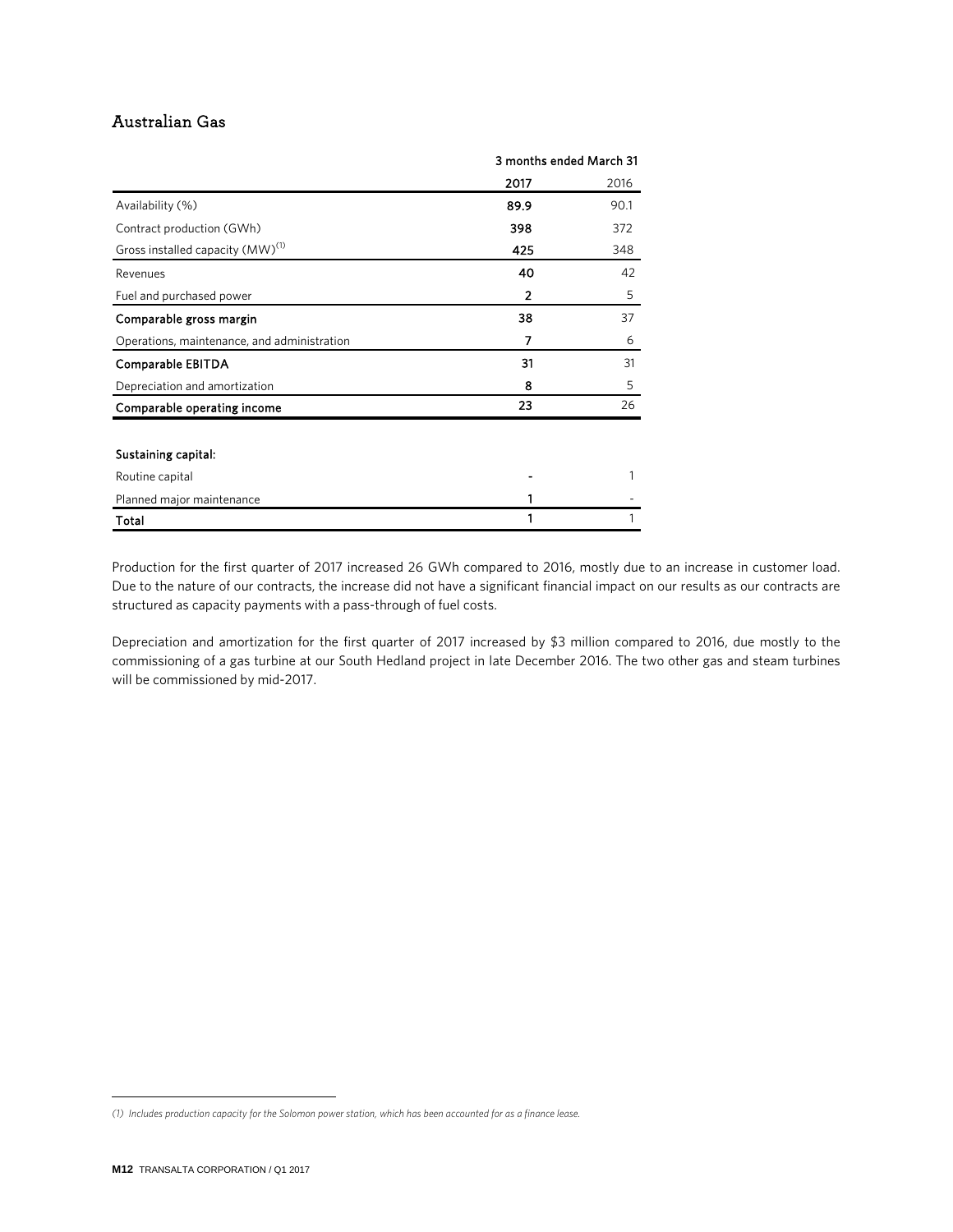## Australian Gas

| | 3 months ended March 31 | |
|---|---|---|
| | 2017 | 2016 |
| Availability (%) | **89.9** | 90.1 |
| Contract production (GWh) | **398** | 372 |
| Gross installed capacity (MW)[1] | **425** | 348 |
| Revenues | **40** | 42 |
| Fuel and purchased power | **2** | 5 |
| **Comparable gross margin** | **38** | 37 |
| Operations, maintenance, and administration | **7** | 6 |
| **Comparable EBITDA** | **31** | 31 |
| Depreciation and amortization | **8** | 5 |
| **Comparable operating income** | **23** | 26 |
| | | |
| **Sustaining capital:** | | |
| Routine capital | **-** | 1 |
| Planned major maintenance | **1** | - |
| **Total** | **1** | 1 |

Production for the first quarter of 2017 increased 26 GWh compared to 2016, mostly due to an increase in customer load. Due to the nature of our contracts, the increase did not have a significant financial impact on our results as our contracts are structured as capacity payments with a pass-through of fuel costs.

Depreciation and amortization for the first quarter of 2017 increased by $3 million compared to 2016, due mostly to the commissioning of a gas turbine at our South Hedland project in late December 2016. The two other gas and steam turbines will be commissioned by mid-2017.

*(1) Includes production capacity for the Solomon power station, which has been accounted for as a finance lease.*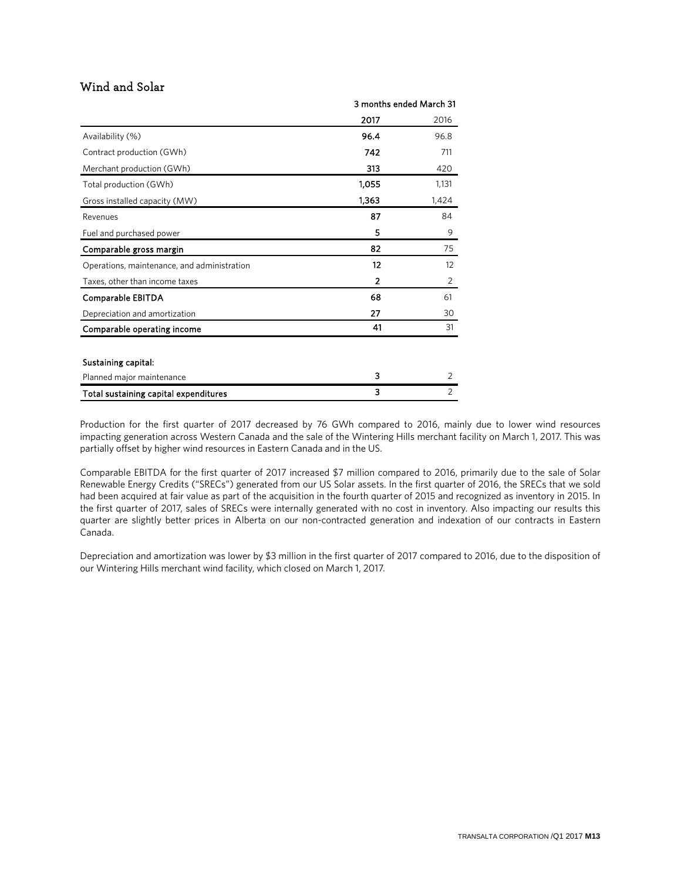## Wind and Solar

| | 3 months ended March 31 | |
|---|---|---|
| | **2017** | 2016 |
| Availability (%) | **96.4** | 96.8 |
| Contract production (GWh) | **742** | 711 |
| Merchant production (GWh) | **313** | 420 |
| Total production (GWh) | **1,055** | 1,131 |
| Gross installed capacity (MW) | **1,363** | 1,424 |
| Revenues | **87** | 84 |
| Fuel and purchased power | **5** | 9 |
| **Comparable gross margin** | **82** | 75 |
| Operations, maintenance, and administration | **12** | 12 |
| Taxes, other than income taxes | **2** | 2 |
| **Comparable EBITDA** | **68** | 61 |
| Depreciation and amortization | **27** | 30 |
| **Comparable operating income** | **41** | 31 |
| | | |
| **Sustaining capital:** | | |
| Planned major maintenance | **3** | 2 |
| **Total sustaining capital expenditures** | **3** | 2 |

Production for the first quarter of 2017 decreased by 76 GWh compared to 2016, mainly due to lower wind resources impacting generation across Western Canada and the sale of the Wintering Hills merchant facility on March 1, 2017. This was partially offset by higher wind resources in Eastern Canada and in the US.

Comparable EBITDA for the first quarter of 2017 increased $7 million compared to 2016, primarily due to the sale of Solar Renewable Energy Credits ("SRECs") generated from our US Solar assets. In the first quarter of 2016, the SRECs that we sold had been acquired at fair value as part of the acquisition in the fourth quarter of 2015 and recognized as inventory in 2015. In the first quarter of 2017, sales of SRECs were internally generated with no cost in inventory. Also impacting our results this quarter are slightly better prices in Alberta on our non-contracted generation and indexation of our contracts in Eastern Canada.

Depreciation and amortization was lower by $3 million in the first quarter of 2017 compared to 2016, due to the disposition of our Wintering Hills merchant wind facility, which closed on March 1, 2017.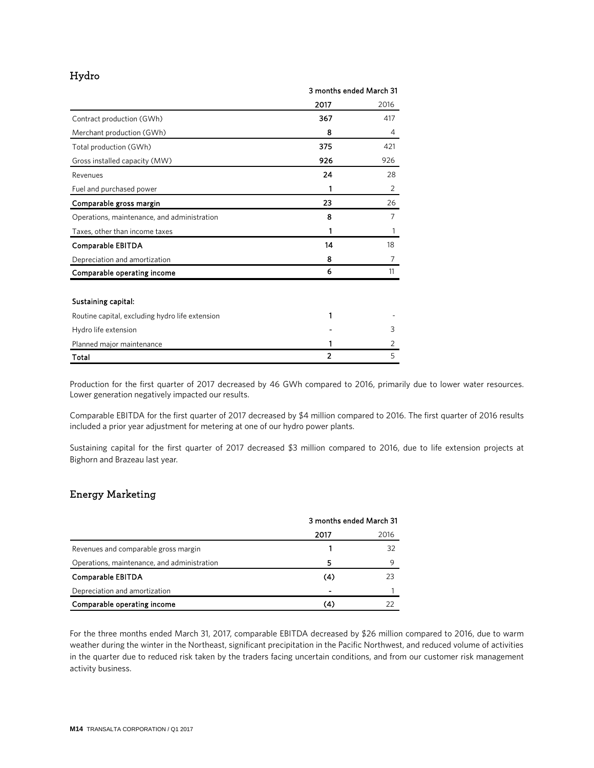## Hydro

| | 3 months ended March 31 | |
|---|---|---|
| | **2017** | 2016 |
| Contract production (GWh) | **367** | 417 |
| Merchant production (GWh) | **8** | 4 |
| Total production (GWh) | **375** | 421 |
| Gross installed capacity (MW) | **926** | 926 |
| Revenues | **24** | 28 |
| Fuel and purchased power | **1** | 2 |
| **Comparable gross margin** | **23** | 26 |
| Operations, maintenance, and administration | **8** | 7 |
| Taxes, other than income taxes | **1** | 1 |
| **Comparable EBITDA** | **14** | 18 |
| Depreciation and amortization | **8** | 7 |
| **Comparable operating income** | **6** | 11 |
| | | |
| **Sustaining capital:** | | |
| Routine capital, excluding hydro life extension | **1** | - |
| Hydro life extension | **-** | 3 |
| Planned major maintenance | **1** | 2 |
| **Total** | **2** | 5 |

Production for the first quarter of 2017 decreased by 46 GWh compared to 2016, primarily due to lower water resources. Lower generation negatively impacted our results.

Comparable EBITDA for the first quarter of 2017 decreased by $4 million compared to 2016. The first quarter of 2016 results included a prior year adjustment for metering at one of our hydro power plants.

Sustaining capital for the first quarter of 2017 decreased $3 million compared to 2016, due to life extension projects at Bighorn and Brazeau last year.

## Energy Marketing

| | 3 months ended March 31 | |
|---|---|---|
| | **2017** | 2016 |
| Revenues and comparable gross margin | **1** | 32 |
| Operations, maintenance, and administration | **5** | 9 |
| **Comparable EBITDA** | **(4)** | 23 |
| Depreciation and amortization | **-** | 1 |
| **Comparable operating income** | **(4)** | 22 |

For the three months ended March 31, 2017, comparable EBITDA decreased by $26 million compared to 2016, due to warm weather during the winter in the Northeast, significant precipitation in the Pacific Northwest, and reduced volume of activities in the quarter due to reduced risk taken by the traders facing uncertain conditions, and from our customer risk management activity business.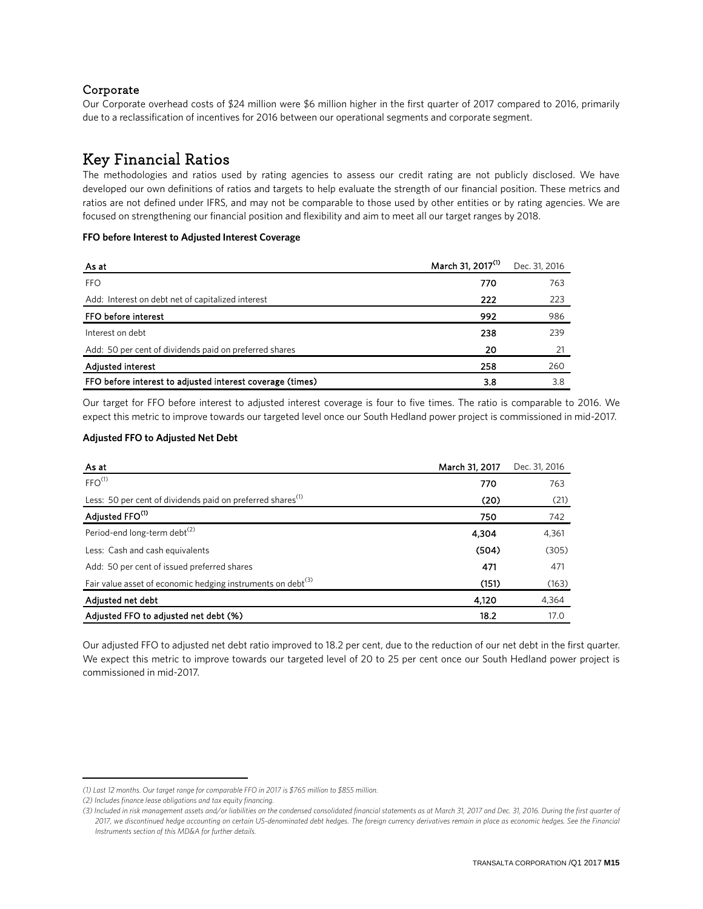### Corporate

Our Corporate overhead costs of $24 million were $6 million higher in the first quarter of 2017 compared to 2016, primarily due to a reclassification of incentives for 2016 between our operational segments and corporate segment.

## Key Financial Ratios

The methodologies and ratios used by rating agencies to assess our credit rating are not publicly disclosed. We have developed our own definitions of ratios and targets to help evaluate the strength of our financial position. These metrics and ratios are not defined under IFRS, and may not be comparable to those used by other entities or by rating agencies. We are focused on strengthening our financial position and flexibility and aim to meet all our target ranges by 2018.

**FFO before Interest to Adjusted Interest Coverage**

| As at | March 31, 2017[1] | Dec. 31, 2016 |
|---|---|---|
| FFO | **770** | 763 |
| Add: Interest on debt net of capitalized interest | **222** | 223 |
| **FFO before interest** | **992** | 986 |
| Interest on debt | **238** | 239 |
| Add: 50 per cent of dividends paid on preferred shares | **20** | 21 |
| **Adjusted interest** | **258** | 260 |
| **FFO before interest to adjusted interest coverage (times)** | **3.8** | 3.8 |

Our target for FFO before interest to adjusted interest coverage is four to five times. The ratio is comparable to 2016. We expect this metric to improve towards our targeted level once our South Hedland power project is commissioned in mid-2017.

**Adjusted FFO to Adjusted Net Debt**

| As at | March 31, 2017 | Dec. 31, 2016 |
|---|---|---|
| FFO[1] | **770** | 763 |
| Less: 50 per cent of dividends paid on preferred shares[1] | **(20)** | (21) |
| **Adjusted FFO[1]** | **750** | 742 |
| Period-end long-term debt[2] | **4,304** | 4,361 |
| Less: Cash and cash equivalents | **(504)** | (305) |
| Add: 50 per cent of issued preferred shares | **471** | 471 |
| Fair value asset of economic hedging instruments on debt[3] | **(151)** | (163) |
| **Adjusted net debt** | **4,120** | 4,364 |
| **Adjusted FFO to adjusted net debt (%)** | **18.2** | 17.0 |

Our adjusted FFO to adjusted net debt ratio improved to 18.2 per cent, due to the reduction of our net debt in the first quarter. We expect this metric to improve towards our targeted level of 20 to 25 per cent once our South Hedland power project is commissioned in mid-2017.

---

*(1) Last 12 months. Our target range for comparable FFO in 2017 is $765 million to $855 million.*

*(2) Includes finance lease obligations and tax equity financing.*

*(3) Included in risk management assets and/or liabilities on the condensed consolidated financial statements as at March 31, 2017 and Dec. 31, 2016. During the first quarter of 2017, we discontinued hedge accounting on certain US-denominated debt hedges. The foreign currency derivatives remain in place as economic hedges. See the Financial Instruments section of this MD&A for further details.*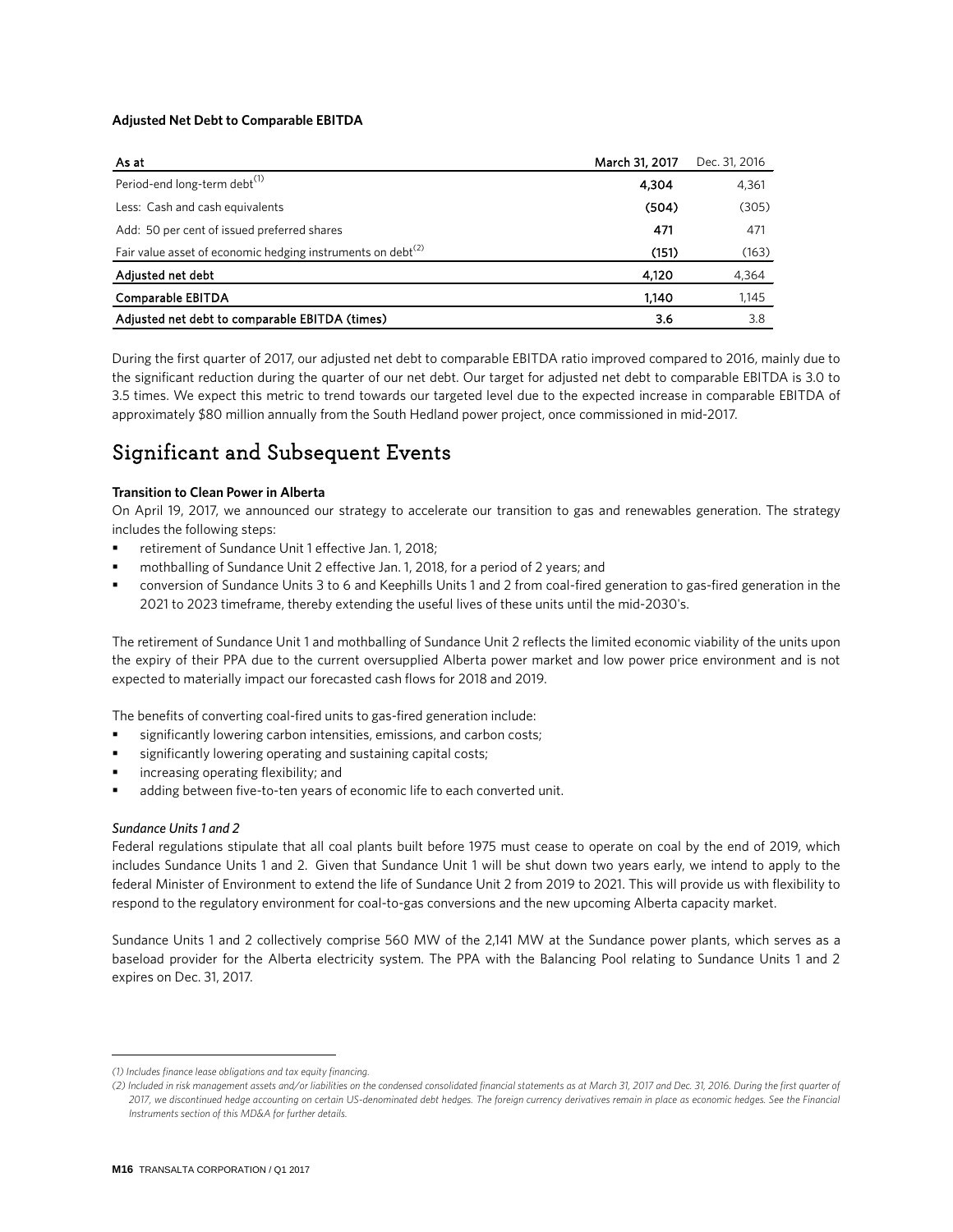**Adjusted Net Debt to Comparable EBITDA**

| As at | March 31, 2017 | Dec. 31, 2016 |
|---|---|---|
| Period-end long-term debt[(1)] | **4,304** | 4,361 |
| Less: Cash and cash equivalents | **(504)** | (305) |
| Add: 50 per cent of issued preferred shares | **471** | 471 |
| Fair value asset of economic hedging instruments on debt[(2)] | **(151)** | (163) |
| Adjusted net debt | **4,120** | 4,364 |
| Comparable EBITDA | **1,140** | 1,145 |
| Adjusted net debt to comparable EBITDA (times) | **3.6** | 3.8 |

During the first quarter of 2017, our adjusted net debt to comparable EBITDA ratio improved compared to 2016, mainly due to the significant reduction during the quarter of our net debt. Our target for adjusted net debt to comparable EBITDA is 3.0 to 3.5 times. We expect this metric to trend towards our targeted level due to the expected increase in comparable EBITDA of approximately $80 million annually from the South Hedland power project, once commissioned in mid-2017.

# Significant and Subsequent Events

**Transition to Clean Power in Alberta**

On April 19, 2017, we announced our strategy to accelerate our transition to gas and renewables generation. The strategy includes the following steps:

- retirement of Sundance Unit 1 effective Jan. 1, 2018;
- mothballing of Sundance Unit 2 effective Jan. 1, 2018, for a period of 2 years; and
- conversion of Sundance Units 3 to 6 and Keephills Units 1 and 2 from coal-fired generation to gas-fired generation in the 2021 to 2023 timeframe, thereby extending the useful lives of these units until the mid-2030's.

The retirement of Sundance Unit 1 and mothballing of Sundance Unit 2 reflects the limited economic viability of the units upon the expiry of their PPA due to the current oversupplied Alberta power market and low power price environment and is not expected to materially impact our forecasted cash flows for 2018 and 2019.

The benefits of converting coal-fired units to gas-fired generation include:

- significantly lowering carbon intensities, emissions, and carbon costs;
- significantly lowering operating and sustaining capital costs;
- increasing operating flexibility; and
- adding between five-to-ten years of economic life to each converted unit.

*Sundance Units 1 and 2*

Federal regulations stipulate that all coal plants built before 1975 must cease to operate on coal by the end of 2019, which includes Sundance Units 1 and 2. Given that Sundance Unit 1 will be shut down two years early, we intend to apply to the federal Minister of Environment to extend the life of Sundance Unit 2 from 2019 to 2021. This will provide us with flexibility to respond to the regulatory environment for coal-to-gas conversions and the new upcoming Alberta capacity market.

Sundance Units 1 and 2 collectively comprise 560 MW of the 2,141 MW at the Sundance power plants, which serves as a baseload provider for the Alberta electricity system. The PPA with the Balancing Pool relating to Sundance Units 1 and 2 expires on Dec. 31, 2017.

---

*(1) Includes finance lease obligations and tax equity financing.*

*(2) Included in risk management assets and/or liabilities on the condensed consolidated financial statements as at March 31, 2017 and Dec. 31, 2016. During the first quarter of 2017, we discontinued hedge accounting on certain US-denominated debt hedges. The foreign currency derivatives remain in place as economic hedges. See the Financial Instruments section of this MD&A for further details.*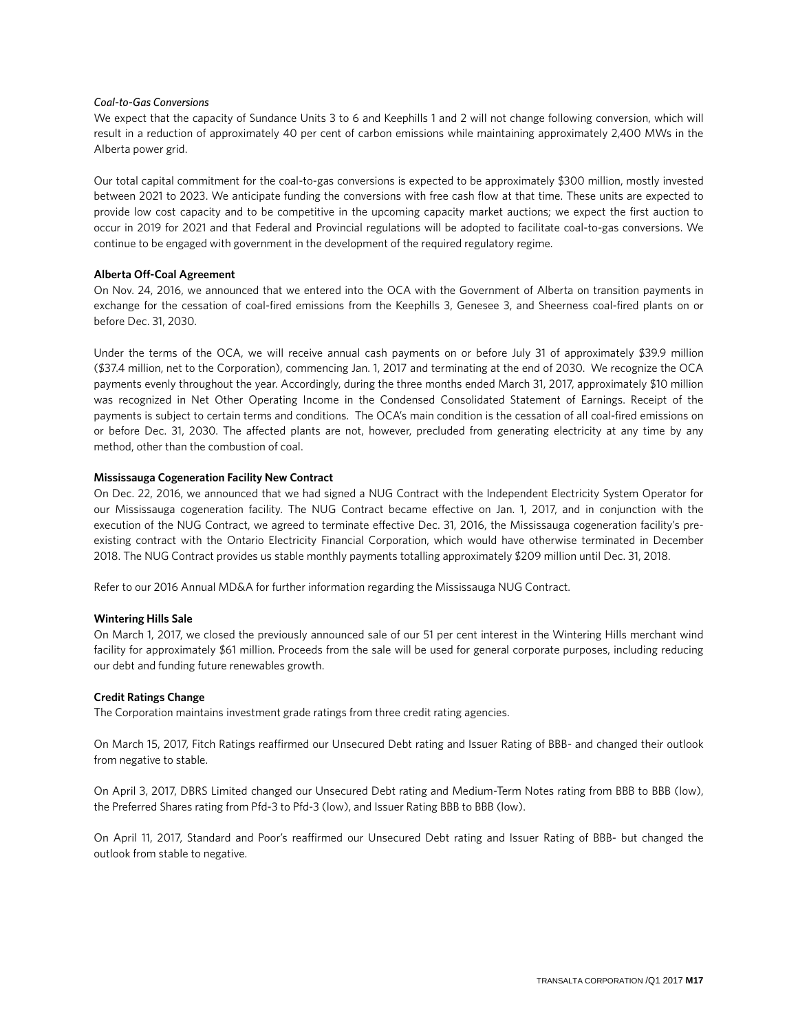*Coal-to-Gas Conversions*

We expect that the capacity of Sundance Units 3 to 6 and Keephills 1 and 2 will not change following conversion, which will result in a reduction of approximately 40 per cent of carbon emissions while maintaining approximately 2,400 MWs in the Alberta power grid.

Our total capital commitment for the coal-to-gas conversions is expected to be approximately $300 million, mostly invested between 2021 to 2023. We anticipate funding the conversions with free cash flow at that time. These units are expected to provide low cost capacity and to be competitive in the upcoming capacity market auctions; we expect the first auction to occur in 2019 for 2021 and that Federal and Provincial regulations will be adopted to facilitate coal-to-gas conversions. We continue to be engaged with government in the development of the required regulatory regime.

**Alberta Off-Coal Agreement**

On Nov. 24, 2016, we announced that we entered into the OCA with the Government of Alberta on transition payments in exchange for the cessation of coal-fired emissions from the Keephills 3, Genesee 3, and Sheerness coal-fired plants on or before Dec. 31, 2030.

Under the terms of the OCA, we will receive annual cash payments on or before July 31 of approximately $39.9 million ($37.4 million, net to the Corporation), commencing Jan. 1, 2017 and terminating at the end of 2030. We recognize the OCA payments evenly throughout the year. Accordingly, during the three months ended March 31, 2017, approximately $10 million was recognized in Net Other Operating Income in the Condensed Consolidated Statement of Earnings. Receipt of the payments is subject to certain terms and conditions. The OCA's main condition is the cessation of all coal-fired emissions on or before Dec. 31, 2030. The affected plants are not, however, precluded from generating electricity at any time by any method, other than the combustion of coal.

**Mississauga Cogeneration Facility New Contract**

On Dec. 22, 2016, we announced that we had signed a NUG Contract with the Independent Electricity System Operator for our Mississauga cogeneration facility. The NUG Contract became effective on Jan. 1, 2017, and in conjunction with the execution of the NUG Contract, we agreed to terminate effective Dec. 31, 2016, the Mississauga cogeneration facility's pre-existing contract with the Ontario Electricity Financial Corporation, which would have otherwise terminated in December 2018. The NUG Contract provides us stable monthly payments totalling approximately $209 million until Dec. 31, 2018.

Refer to our 2016 Annual MD&A for further information regarding the Mississauga NUG Contract.

**Wintering Hills Sale**

On March 1, 2017, we closed the previously announced sale of our 51 per cent interest in the Wintering Hills merchant wind facility for approximately $61 million. Proceeds from the sale will be used for general corporate purposes, including reducing our debt and funding future renewables growth.

**Credit Ratings Change**

The Corporation maintains investment grade ratings from three credit rating agencies.

On March 15, 2017, Fitch Ratings reaffirmed our Unsecured Debt rating and Issuer Rating of BBB- and changed their outlook from negative to stable.

On April 3, 2017, DBRS Limited changed our Unsecured Debt rating and Medium-Term Notes rating from BBB to BBB (low), the Preferred Shares rating from Pfd-3 to Pfd-3 (low), and Issuer Rating BBB to BBB (low).

On April 11, 2017, Standard and Poor's reaffirmed our Unsecured Debt rating and Issuer Rating of BBB- but changed the outlook from stable to negative.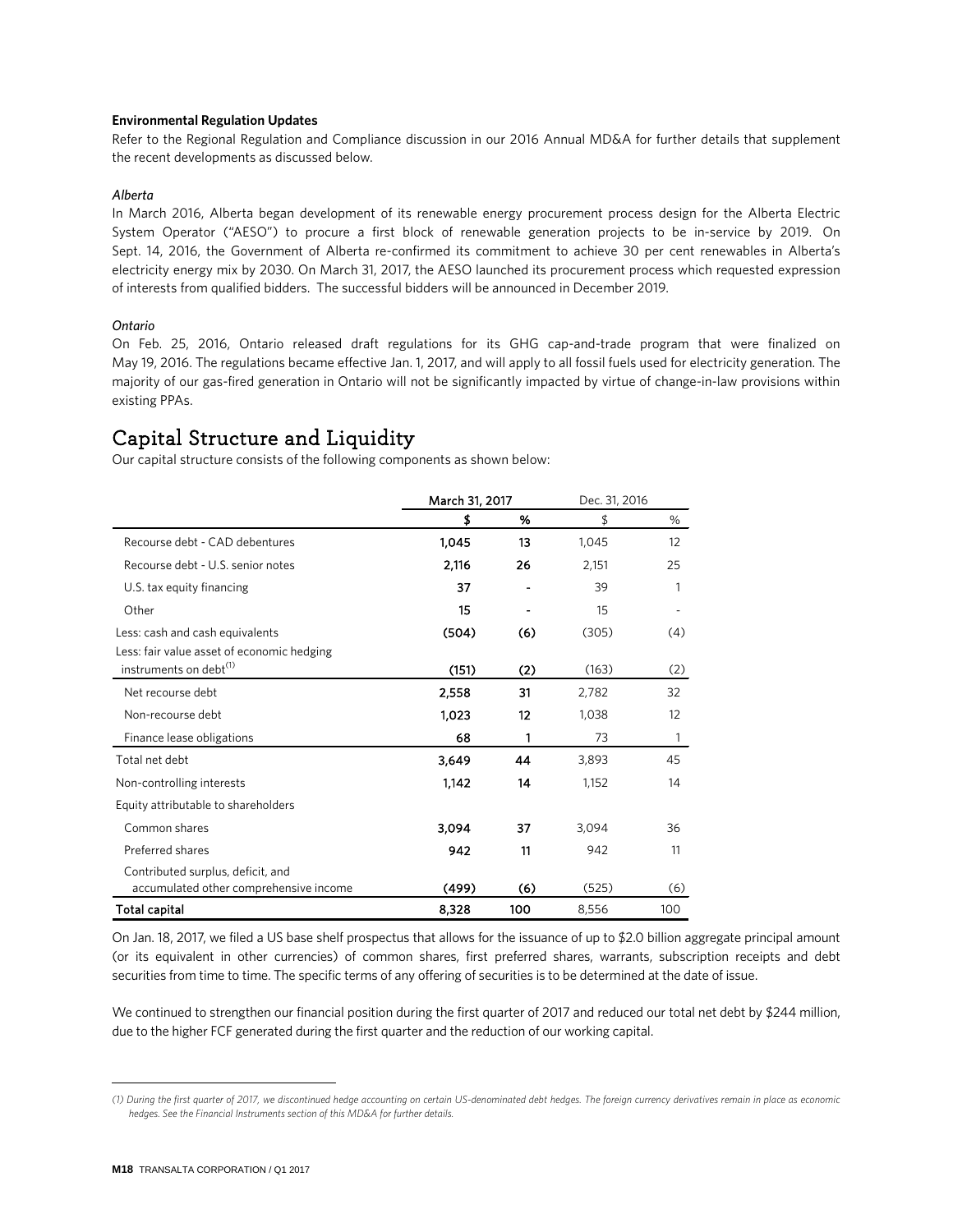**Environmental Regulation Updates**

Refer to the Regional Regulation and Compliance discussion in our 2016 Annual MD&A for further details that supplement the recent developments as discussed below.

*Alberta*

In March 2016, Alberta began development of its renewable energy procurement process design for the Alberta Electric System Operator ("AESO") to procure a first block of renewable generation projects to be in-service by 2019. On Sept. 14, 2016, the Government of Alberta re-confirmed its commitment to achieve 30 per cent renewables in Alberta's electricity energy mix by 2030. On March 31, 2017, the AESO launched its procurement process which requested expression of interests from qualified bidders. The successful bidders will be announced in December 2019.

*Ontario*

On Feb. 25, 2016, Ontario released draft regulations for its GHG cap-and-trade program that were finalized on May 19, 2016. The regulations became effective Jan. 1, 2017, and will apply to all fossil fuels used for electricity generation. The majority of our gas-fired generation in Ontario will not be significantly impacted by virtue of change-in-law provisions within existing PPAs.

# Capital Structure and Liquidity

Our capital structure consists of the following components as shown below:

| | March 31, 2017 | | Dec. 31, 2016 | |
|---|---|---|---|---|
| | **$** | **%** | $ | % |
| Recourse debt - CAD debentures | **1,045** | **13** | 1,045 | 12 |
| Recourse debt - U.S. senior notes | **2,116** | **26** | 2,151 | 25 |
| U.S. tax equity financing | **37** | **-** | 39 | 1 |
| Other | **15** | **-** | 15 | - |
| Less: cash and cash equivalents | **(504)** | **(6)** | (305) | (4) |
| Less: fair value asset of economic hedging instruments on debt[(1)] | **(151)** | **(2)** | (163) | (2) |
| Net recourse debt | **2,558** | **31** | 2,782 | 32 |
| Non-recourse debt | **1,023** | **12** | 1,038 | 12 |
| Finance lease obligations | **68** | **1** | 73 | 1 |
| Total net debt | **3,649** | **44** | 3,893 | 45 |
| Non-controlling interests | **1,142** | **14** | 1,152 | 14 |
| Equity attributable to shareholders | | | | |
| Common shares | **3,094** | **37** | 3,094 | 36 |
| Preferred shares | **942** | **11** | 942 | 11 |
| Contributed surplus, deficit, and accumulated other comprehensive income | **(499)** | **(6)** | (525) | (6) |
| **Total capital** | **8,328** | **100** | 8,556 | 100 |

On Jan. 18, 2017, we filed a US base shelf prospectus that allows for the issuance of up to $2.0 billion aggregate principal amount (or its equivalent in other currencies) of common shares, first preferred shares, warrants, subscription receipts and debt securities from time to time. The specific terms of any offering of securities is to be determined at the date of issue.

We continued to strengthen our financial position during the first quarter of 2017 and reduced our total net debt by $244 million, due to the higher FCF generated during the first quarter and the reduction of our working capital.

---

*(1) During the first quarter of 2017, we discontinued hedge accounting on certain US-denominated debt hedges. The foreign currency derivatives remain in place as economic hedges. See the Financial Instruments section of this MD&A for further details.*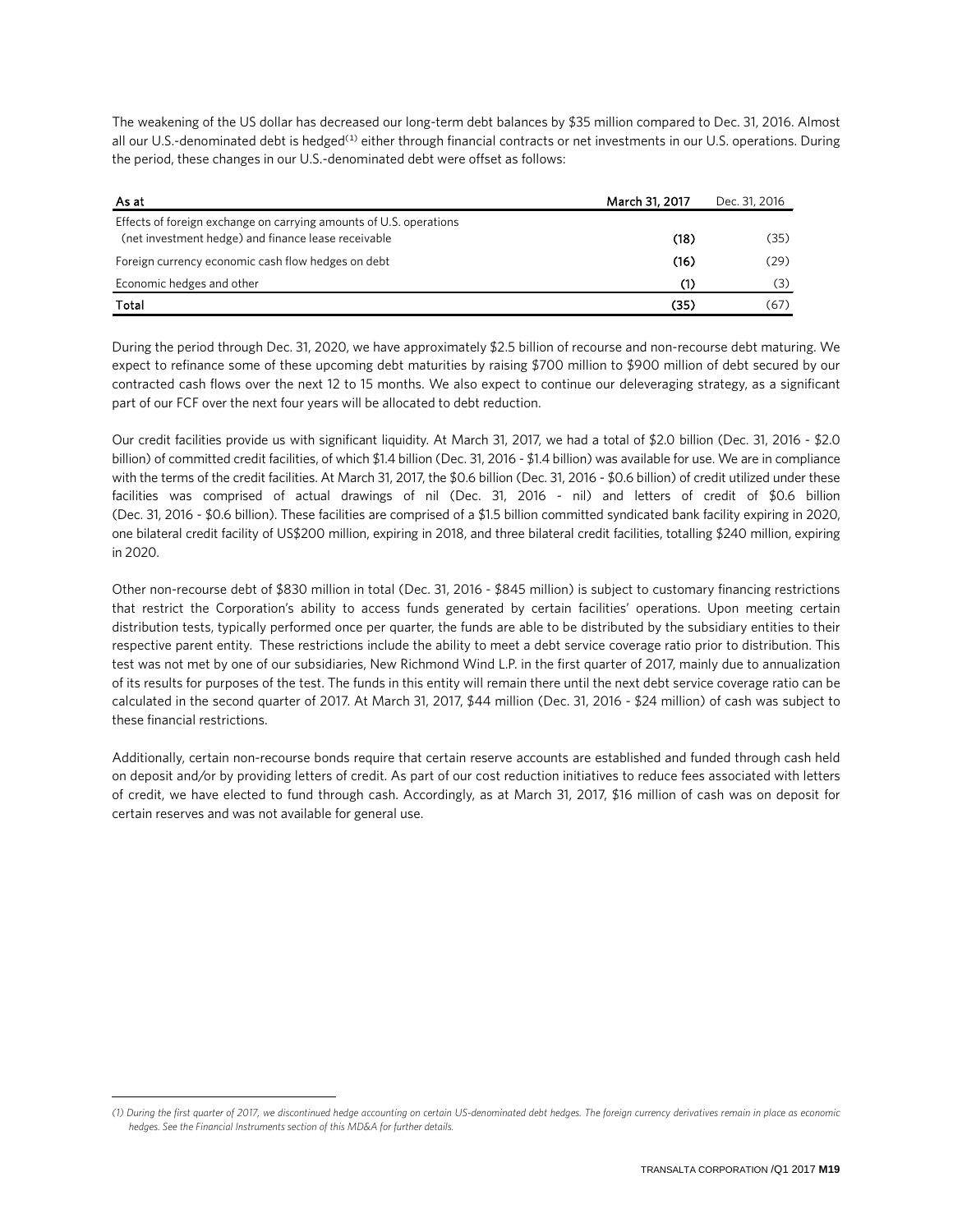The weakening of the US dollar has decreased our long-term debt balances by $35 million compared to Dec. 31, 2016. Almost all our U.S.-denominated debt is hedged[1] either through financial contracts or net investments in our U.S. operations. During the period, these changes in our U.S.-denominated debt were offset as follows:

| As at | March 31, 2017 | Dec. 31, 2016 |
| --- | --- | --- |
| Effects of foreign exchange on carrying amounts of U.S. operations (net investment hedge) and finance lease receivable | **(18)** | (35) |
| Foreign currency economic cash flow hedges on debt | **(16)** | (29) |
| Economic hedges and other | **(1)** | (3) |
| **Total** | **(35)** | (67) |

During the period through Dec. 31, 2020, we have approximately $2.5 billion of recourse and non-recourse debt maturing. We expect to refinance some of these upcoming debt maturities by raising $700 million to $900 million of debt secured by our contracted cash flows over the next 12 to 15 months. We also expect to continue our deleveraging strategy, as a significant part of our FCF over the next four years will be allocated to debt reduction.

Our credit facilities provide us with significant liquidity. At March 31, 2017, we had a total of $2.0 billion (Dec. 31, 2016 - $2.0 billion) of committed credit facilities, of which $1.4 billion (Dec. 31, 2016 - $1.4 billion) was available for use. We are in compliance with the terms of the credit facilities. At March 31, 2017, the $0.6 billion (Dec. 31, 2016 - $0.6 billion) of credit utilized under these facilities was comprised of actual drawings of nil (Dec. 31, 2016 - nil) and letters of credit of $0.6 billion (Dec. 31, 2016 - $0.6 billion). These facilities are comprised of a $1.5 billion committed syndicated bank facility expiring in 2020, one bilateral credit facility of US$200 million, expiring in 2018, and three bilateral credit facilities, totalling $240 million, expiring in 2020.

Other non-recourse debt of $830 million in total (Dec. 31, 2016 - $845 million) is subject to customary financing restrictions that restrict the Corporation's ability to access funds generated by certain facilities' operations. Upon meeting certain distribution tests, typically performed once per quarter, the funds are able to be distributed by the subsidiary entities to their respective parent entity. These restrictions include the ability to meet a debt service coverage ratio prior to distribution. This test was not met by one of our subsidiaries, New Richmond Wind L.P. in the first quarter of 2017, mainly due to annualization of its results for purposes of the test. The funds in this entity will remain there until the next debt service coverage ratio can be calculated in the second quarter of 2017. At March 31, 2017, $44 million (Dec. 31, 2016 - $24 million) of cash was subject to these financial restrictions.

Additionally, certain non-recourse bonds require that certain reserve accounts are established and funded through cash held on deposit and/or by providing letters of credit. As part of our cost reduction initiatives to reduce fees associated with letters of credit, we have elected to fund through cash. Accordingly, as at March 31, 2017, $16 million of cash was on deposit for certain reserves and was not available for general use.

*(1) During the first quarter of 2017, we discontinued hedge accounting on certain US-denominated debt hedges. The foreign currency derivatives remain in place as economic hedges. See the Financial Instruments section of this MD&A for further details.*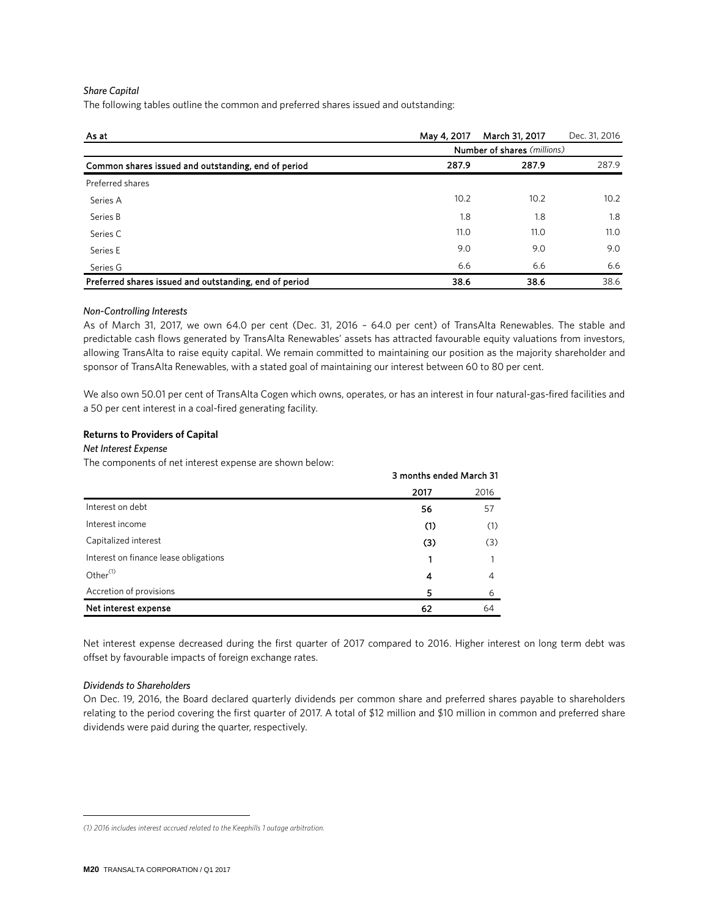*Share Capital*

The following tables outline the common and preferred shares issued and outstanding:

| As at | May 4, 2017 | March 31, 2017 | Dec. 31, 2016 |
|---|---|---|---|
| | Number of shares *(millions)* | | |
| **Common shares issued and outstanding, end of period** | **287.9** | **287.9** | 287.9 |
| Preferred shares | | | |
| Series A | 10.2 | 10.2 | 10.2 |
| Series B | 1.8 | 1.8 | 1.8 |
| Series C | 11.0 | 11.0 | 11.0 |
| Series E | 9.0 | 9.0 | 9.0 |
| Series G | 6.6 | 6.6 | 6.6 |
| **Preferred shares issued and outstanding, end of period** | **38.6** | **38.6** | 38.6 |

*Non-Controlling Interests*

As of March 31, 2017, we own 64.0 per cent (Dec. 31, 2016 – 64.0 per cent) of TransAlta Renewables. The stable and predictable cash flows generated by TransAlta Renewables' assets has attracted favourable equity valuations from investors, allowing TransAlta to raise equity capital. We remain committed to maintaining our position as the majority shareholder and sponsor of TransAlta Renewables, with a stated goal of maintaining our interest between 60 to 80 per cent.

We also own 50.01 per cent of TransAlta Cogen which owns, operates, or has an interest in four natural-gas-fired facilities and a 50 per cent interest in a coal-fired generating facility.

**Returns to Providers of Capital**

***Net Interest Expense***

The components of net interest expense are shown below:

| | 3 months ended March 31 | |
|---|---|---|
| | **2017** | 2016 |
| Interest on debt | **56** | 57 |
| Interest income | **(1)** | (1) |
| Capitalized interest | **(3)** | (3) |
| Interest on finance lease obligations | **1** | 1 |
| Other[1] | **4** | 4 |
| Accretion of provisions | **5** | 6 |
| **Net interest expense** | **62** | 64 |

Net interest expense decreased during the first quarter of 2017 compared to 2016. Higher interest on long term debt was offset by favourable impacts of foreign exchange rates.

*Dividends to Shareholders*

On Dec. 19, 2016, the Board declared quarterly dividends per common share and preferred shares payable to shareholders relating to the period covering the first quarter of 2017. A total of $12 million and $10 million in common and preferred share dividends were paid during the quarter, respectively.

*(1) 2016 includes interest accrued related to the Keephills 1 outage arbitration.*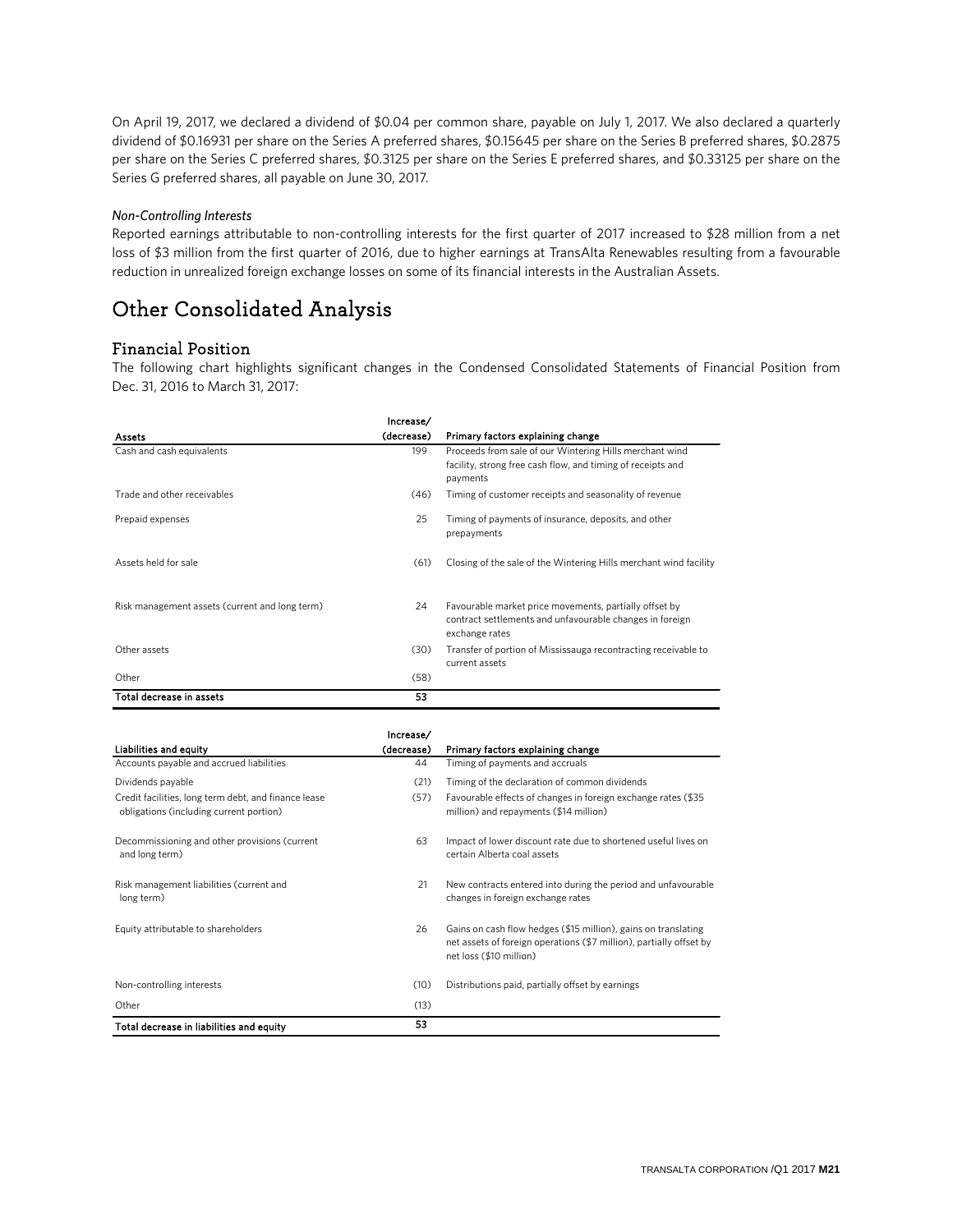On April 19, 2017, we declared a dividend of $0.04 per common share, payable on July 1, 2017. We also declared a quarterly dividend of $0.16931 per share on the Series A preferred shares, $0.15645 per share on the Series B preferred shares, $0.2875 per share on the Series C preferred shares, $0.3125 per share on the Series E preferred shares, and $0.33125 per share on the Series G preferred shares, all payable on June 30, 2017.

*Non-Controlling Interests*

Reported earnings attributable to non-controlling interests for the first quarter of 2017 increased to $28 million from a net loss of $3 million from the first quarter of 2016, due to higher earnings at TransAlta Renewables resulting from a favourable reduction in unrealized foreign exchange losses on some of its financial interests in the Australian Assets.

# Other Consolidated Analysis

## Financial Position

The following chart highlights significant changes in the Condensed Consolidated Statements of Financial Position from Dec. 31, 2016 to March 31, 2017:

| Assets | Increase/ (decrease) | Primary factors explaining change |
|---|---|---|
| Cash and cash equivalents | 199 | Proceeds from sale of our Wintering Hills merchant wind facility, strong free cash flow, and timing of receipts and payments |
| Trade and other receivables | (46) | Timing of customer receipts and seasonality of revenue |
| Prepaid expenses | 25 | Timing of payments of insurance, deposits, and other prepayments |
| Assets held for sale | (61) | Closing of the sale of the Wintering Hills merchant wind facility |
| Risk management assets (current and long term) | 24 | Favourable market price movements, partially offset by contract settlements and unfavourable changes in foreign exchange rates |
| Other assets | (30) | Transfer of portion of Mississauga recontracting receivable to current assets |
| Other | (58) | |
| **Total decrease in assets** | **53** | |

| Liabilities and equity | Increase/ (decrease) | Primary factors explaining change |
|---|---|---|
| Accounts payable and accrued liabilities | 44 | Timing of payments and accruals |
| Dividends payable | (21) | Timing of the declaration of common dividends |
| Credit facilities, long term debt, and finance lease obligations (including current portion) | (57) | Favourable effects of changes in foreign exchange rates ($35 million) and repayments ($14 million) |
| Decommissioning and other provisions (current and long term) | 63 | Impact of lower discount rate due to shortened useful lives on certain Alberta coal assets |
| Risk management liabilities (current and long term) | 21 | New contracts entered into during the period and unfavourable changes in foreign exchange rates |
| Equity attributable to shareholders | 26 | Gains on cash flow hedges ($15 million), gains on translating net assets of foreign operations ($7 million), partially offset by net loss ($10 million) |
| Non-controlling interests | (10) | Distributions paid, partially offset by earnings |
| Other | (13) | |
| **Total decrease in liabilities and equity** | **53** | |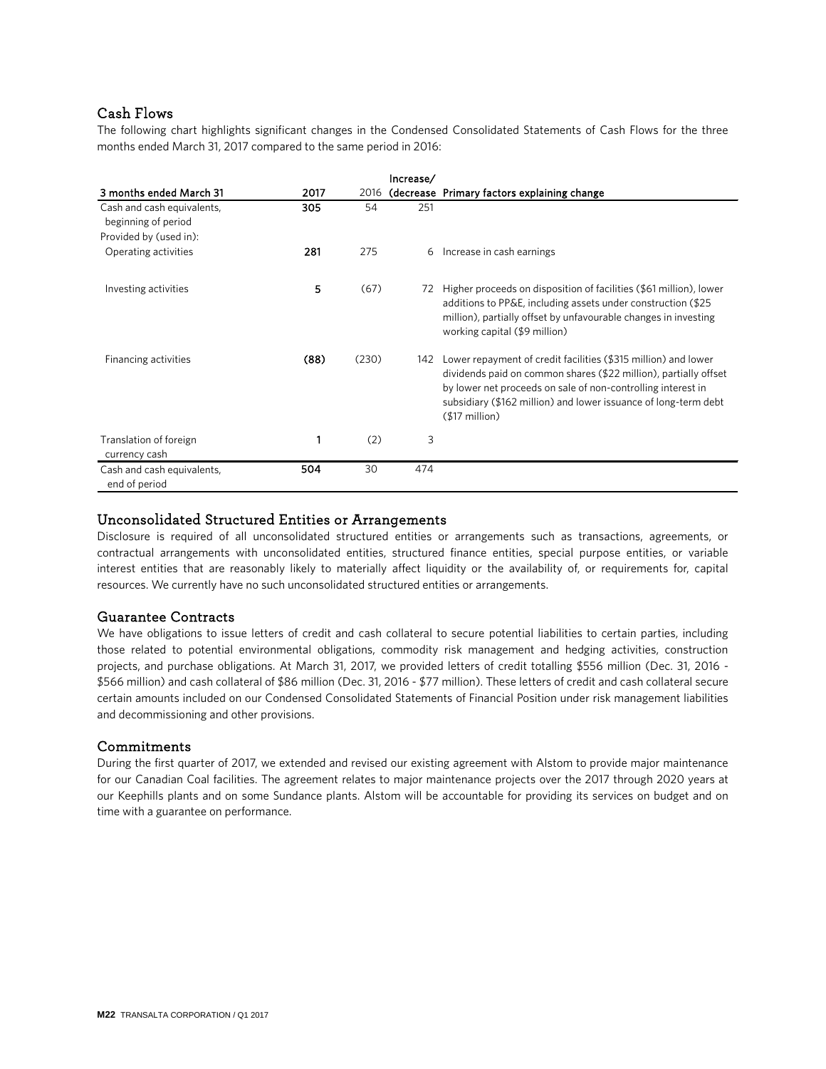## Cash Flows

The following chart highlights significant changes in the Condensed Consolidated Statements of Cash Flows for the three months ended March 31, 2017 compared to the same period in 2016:

| 3 months ended March 31 | 2017 | 2016 | Increase/ (decrease | Primary factors explaining change |
|---|---|---|---|---|
| Cash and cash equivalents, beginning of period | **305** | 54 | 251 | |
| Provided by (used in): | | | | |
| Operating activities | **281** | 275 | 6 | Increase in cash earnings |
| Investing activities | **5** | (67) | 72 | Higher proceeds on disposition of facilities ($61 million), lower additions to PP&E, including assets under construction ($25 million), partially offset by unfavourable changes in investing working capital ($9 million) |
| Financing activities | **(88)** | (230) | 142 | Lower repayment of credit facilities ($315 million) and lower dividends paid on common shares ($22 million), partially offset by lower net proceeds on sale of non-controlling interest in subsidiary ($162 million) and lower issuance of long-term debt ($17 million) |
| Translation of foreign currency cash | **1** | (2) | 3 | |
| Cash and cash equivalents, end of period | **504** | 30 | 474 | |

## Unconsolidated Structured Entities or Arrangements

Disclosure is required of all unconsolidated structured entities or arrangements such as transactions, agreements, or contractual arrangements with unconsolidated entities, structured finance entities, special purpose entities, or variable interest entities that are reasonably likely to materially affect liquidity or the availability of, or requirements for, capital resources. We currently have no such unconsolidated structured entities or arrangements.

## Guarantee Contracts

We have obligations to issue letters of credit and cash collateral to secure potential liabilities to certain parties, including those related to potential environmental obligations, commodity risk management and hedging activities, construction projects, and purchase obligations. At March 31, 2017, we provided letters of credit totalling $556 million (Dec. 31, 2016 - $566 million) and cash collateral of $86 million (Dec. 31, 2016 - $77 million). These letters of credit and cash collateral secure certain amounts included on our Condensed Consolidated Statements of Financial Position under risk management liabilities and decommissioning and other provisions.

## Commitments

During the first quarter of 2017, we extended and revised our existing agreement with Alstom to provide major maintenance for our Canadian Coal facilities. The agreement relates to major maintenance projects over the 2017 through 2020 years at our Keephills plants and on some Sundance plants. Alstom will be accountable for providing its services on budget and on time with a guarantee on performance.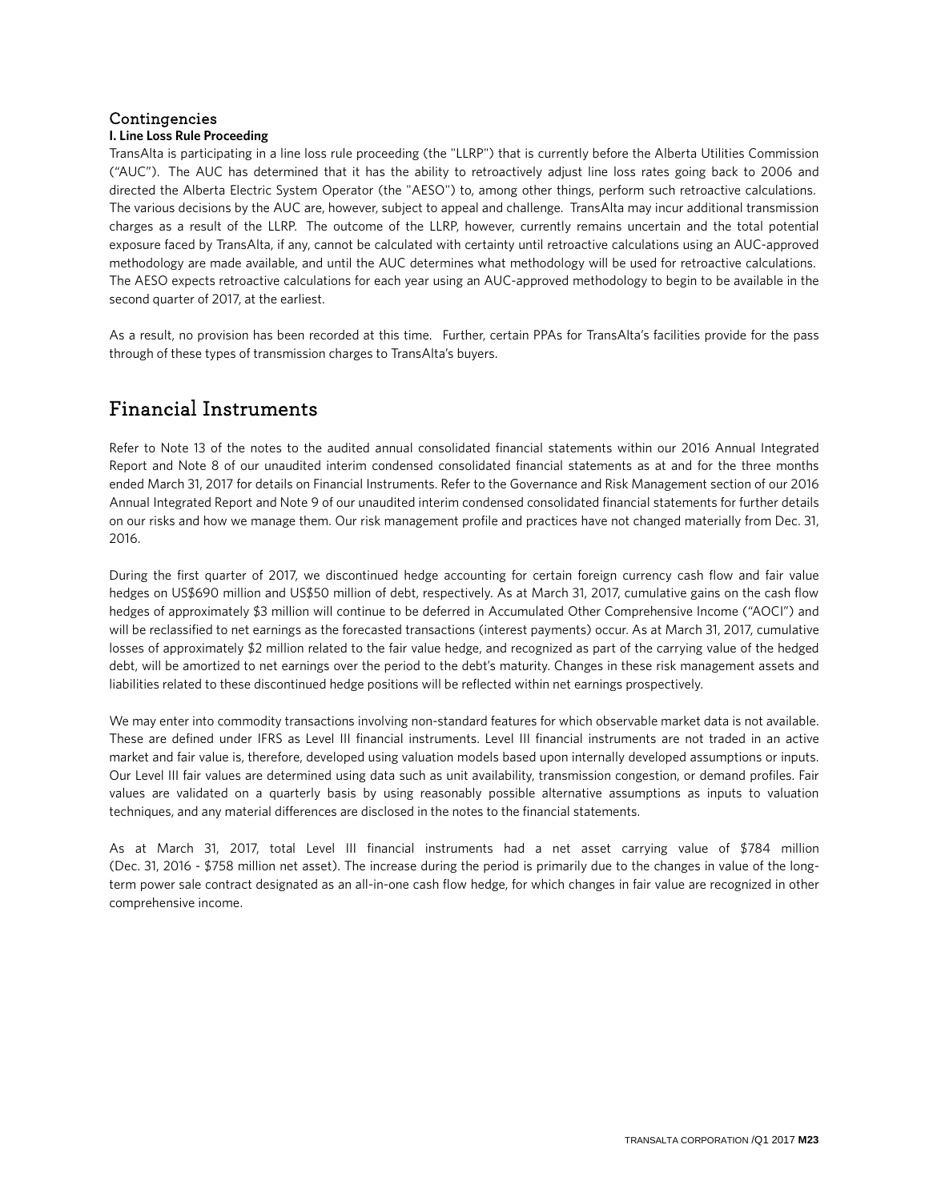## Contingencies

**I. Line Loss Rule Proceeding**

TransAlta is participating in a line loss rule proceeding (the "LLRP") that is currently before the Alberta Utilities Commission ("AUC"). The AUC has determined that it has the ability to retroactively adjust line loss rates going back to 2006 and directed the Alberta Electric System Operator (the "AESO") to, among other things, perform such retroactive calculations. The various decisions by the AUC are, however, subject to appeal and challenge. TransAlta may incur additional transmission charges as a result of the LLRP. The outcome of the LLRP, however, currently remains uncertain and the total potential exposure faced by TransAlta, if any, cannot be calculated with certainty until retroactive calculations using an AUC-approved methodology are made available, and until the AUC determines what methodology will be used for retroactive calculations. The AESO expects retroactive calculations for each year using an AUC-approved methodology to begin to be available in the second quarter of 2017, at the earliest.

As a result, no provision has been recorded at this time. Further, certain PPAs for TransAlta's facilities provide for the pass through of these types of transmission charges to TransAlta's buyers.

# Financial Instruments

Refer to Note 13 of the notes to the audited annual consolidated financial statements within our 2016 Annual Integrated Report and Note 8 of our unaudited interim condensed consolidated financial statements as at and for the three months ended March 31, 2017 for details on Financial Instruments. Refer to the Governance and Risk Management section of our 2016 Annual Integrated Report and Note 9 of our unaudited interim condensed consolidated financial statements for further details on our risks and how we manage them. Our risk management profile and practices have not changed materially from Dec. 31, 2016.

During the first quarter of 2017, we discontinued hedge accounting for certain foreign currency cash flow and fair value hedges on US$690 million and US$50 million of debt, respectively. As at March 31, 2017, cumulative gains on the cash flow hedges of approximately $3 million will continue to be deferred in Accumulated Other Comprehensive Income ("AOCI") and will be reclassified to net earnings as the forecasted transactions (interest payments) occur. As at March 31, 2017, cumulative losses of approximately $2 million related to the fair value hedge, and recognized as part of the carrying value of the hedged debt, will be amortized to net earnings over the period to the debt's maturity. Changes in these risk management assets and liabilities related to these discontinued hedge positions will be reflected within net earnings prospectively.

We may enter into commodity transactions involving non-standard features for which observable market data is not available. These are defined under IFRS as Level III financial instruments. Level III financial instruments are not traded in an active market and fair value is, therefore, developed using valuation models based upon internally developed assumptions or inputs. Our Level III fair values are determined using data such as unit availability, transmission congestion, or demand profiles. Fair values are validated on a quarterly basis by using reasonably possible alternative assumptions as inputs to valuation techniques, and any material differences are disclosed in the notes to the financial statements.

As at March 31, 2017, total Level III financial instruments had a net asset carrying value of $784 million (Dec. 31, 2016 - $758 million net asset). The increase during the period is primarily due to the changes in value of the long-term power sale contract designated as an all-in-one cash flow hedge, for which changes in fair value are recognized in other comprehensive income.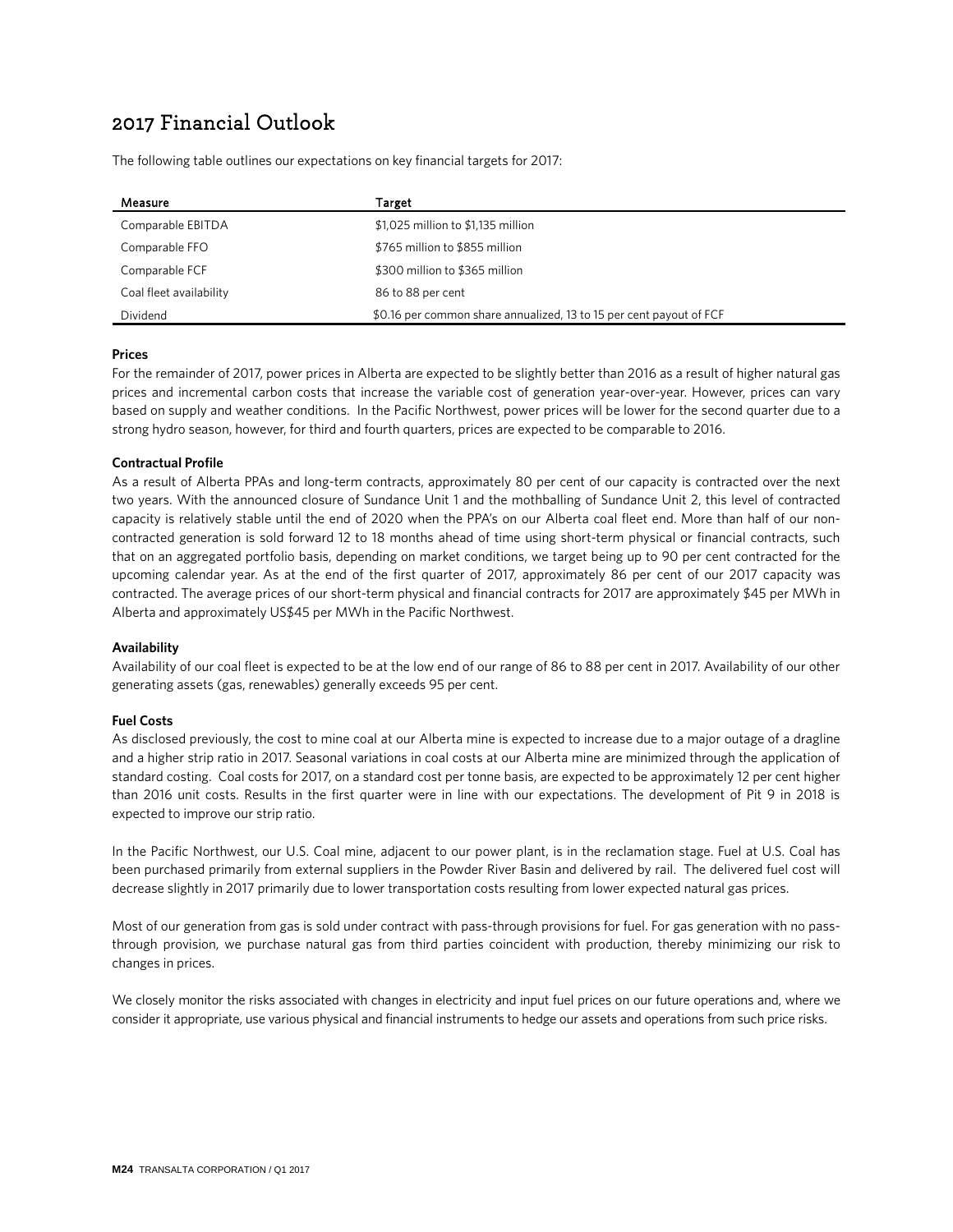# 2017 Financial Outlook

The following table outlines our expectations on key financial targets for 2017:

| Measure | Target |
|---|---|
| Comparable EBITDA | $1,025 million to $1,135 million |
| Comparable FFO | $765 million to $855 million |
| Comparable FCF | $300 million to $365 million |
| Coal fleet availability | 86 to 88 per cent |
| Dividend | $0.16 per common share annualized, 13 to 15 per cent payout of FCF |

**Prices**

For the remainder of 2017, power prices in Alberta are expected to be slightly better than 2016 as a result of higher natural gas prices and incremental carbon costs that increase the variable cost of generation year-over-year. However, prices can vary based on supply and weather conditions. In the Pacific Northwest, power prices will be lower for the second quarter due to a strong hydro season, however, for third and fourth quarters, prices are expected to be comparable to 2016.

**Contractual Profile**

As a result of Alberta PPAs and long-term contracts, approximately 80 per cent of our capacity is contracted over the next two years. With the announced closure of Sundance Unit 1 and the mothballing of Sundance Unit 2, this level of contracted capacity is relatively stable until the end of 2020 when the PPA's on our Alberta coal fleet end. More than half of our non-contracted generation is sold forward 12 to 18 months ahead of time using short-term physical or financial contracts, such that on an aggregated portfolio basis, depending on market conditions, we target being up to 90 per cent contracted for the upcoming calendar year. As at the end of the first quarter of 2017, approximately 86 per cent of our 2017 capacity was contracted. The average prices of our short-term physical and financial contracts for 2017 are approximately $45 per MWh in Alberta and approximately US$45 per MWh in the Pacific Northwest.

**Availability**

Availability of our coal fleet is expected to be at the low end of our range of 86 to 88 per cent in 2017. Availability of our other generating assets (gas, renewables) generally exceeds 95 per cent.

**Fuel Costs**

As disclosed previously, the cost to mine coal at our Alberta mine is expected to increase due to a major outage of a dragline and a higher strip ratio in 2017. Seasonal variations in coal costs at our Alberta mine are minimized through the application of standard costing. Coal costs for 2017, on a standard cost per tonne basis, are expected to be approximately 12 per cent higher than 2016 unit costs. Results in the first quarter were in line with our expectations. The development of Pit 9 in 2018 is expected to improve our strip ratio.

In the Pacific Northwest, our U.S. Coal mine, adjacent to our power plant, is in the reclamation stage. Fuel at U.S. Coal has been purchased primarily from external suppliers in the Powder River Basin and delivered by rail. The delivered fuel cost will decrease slightly in 2017 primarily due to lower transportation costs resulting from lower expected natural gas prices.

Most of our generation from gas is sold under contract with pass-through provisions for fuel. For gas generation with no pass-through provision, we purchase natural gas from third parties coincident with production, thereby minimizing our risk to changes in prices.

We closely monitor the risks associated with changes in electricity and input fuel prices on our future operations and, where we consider it appropriate, use various physical and financial instruments to hedge our assets and operations from such price risks.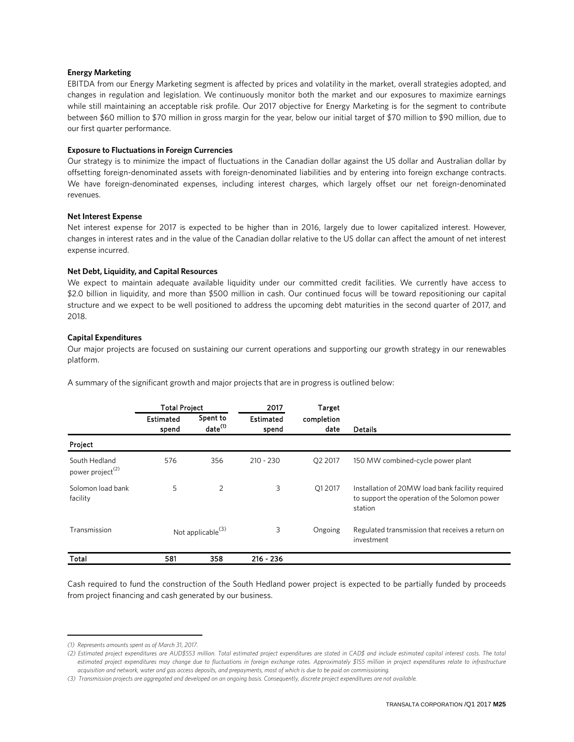**Energy Marketing**

EBITDA from our Energy Marketing segment is affected by prices and volatility in the market, overall strategies adopted, and changes in regulation and legislation. We continuously monitor both the market and our exposures to maximize earnings while still maintaining an acceptable risk profile. Our 2017 objective for Energy Marketing is for the segment to contribute between $60 million to $70 million in gross margin for the year, below our initial target of $70 million to $90 million, due to our first quarter performance.

**Exposure to Fluctuations in Foreign Currencies**

Our strategy is to minimize the impact of fluctuations in the Canadian dollar against the US dollar and Australian dollar by offsetting foreign-denominated assets with foreign-denominated liabilities and by entering into foreign exchange contracts. We have foreign-denominated expenses, including interest charges, which largely offset our net foreign-denominated revenues.

**Net Interest Expense**

Net interest expense for 2017 is expected to be higher than in 2016, largely due to lower capitalized interest. However, changes in interest rates and in the value of the Canadian dollar relative to the US dollar can affect the amount of net interest expense incurred.

**Net Debt, Liquidity, and Capital Resources**

We expect to maintain adequate available liquidity under our committed credit facilities. We currently have access to $2.0 billion in liquidity, and more than $500 million in cash. Our continued focus will be toward repositioning our capital structure and we expect to be well positioned to address the upcoming debt maturities in the second quarter of 2017, and 2018.

**Capital Expenditures**

Our major projects are focused on sustaining our current operations and supporting our growth strategy in our renewables platform.

A summary of the significant growth and major projects that are in progress is outlined below:

| | Total Project | | 2017 | Target | |
|---|---|---|---|---|---|
| | Estimated spend | Spent to date(1) | Estimated spend | completion date | Details |
| **Project** | | | | | |
| South Hedland power project(2) | 576 | 356 | 210 - 230 | Q2 2017 | 150 MW combined-cycle power plant |
| Solomon load bank facility | 5 | 2 | 3 | Q1 2017 | Installation of 20MW load bank facility required to support the operation of the Solomon power station |
| Transmission | Not applicable(3) | | 3 | Ongoing | Regulated transmission that receives a return on investment |
| **Total** | **581** | **358** | **216 - 236** | | |

Cash required to fund the construction of the South Hedland power project is expected to be partially funded by proceeds from project financing and cash generated by our business.

*(1) Represents amounts spent as of March 31, 2017.*

*(2) Estimated project expenditures are AUD$553 million. Total estimated project expenditures are stated in CAD$ and include estimated capital interest costs. The total estimated project expenditures may change due to fluctuations in foreign exchange rates. Approximately $155 million in project expenditures relate to infrastructure acquisition and network, water and gas access deposits, and prepayments, most of which is due to be paid on commissioning.*

*(3) Transmission projects are aggregated and developed on an ongoing basis. Consequently, discrete project expenditures are not available.*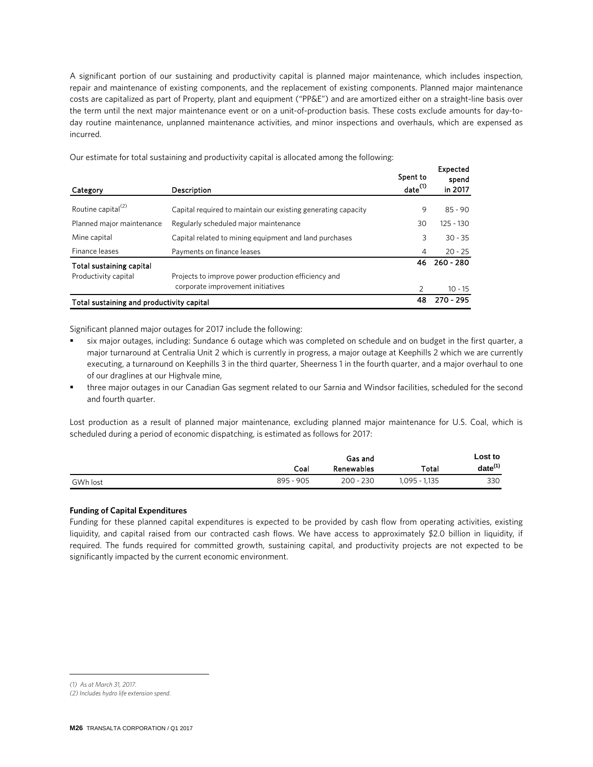A significant portion of our sustaining and productivity capital is planned major maintenance, which includes inspection, repair and maintenance of existing components, and the replacement of existing components. Planned major maintenance costs are capitalized as part of Property, plant and equipment ("PP&E") and are amortized either on a straight-line basis over the term until the next major maintenance event or on a unit-of-production basis. These costs exclude amounts for day-to-day routine maintenance, unplanned maintenance activities, and minor inspections and overhauls, which are expensed as incurred.

Our estimate for total sustaining and productivity capital is allocated among the following:

| Category | Description | Spent to date[1] | Expected spend in 2017 |
|---|---|---|---|
| Routine capital[2] | Capital required to maintain our existing generating capacity | 9 | 85 - 90 |
| Planned major maintenance | Regularly scheduled major maintenance | 30 | 125 - 130 |
| Mine capital | Capital related to mining equipment and land purchases | 3 | 30 - 35 |
| Finance leases | Payments on finance leases | 4 | 20 - 25 |
| **Total sustaining capital** | | **46** | **260 - 280** |
| Productivity capital | Projects to improve power production efficiency and corporate improvement initiatives | 2 | 10 - 15 |
| **Total sustaining and productivity capital** | | **48** | **270 - 295** |

Significant planned major outages for 2017 include the following:

- six major outages, including: Sundance 6 outage which was completed on schedule and on budget in the first quarter, a major turnaround at Centralia Unit 2 which is currently in progress, a major outage at Keephills 2 which we are currently executing, a turnaround on Keephills 3 in the third quarter, Sheerness 1 in the fourth quarter, and a major overhaul to one of our draglines at our Highvale mine,
- three major outages in our Canadian Gas segment related to our Sarnia and Windsor facilities, scheduled for the second and fourth quarter.

Lost production as a result of planned major maintenance, excluding planned major maintenance for U.S. Coal, which is scheduled during a period of economic dispatching, is estimated as follows for 2017:

| | Coal | Gas and Renewables | Total | Lost to date[1] |
|---|---|---|---|---|
| GWh lost | 895 - 905 | 200 - 230 | 1,095 - 1,135 | 330 |

**Funding of Capital Expenditures**

Funding for these planned capital expenditures is expected to be provided by cash flow from operating activities, existing liquidity, and capital raised from our contracted cash flows. We have access to approximately $2.0 billion in liquidity, if required. The funds required for committed growth, sustaining capital, and productivity projects are not expected to be significantly impacted by the current economic environment.

*(1) As at March 31, 2017.*

*(2) Includes hydro life extension spend.*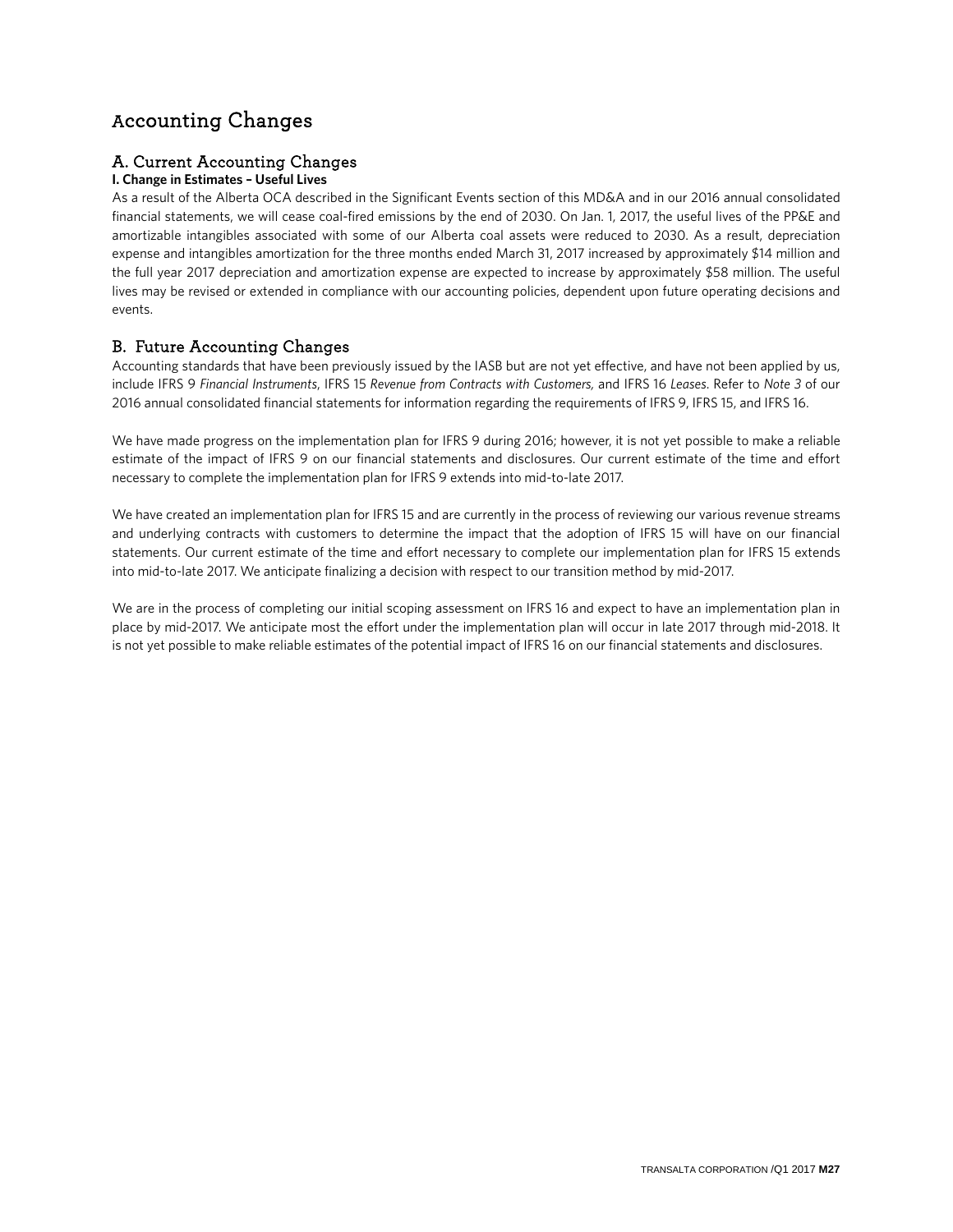# Accounting Changes

## A. Current Accounting Changes

**I. Change in Estimates – Useful Lives**

As a result of the Alberta OCA described in the Significant Events section of this MD&A and in our 2016 annual consolidated financial statements, we will cease coal-fired emissions by the end of 2030. On Jan. 1, 2017, the useful lives of the PP&E and amortizable intangibles associated with some of our Alberta coal assets were reduced to 2030. As a result, depreciation expense and intangibles amortization for the three months ended March 31, 2017 increased by approximately $14 million and the full year 2017 depreciation and amortization expense are expected to increase by approximately $58 million. The useful lives may be revised or extended in compliance with our accounting policies, dependent upon future operating decisions and events.

## B. Future Accounting Changes

Accounting standards that have been previously issued by the IASB but are not yet effective, and have not been applied by us, include IFRS 9 *Financial Instruments*, IFRS 15 *Revenue from Contracts with Customers,* and IFRS 16 *Leases*. Refer to *Note 3* of our 2016 annual consolidated financial statements for information regarding the requirements of IFRS 9, IFRS 15, and IFRS 16.

We have made progress on the implementation plan for IFRS 9 during 2016; however, it is not yet possible to make a reliable estimate of the impact of IFRS 9 on our financial statements and disclosures. Our current estimate of the time and effort necessary to complete the implementation plan for IFRS 9 extends into mid-to-late 2017.

We have created an implementation plan for IFRS 15 and are currently in the process of reviewing our various revenue streams and underlying contracts with customers to determine the impact that the adoption of IFRS 15 will have on our financial statements. Our current estimate of the time and effort necessary to complete our implementation plan for IFRS 15 extends into mid-to-late 2017. We anticipate finalizing a decision with respect to our transition method by mid-2017.

We are in the process of completing our initial scoping assessment on IFRS 16 and expect to have an implementation plan in place by mid-2017. We anticipate most the effort under the implementation plan will occur in late 2017 through mid-2018. It is not yet possible to make reliable estimates of the potential impact of IFRS 16 on our financial statements and disclosures.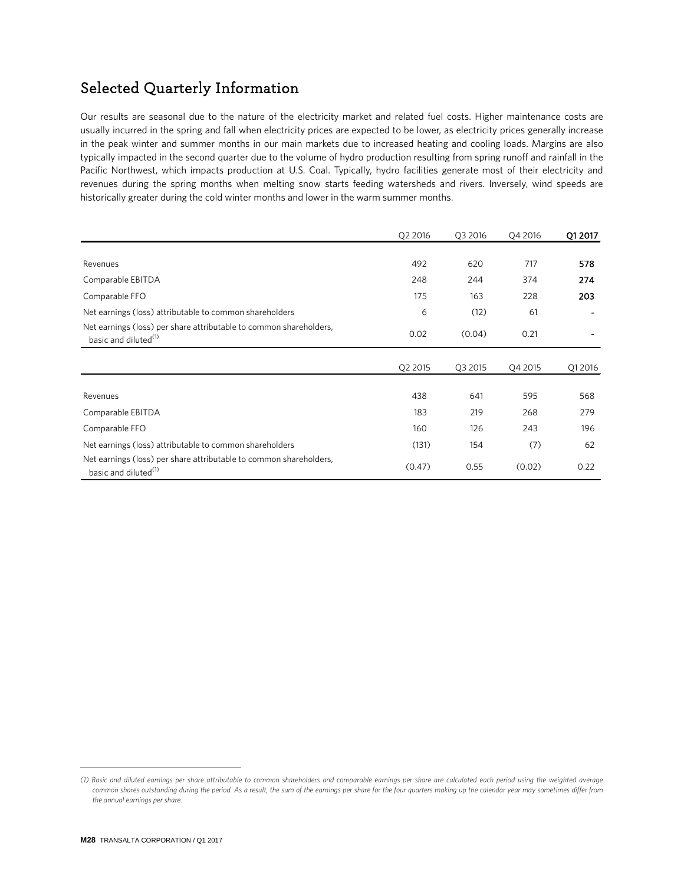## Selected Quarterly Information

Our results are seasonal due to the nature of the electricity market and related fuel costs. Higher maintenance costs are usually incurred in the spring and fall when electricity prices are expected to be lower, as electricity prices generally increase in the peak winter and summer months in our main markets due to increased heating and cooling loads. Margins are also typically impacted in the second quarter due to the volume of hydro production resulting from spring runoff and rainfall in the Pacific Northwest, which impacts production at U.S. Coal. Typically, hydro facilities generate most of their electricity and revenues during the spring months when melting snow starts feeding watersheds and rivers. Inversely, wind speeds are historically greater during the cold winter months and lower in the warm summer months.

| | Q2 2016 | Q3 2016 | Q4 2016 | **Q1 2017** |
|---|---|---|---|---|
| Revenues | 492 | 620 | 717 | **578** |
| Comparable EBITDA | 248 | 244 | 374 | **274** |
| Comparable FFO | 175 | 163 | 228 | **203** |
| Net earnings (loss) attributable to common shareholders | 6 | (12) | 61 | **-** |
| Net earnings (loss) per share attributable to common shareholders, basic and diluted[1] | 0.02 | (0.04) | 0.21 | **-** |

| | Q2 2015 | Q3 2015 | Q4 2015 | Q1 2016 |
|---|---|---|---|---|
| Revenues | 438 | 641 | 595 | 568 |
| Comparable EBITDA | 183 | 219 | 268 | 279 |
| Comparable FFO | 160 | 126 | 243 | 196 |
| Net earnings (loss) attributable to common shareholders | (131) | 154 | (7) | 62 |
| Net earnings (loss) per share attributable to common shareholders, basic and diluted[1] | (0.47) | 0.55 | (0.02) | 0.22 |

*(1) Basic and diluted earnings per share attributable to common shareholders and comparable earnings per share are calculated each period using the weighted average common shares outstanding during the period. As a result, the sum of the earnings per share for the four quarters making up the calendar year may sometimes differ from the annual earnings per share.*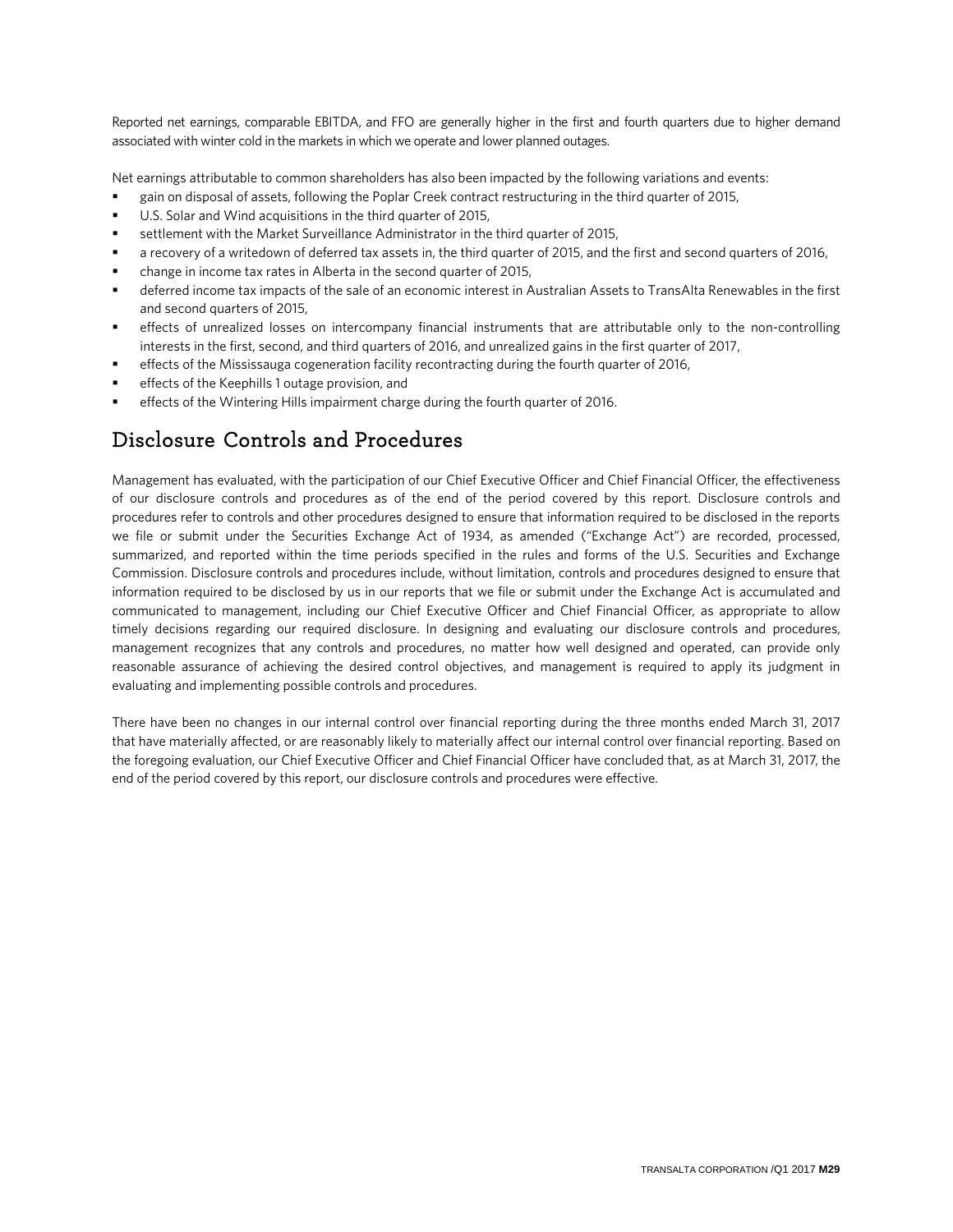Reported net earnings, comparable EBITDA, and FFO are generally higher in the first and fourth quarters due to higher demand associated with winter cold in the markets in which we operate and lower planned outages.

Net earnings attributable to common shareholders has also been impacted by the following variations and events:

- gain on disposal of assets, following the Poplar Creek contract restructuring in the third quarter of 2015,
- U.S. Solar and Wind acquisitions in the third quarter of 2015,
- settlement with the Market Surveillance Administrator in the third quarter of 2015,
- a recovery of a writedown of deferred tax assets in, the third quarter of 2015, and the first and second quarters of 2016,
- change in income tax rates in Alberta in the second quarter of 2015,
- deferred income tax impacts of the sale of an economic interest in Australian Assets to TransAlta Renewables in the first and second quarters of 2015,
- effects of unrealized losses on intercompany financial instruments that are attributable only to the non-controlling interests in the first, second, and third quarters of 2016, and unrealized gains in the first quarter of 2017,
- effects of the Mississauga cogeneration facility recontracting during the fourth quarter of 2016,
- effects of the Keephills 1 outage provision, and
- effects of the Wintering Hills impairment charge during the fourth quarter of 2016.

# Disclosure Controls and Procedures

Management has evaluated, with the participation of our Chief Executive Officer and Chief Financial Officer, the effectiveness of our disclosure controls and procedures as of the end of the period covered by this report. Disclosure controls and procedures refer to controls and other procedures designed to ensure that information required to be disclosed in the reports we file or submit under the Securities Exchange Act of 1934, as amended ("Exchange Act") are recorded, processed, summarized, and reported within the time periods specified in the rules and forms of the U.S. Securities and Exchange Commission. Disclosure controls and procedures include, without limitation, controls and procedures designed to ensure that information required to be disclosed by us in our reports that we file or submit under the Exchange Act is accumulated and communicated to management, including our Chief Executive Officer and Chief Financial Officer, as appropriate to allow timely decisions regarding our required disclosure. In designing and evaluating our disclosure controls and procedures, management recognizes that any controls and procedures, no matter how well designed and operated, can provide only reasonable assurance of achieving the desired control objectives, and management is required to apply its judgment in evaluating and implementing possible controls and procedures.

There have been no changes in our internal control over financial reporting during the three months ended March 31, 2017 that have materially affected, or are reasonably likely to materially affect our internal control over financial reporting. Based on the foregoing evaluation, our Chief Executive Officer and Chief Financial Officer have concluded that, as at March 31, 2017, the end of the period covered by this report, our disclosure controls and procedures were effective.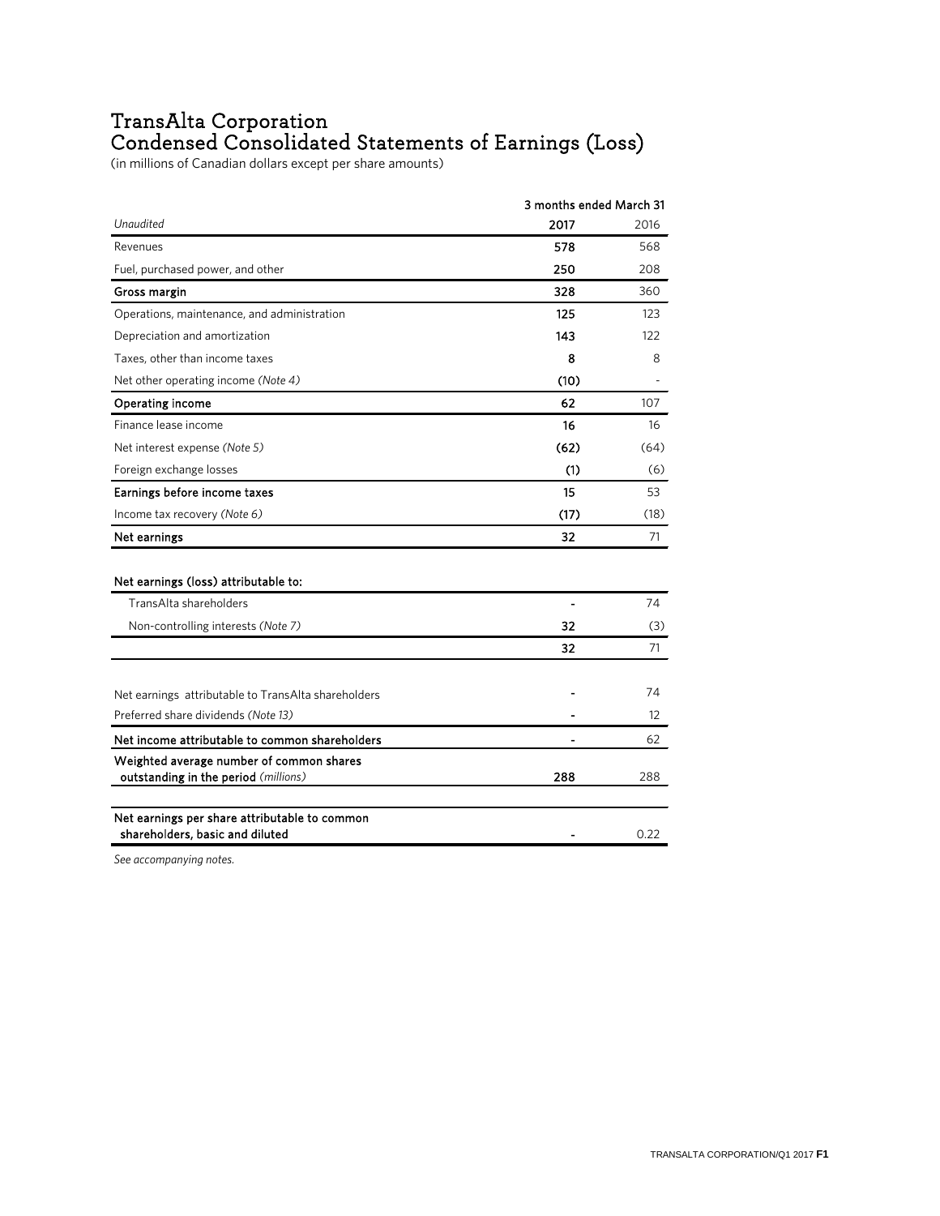# TransAlta Corporation
# Condensed Consolidated Statements of Earnings (Loss)

(in millions of Canadian dollars except per share amounts)

| | 3 months ended March 31 | |
|---|---|---|
| *Unaudited* | **2017** | 2016 |
| Revenues | **578** | 568 |
| Fuel, purchased power, and other | **250** | 208 |
| **Gross margin** | **328** | 360 |
| Operations, maintenance, and administration | **125** | 123 |
| Depreciation and amortization | **143** | 122 |
| Taxes, other than income taxes | **8** | 8 |
| Net other operating income *(Note 4)* | **(10)** | - |
| **Operating income** | **62** | 107 |
| Finance lease income | **16** | 16 |
| Net interest expense *(Note 5)* | **(62)** | (64) |
| Foreign exchange losses | **(1)** | (6) |
| **Earnings before income taxes** | **15** | 53 |
| Income tax recovery *(Note 6)* | **(17)** | (18) |
| **Net earnings** | **32** | 71 |
| | | |
| **Net earnings (loss) attributable to:** | | |
| TransAlta shareholders | **-** | 74 |
| Non-controlling interests *(Note 7)* | **32** | (3) |
| | **32** | 71 |
| | | |
| Net earnings attributable to TransAlta shareholders | **-** | 74 |
| Preferred share dividends *(Note 13)* | **-** | 12 |
| **Net income attributable to common shareholders** | **-** | 62 |
| **Weighted average number of common shares outstanding in the period** *(millions)* | **288** | 288 |
| | | |
| **Net earnings per share attributable to common shareholders, basic and diluted** | **-** | 0.22 |

*See accompanying notes.*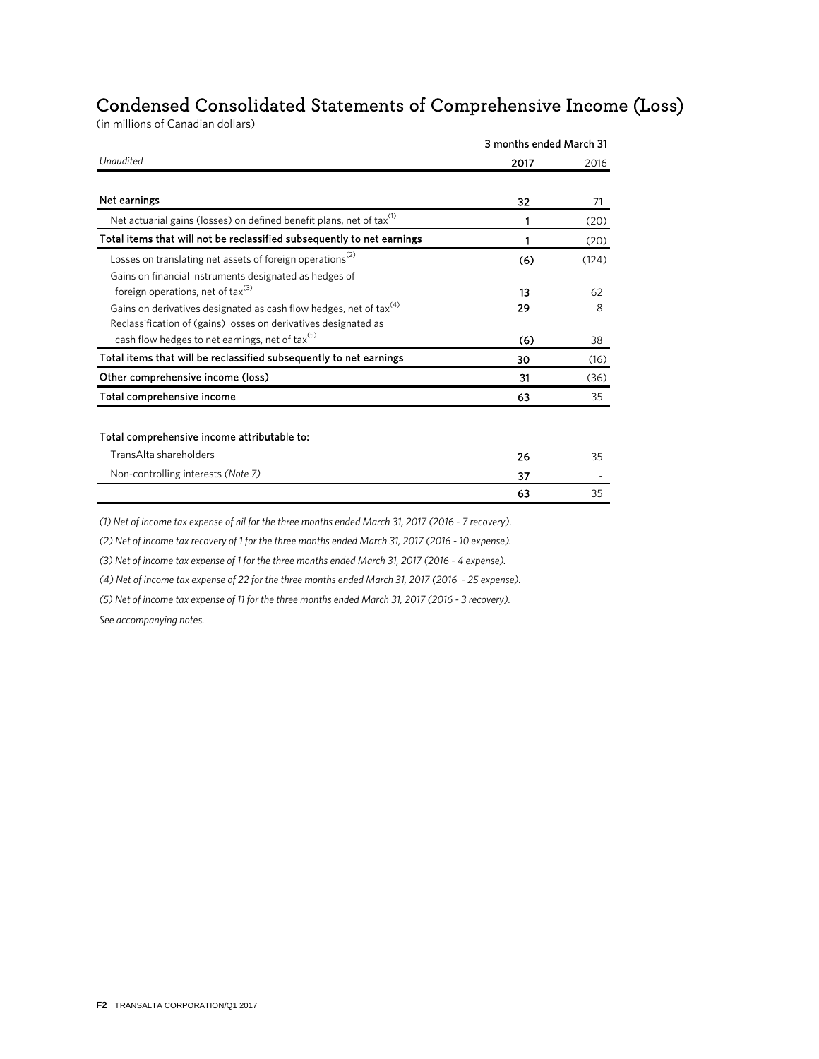# Condensed Consolidated Statements of Comprehensive Income (Loss)

(in millions of Canadian dollars)

| *Unaudited* | 3 months ended March 31 | |
|---|---|---|
| | **2017** | 2016 |
| **Net earnings** | **32** | 71 |
| Net actuarial gains (losses) on defined benefit plans, net of tax[1] | 1 | (20) |
| **Total items that will not be reclassified subsequently to net earnings** | 1 | (20) |
| Losses on translating net assets of foreign operations[2] | **(6)** | (124) |
| Gains on financial instruments designated as hedges of foreign operations, net of tax[3] | 13 | 62 |
| Gains on derivatives designated as cash flow hedges, net of tax[4] | 29 | 8 |
| Reclassification of (gains) losses on derivatives designated as cash flow hedges to net earnings, net of tax[5] | **(6)** | 38 |
| **Total items that will be reclassified subsequently to net earnings** | 30 | (16) |
| **Other comprehensive income (loss)** | 31 | (36) |
| **Total comprehensive income** | 63 | 35 |

| **Total comprehensive income attributable to:** | | |
|---|---|---|
| TransAlta shareholders | 26 | 35 |
| Non-controlling interests *(Note 7)* | 37 | - |
| | 63 | 35 |

*(1) Net of income tax expense of nil for the three months ended March 31, 2017 (2016 - 7 recovery).*

*(2) Net of income tax recovery of 1 for the three months ended March 31, 2017 (2016 - 10 expense).*

*(3) Net of income tax expense of 1 for the three months ended March 31, 2017 (2016 - 4 expense).*

*(4) Net of income tax expense of 22 for the three months ended March 31, 2017 (2016 - 25 expense).*

*(5) Net of income tax expense of 11 for the three months ended March 31, 2017 (2016 - 3 recovery).*

*See accompanying notes.*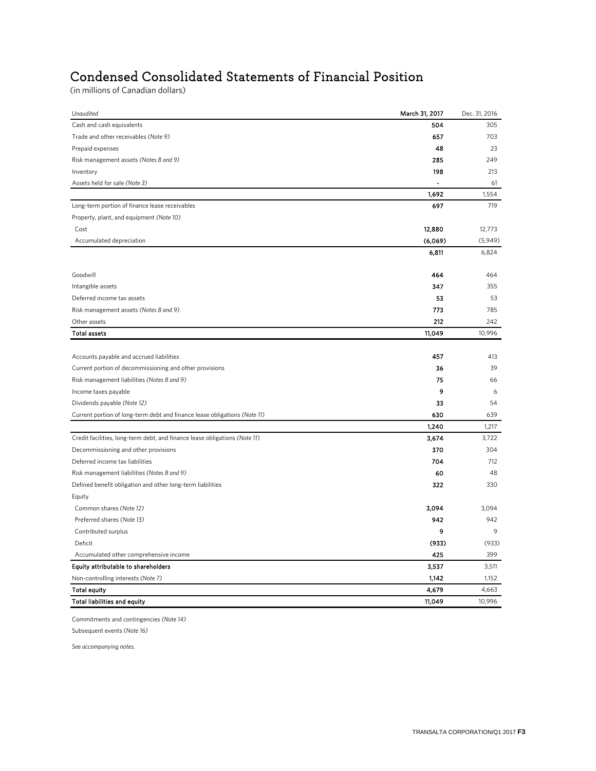# Condensed Consolidated Statements of Financial Position

(in millions of Canadian dollars)

| *Unaudited* | **March 31, 2017** | Dec. 31, 2016 |
|---|---|---|
| Cash and cash equivalents | **504** | 305 |
| Trade and other receivables *(Note 9)* | **657** | 703 |
| Prepaid expenses | **48** | 23 |
| Risk management assets *(Notes 8 and 9)* | **285** | 249 |
| Inventory | **198** | 213 |
| Assets held for sale *(Note 3)* | **-** | 61 |
| | **1,692** | 1,554 |
| Long-term portion of finance lease receivables | **697** | 719 |
| Property, plant, and equipment *(Note 10)* | | |
| Cost | **12,880** | 12,773 |
| Accumulated depreciation | **(6,069)** | (5,949) |
| | **6,811** | 6,824 |
| Goodwill | **464** | 464 |
| Intangible assets | **347** | 355 |
| Deferred income tax assets | **53** | 53 |
| Risk management assets *(Notes 8 and 9)* | **773** | 785 |
| Other assets | **212** | 242 |
| **Total assets** | **11,049** | 10,996 |
| Accounts payable and accrued liabilities | **457** | 413 |
| Current portion of decommissioning and other provisions | **36** | 39 |
| Risk management liabilities *(Notes 8 and 9)* | **75** | 66 |
| Income taxes payable | **9** | 6 |
| Dividends payable *(Note 12)* | **33** | 54 |
| Current portion of long-term debt and finance lease obligations *(Note 11)* | **630** | 639 |
| | **1,240** | 1,217 |
| Credit facilities, long-term debt, and finance lease obligations *(Note 11)* | **3,674** | 3,722 |
| Decommissioning and other provisions | **370** | 304 |
| Deferred income tax liabilities | **704** | 712 |
| Risk management liabilities *(Notes 8 and 9)* | **60** | 48 |
| Defined benefit obligation and other long-term liabilities | **322** | 330 |
| Equity | | |
| Common shares *(Note 12)* | **3,094** | 3,094 |
| Preferred shares *(Note 13)* | **942** | 942 |
| Contributed surplus | **9** | 9 |
| Deficit | **(933)** | (933) |
| Accumulated other comprehensive income | **425** | 399 |
| **Equity attributable to shareholders** | **3,537** | 3,511 |
| Non-controlling interests *(Note 7)* | **1,142** | 1,152 |
| **Total equity** | **4,679** | 4,663 |
| **Total liabilities and equity** | **11,049** | 10,996 |

Commitments and contingencies *(Note 14)*

Subsequent events *(Note 16)*

*See accompanying notes.*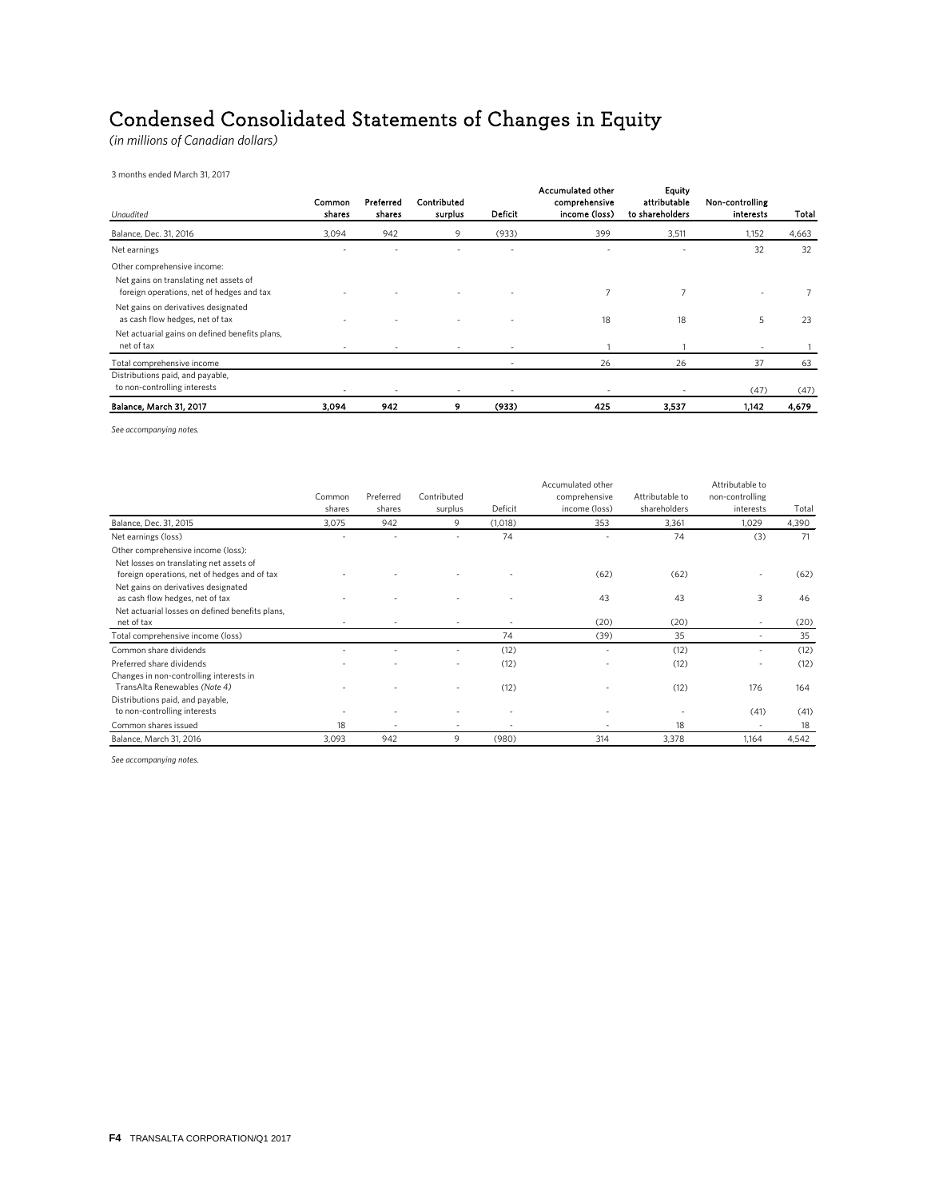# Condensed Consolidated Statements of Changes in Equity

*(in millions of Canadian dollars)*

3 months ended March 31, 2017

| *Unaudited* | **Common shares** | **Preferred shares** | **Contributed surplus** | **Deficit** | **Accumulated other comprehensive income (loss)** | **Equity attributable to shareholders** | **Non-controlling interests** | **Total** |
|---|---|---|---|---|---|---|---|---|
| Balance, Dec. 31, 2016 | 3,094 | 942 | 9 | (933) | 399 | 3,511 | 1,152 | 4,663 |
| Net earnings | - | - | - | - | - | - | 32 | 32 |
| Other comprehensive income: | | | | | | | | |
| Net gains on translating net assets of foreign operations, net of hedges and tax | - | - | - | - | 7 | 7 | - | 7 |
| Net gains on derivatives designated as cash flow hedges, net of tax | - | - | - | - | 18 | 18 | 5 | 23 |
| Net actuarial gains on defined benefits plans, net of tax | - | - | - | - | 1 | 1 | - | 1 |
| Total comprehensive income | | | | - | 26 | 26 | 37 | 63 |
| Distributions paid, and payable, to non-controlling interests | - | - | - | - | - | - | (47) | (47) |
| **Balance, March 31, 2017** | **3,094** | **942** | **9** | **(933)** | **425** | **3,537** | **1,142** | **4,679** |

*See accompanying notes.*

| | Common shares | Preferred shares | Contributed surplus | Deficit | Accumulated other comprehensive income (loss) | Attributable to shareholders | Attributable to non-controlling interests | Total |
|---|---|---|---|---|---|---|---|---|
| Balance, Dec. 31, 2015 | 3,075 | 942 | 9 | (1,018) | 353 | 3,361 | 1,029 | 4,390 |
| Net earnings (loss) | - | - | - | 74 | - | 74 | (3) | 71 |
| Other comprehensive income (loss): | | | | | | | | |
| Net losses on translating net assets of foreign operations, net of hedges and of tax | - | - | - | - | (62) | (62) | - | (62) |
| Net gains on derivatives designated as cash flow hedges, net of tax | - | - | - | - | 43 | 43 | 3 | 46 |
| Net actuarial losses on defined benefits plans, net of tax | - | - | - | - | (20) | (20) | - | (20) |
| Total comprehensive income (loss) | | | | 74 | (39) | 35 | - | 35 |
| Common share dividends | - | - | - | (12) | - | (12) | - | (12) |
| Preferred share dividends | - | - | - | (12) | - | (12) | - | (12) |
| Changes in non-controlling interests in TransAlta Renewables *(Note 4)* | - | - | - | (12) | - | (12) | 176 | 164 |
| Distributions paid, and payable, to non-controlling interests | - | - | - | - | - | - | (41) | (41) |
| Common shares issued | 18 | - | - | - | - | 18 | - | 18 |
| Balance, March 31, 2016 | 3,093 | 942 | 9 | (980) | 314 | 3,378 | 1,164 | 4,542 |

*See accompanying notes.*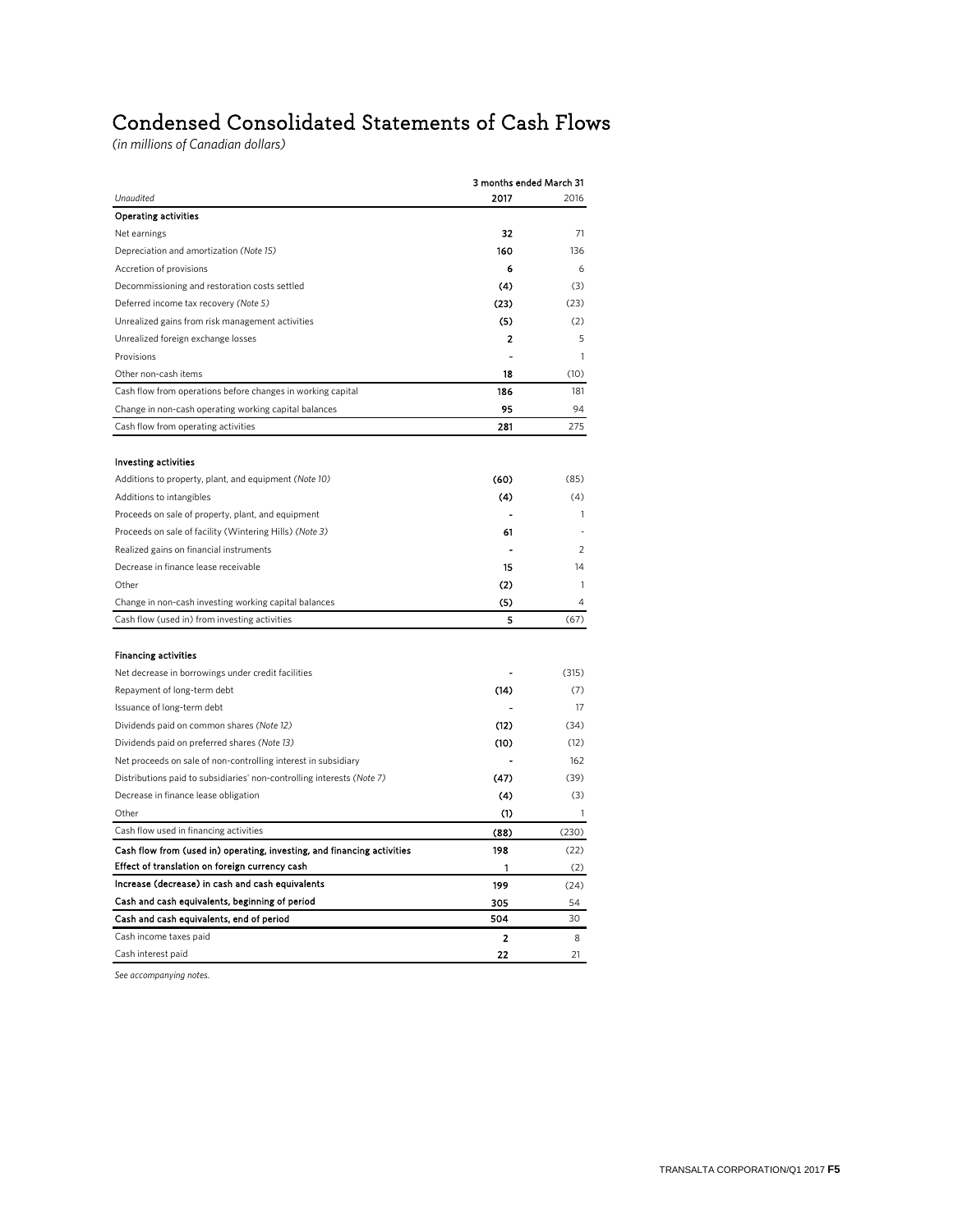# Condensed Consolidated Statements of Cash Flows

*(in millions of Canadian dollars)*

| *Unaudited* | 3 months ended March 31 2017 | 2016 |
|---|---|---|
| **Operating activities** | | |
| Net earnings | **32** | 71 |
| Depreciation and amortization *(Note 15)* | **160** | 136 |
| Accretion of provisions | **6** | 6 |
| Decommissioning and restoration costs settled | **(4)** | (3) |
| Deferred income tax recovery *(Note 5)* | **(23)** | (23) |
| Unrealized gains from risk management activities | **(5)** | (2) |
| Unrealized foreign exchange losses | **2** | 5 |
| Provisions | **-** | 1 |
| Other non-cash items | **18** | (10) |
| Cash flow from operations before changes in working capital | **186** | 181 |
| Change in non-cash operating working capital balances | **95** | 94 |
| Cash flow from operating activities | **281** | 275 |
| **Investing activities** | | |
| Additions to property, plant, and equipment *(Note 10)* | **(60)** | (85) |
| Additions to intangibles | **(4)** | (4) |
| Proceeds on sale of property, plant, and equipment | **-** | 1 |
| Proceeds on sale of facility (Wintering Hills) *(Note 3)* | **61** | - |
| Realized gains on financial instruments | **-** | 2 |
| Decrease in finance lease receivable | **15** | 14 |
| Other | **(2)** | 1 |
| Change in non-cash investing working capital balances | **(5)** | 4 |
| Cash flow (used in) from investing activities | **5** | (67) |
| **Financing activities** | | |
| Net decrease in borrowings under credit facilities | **-** | (315) |
| Repayment of long-term debt | **(14)** | (7) |
| Issuance of long-term debt | **-** | 17 |
| Dividends paid on common shares *(Note 12)* | **(12)** | (34) |
| Dividends paid on preferred shares *(Note 13)* | **(10)** | (12) |
| Net proceeds on sale of non-controlling interest in subsidiary | **-** | 162 |
| Distributions paid to subsidiaries' non-controlling interests *(Note 7)* | **(47)** | (39) |
| Decrease in finance lease obligation | **(4)** | (3) |
| Other | **(1)** | 1 |
| Cash flow used in financing activities | **(88)** | (230) |
| **Cash flow from (used in) operating, investing, and financing activities** | **198** | (22) |
| **Effect of translation on foreign currency cash** | **1** | (2) |
| **Increase (decrease) in cash and cash equivalents** | **199** | (24) |
| **Cash and cash equivalents, beginning of period** | **305** | 54 |
| **Cash and cash equivalents, end of period** | **504** | 30 |
| Cash income taxes paid | **2** | 8 |
| Cash interest paid | **22** | 21 |

*See accompanying notes.*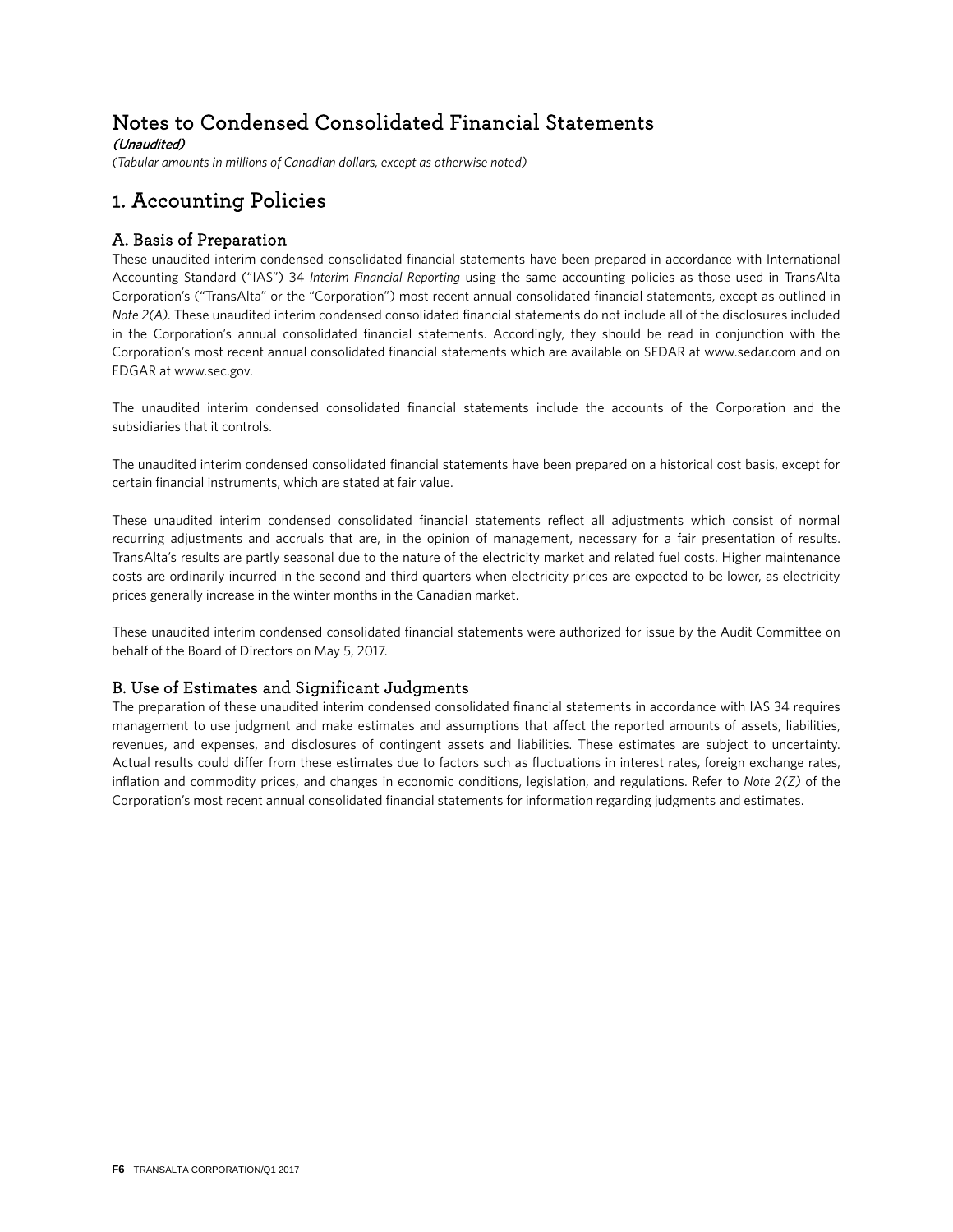# Notes to Condensed Consolidated Financial Statements

***(Unaudited)***

*(Tabular amounts in millions of Canadian dollars, except as otherwise noted)*

## 1. Accounting Policies

### A. Basis of Preparation

These unaudited interim condensed consolidated financial statements have been prepared in accordance with International Accounting Standard ("IAS") 34 *Interim Financial Reporting* using the same accounting policies as those used in TransAlta Corporation's ("TransAlta" or the "Corporation") most recent annual consolidated financial statements, except as outlined in *Note 2(A).* These unaudited interim condensed consolidated financial statements do not include all of the disclosures included in the Corporation's annual consolidated financial statements. Accordingly, they should be read in conjunction with the Corporation's most recent annual consolidated financial statements which are available on SEDAR at www.sedar.com and on EDGAR at www.sec.gov.

The unaudited interim condensed consolidated financial statements include the accounts of the Corporation and the subsidiaries that it controls.

The unaudited interim condensed consolidated financial statements have been prepared on a historical cost basis, except for certain financial instruments, which are stated at fair value.

These unaudited interim condensed consolidated financial statements reflect all adjustments which consist of normal recurring adjustments and accruals that are, in the opinion of management, necessary for a fair presentation of results. TransAlta's results are partly seasonal due to the nature of the electricity market and related fuel costs. Higher maintenance costs are ordinarily incurred in the second and third quarters when electricity prices are expected to be lower, as electricity prices generally increase in the winter months in the Canadian market.

These unaudited interim condensed consolidated financial statements were authorized for issue by the Audit Committee on behalf of the Board of Directors on May 5, 2017.

### B. Use of Estimates and Significant Judgments

The preparation of these unaudited interim condensed consolidated financial statements in accordance with IAS 34 requires management to use judgment and make estimates and assumptions that affect the reported amounts of assets, liabilities, revenues, and expenses, and disclosures of contingent assets and liabilities. These estimates are subject to uncertainty. Actual results could differ from these estimates due to factors such as fluctuations in interest rates, foreign exchange rates, inflation and commodity prices, and changes in economic conditions, legislation, and regulations. Refer to *Note 2(Z)* of the Corporation's most recent annual consolidated financial statements for information regarding judgments and estimates.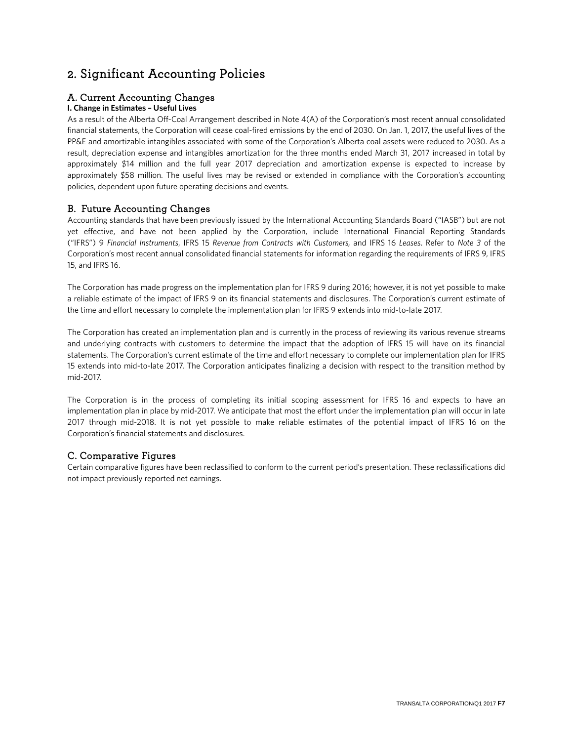# 2. Significant Accounting Policies

## A. Current Accounting Changes

**I. Change in Estimates – Useful Lives**

As a result of the Alberta Off-Coal Arrangement described in Note 4(A) of the Corporation's most recent annual consolidated financial statements, the Corporation will cease coal-fired emissions by the end of 2030. On Jan. 1, 2017, the useful lives of the PP&E and amortizable intangibles associated with some of the Corporation's Alberta coal assets were reduced to 2030. As a result, depreciation expense and intangibles amortization for the three months ended March 31, 2017 increased in total by approximately $14 million and the full year 2017 depreciation and amortization expense is expected to increase by approximately $58 million. The useful lives may be revised or extended in compliance with the Corporation's accounting policies, dependent upon future operating decisions and events.

## B. Future Accounting Changes

Accounting standards that have been previously issued by the International Accounting Standards Board ("IASB") but are not yet effective, and have not been applied by the Corporation, include International Financial Reporting Standards ("IFRS") 9 *Financial Instruments*, IFRS 15 *Revenue from Contracts with Customers,* and IFRS 16 *Leases*. Refer to *Note 3* of the Corporation's most recent annual consolidated financial statements for information regarding the requirements of IFRS 9, IFRS 15, and IFRS 16.

The Corporation has made progress on the implementation plan for IFRS 9 during 2016; however, it is not yet possible to make a reliable estimate of the impact of IFRS 9 on its financial statements and disclosures. The Corporation's current estimate of the time and effort necessary to complete the implementation plan for IFRS 9 extends into mid-to-late 2017.

The Corporation has created an implementation plan and is currently in the process of reviewing its various revenue streams and underlying contracts with customers to determine the impact that the adoption of IFRS 15 will have on its financial statements. The Corporation's current estimate of the time and effort necessary to complete our implementation plan for IFRS 15 extends into mid-to-late 2017. The Corporation anticipates finalizing a decision with respect to the transition method by mid-2017.

The Corporation is in the process of completing its initial scoping assessment for IFRS 16 and expects to have an implementation plan in place by mid-2017. We anticipate that most the effort under the implementation plan will occur in late 2017 through mid-2018. It is not yet possible to make reliable estimates of the potential impact of IFRS 16 on the Corporation's financial statements and disclosures.

## C. Comparative Figures

Certain comparative figures have been reclassified to conform to the current period's presentation. These reclassifications did not impact previously reported net earnings.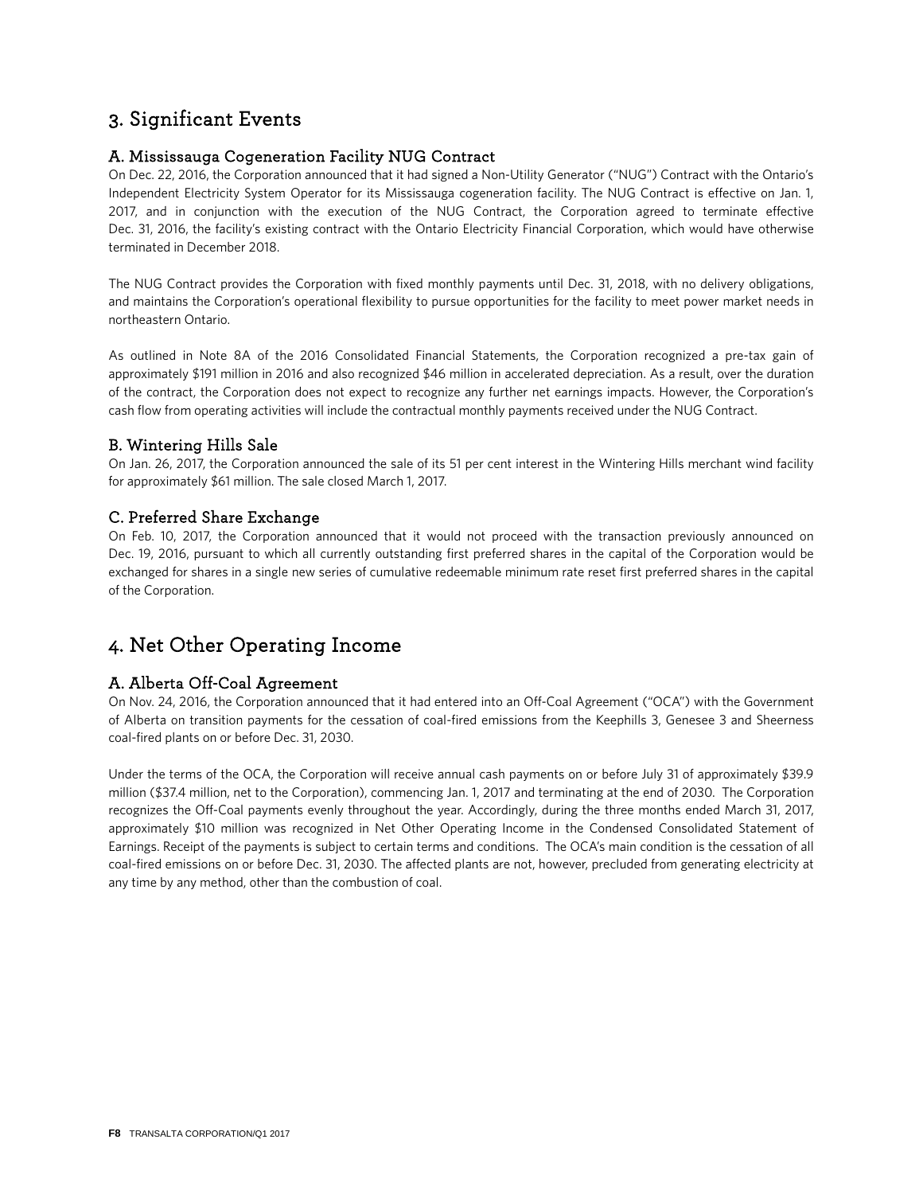# 3. Significant Events

## A. Mississauga Cogeneration Facility NUG Contract

On Dec. 22, 2016, the Corporation announced that it had signed a Non-Utility Generator ("NUG") Contract with the Ontario's Independent Electricity System Operator for its Mississauga cogeneration facility. The NUG Contract is effective on Jan. 1, 2017, and in conjunction with the execution of the NUG Contract, the Corporation agreed to terminate effective Dec. 31, 2016, the facility's existing contract with the Ontario Electricity Financial Corporation, which would have otherwise terminated in December 2018.

The NUG Contract provides the Corporation with fixed monthly payments until Dec. 31, 2018, with no delivery obligations, and maintains the Corporation's operational flexibility to pursue opportunities for the facility to meet power market needs in northeastern Ontario.

As outlined in Note 8A of the 2016 Consolidated Financial Statements, the Corporation recognized a pre-tax gain of approximately $191 million in 2016 and also recognized $46 million in accelerated depreciation. As a result, over the duration of the contract, the Corporation does not expect to recognize any further net earnings impacts. However, the Corporation's cash flow from operating activities will include the contractual monthly payments received under the NUG Contract.

## B. Wintering Hills Sale

On Jan. 26, 2017, the Corporation announced the sale of its 51 per cent interest in the Wintering Hills merchant wind facility for approximately $61 million. The sale closed March 1, 2017.

## C. Preferred Share Exchange

On Feb. 10, 2017, the Corporation announced that it would not proceed with the transaction previously announced on Dec. 19, 2016, pursuant to which all currently outstanding first preferred shares in the capital of the Corporation would be exchanged for shares in a single new series of cumulative redeemable minimum rate reset first preferred shares in the capital of the Corporation.

# 4. Net Other Operating Income

## A. Alberta Off-Coal Agreement

On Nov. 24, 2016, the Corporation announced that it had entered into an Off-Coal Agreement ("OCA") with the Government of Alberta on transition payments for the cessation of coal-fired emissions from the Keephills 3, Genesee 3 and Sheerness coal-fired plants on or before Dec. 31, 2030.

Under the terms of the OCA, the Corporation will receive annual cash payments on or before July 31 of approximately $39.9 million ($37.4 million, net to the Corporation), commencing Jan. 1, 2017 and terminating at the end of 2030. The Corporation recognizes the Off-Coal payments evenly throughout the year. Accordingly, during the three months ended March 31, 2017, approximately $10 million was recognized in Net Other Operating Income in the Condensed Consolidated Statement of Earnings. Receipt of the payments is subject to certain terms and conditions. The OCA's main condition is the cessation of all coal-fired emissions on or before Dec. 31, 2030. The affected plants are not, however, precluded from generating electricity at any time by any method, other than the combustion of coal.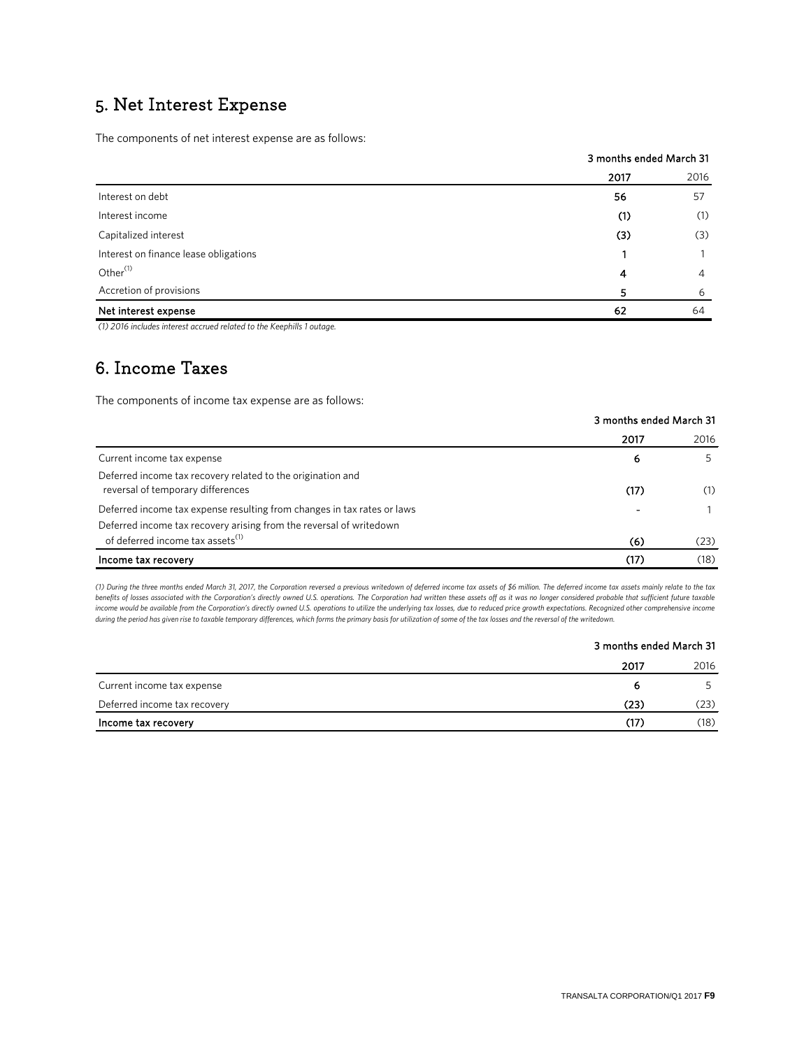## 5. Net Interest Expense

The components of net interest expense are as follows:

| | 3 months ended March 31 | |
|---|---|---|
| | **2017** | 2016 |
| Interest on debt | **56** | 57 |
| Interest income | **(1)** | (1) |
| Capitalized interest | **(3)** | (3) |
| Interest on finance lease obligations | **1** | 1 |
| Other[(1)] | **4** | 4 |
| Accretion of provisions | **5** | 6 |
| **Net interest expense** | **62** | 64 |

*(1) 2016 includes interest accrued related to the Keephills 1 outage.*

## 6. Income Taxes

The components of income tax expense are as follows:

| | 3 months ended March 31 | |
|---|---|---|
| | **2017** | 2016 |
| Current income tax expense | **6** | 5 |
| Deferred income tax recovery related to the origination and reversal of temporary differences | **(17)** | (1) |
| Deferred income tax expense resulting from changes in tax rates or laws | **-** | 1 |
| Deferred income tax recovery arising from the reversal of writedown of deferred income tax assets[(1)] | **(6)** | (23) |
| **Income tax recovery** | **(17)** | (18) |

*(1) During the three months ended March 31, 2017, the Corporation reversed a previous writedown of deferred income tax assets of $6 million. The deferred income tax assets mainly relate to the tax benefits of losses associated with the Corporation's directly owned U.S. operations. The Corporation had written these assets off as it was no longer considered probable that sufficient future taxable income would be available from the Corporation's directly owned U.S. operations to utilize the underlying tax losses, due to reduced price growth expectations. Recognized other comprehensive income during the period has given rise to taxable temporary differences, which forms the primary basis for utilization of some of the tax losses and the reversal of the writedown.*

| | 3 months ended March 31 | |
|---|---|---|
| | **2017** | 2016 |
| Current income tax expense | **6** | 5 |
| Deferred income tax recovery | **(23)** | (23) |
| **Income tax recovery** | **(17)** | (18) |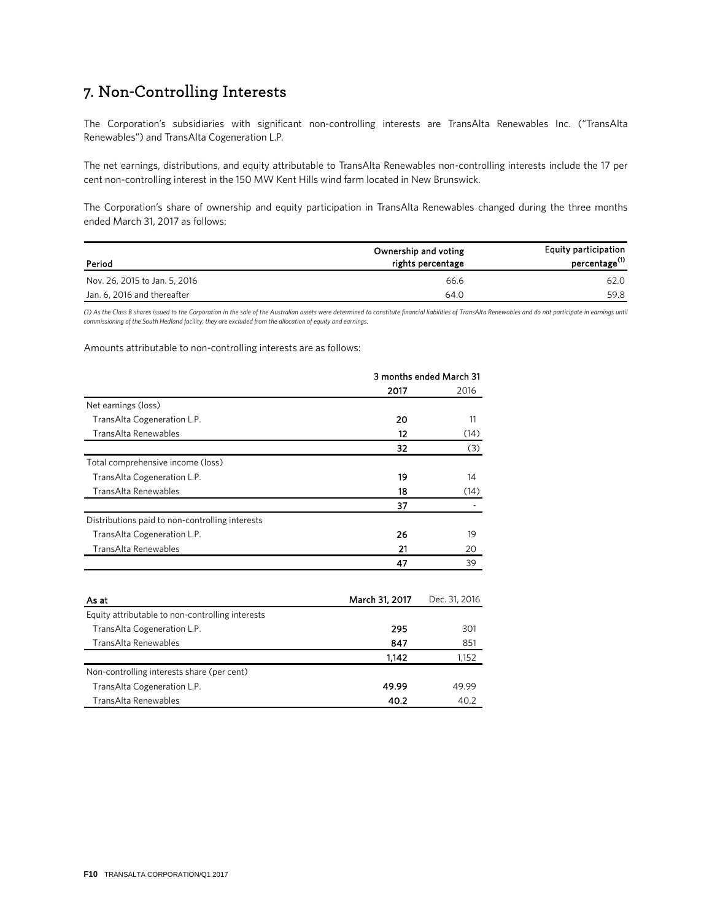# 7. Non-Controlling Interests

The Corporation's subsidiaries with significant non-controlling interests are TransAlta Renewables Inc. ("TransAlta Renewables") and TransAlta Cogeneration L.P.

The net earnings, distributions, and equity attributable to TransAlta Renewables non-controlling interests include the 17 per cent non-controlling interest in the 150 MW Kent Hills wind farm located in New Brunswick.

The Corporation's share of ownership and equity participation in TransAlta Renewables changed during the three months ended March 31, 2017 as follows:

| Period | Ownership and voting rights percentage | Equity participation percentage[(1)] |
|---|---|---|
| Nov. 26, 2015 to Jan. 5, 2016 | 66.6 | 62.0 |
| Jan. 6, 2016 and thereafter | 64.0 | 59.8 |

*(1) As the Class B shares issued to the Corporation in the sale of the Australian assets were determined to constitute financial liabilities of TransAlta Renewables and do not participate in earnings until commissioning of the South Hedland facility, they are excluded from the allocation of equity and earnings.*

Amounts attributable to non-controlling interests are as follows:

| | 3 months ended March 31 | |
|---|---|---|
| | **2017** | 2016 |
| Net earnings (loss) | | |
| TransAlta Cogeneration L.P. | **20** | 11 |
| TransAlta Renewables | **12** | (14) |
| | **32** | (3) |
| Total comprehensive income (loss) | | |
| TransAlta Cogeneration L.P. | **19** | 14 |
| TransAlta Renewables | **18** | (14) |
| | **37** | - |
| Distributions paid to non-controlling interests | | |
| TransAlta Cogeneration L.P. | **26** | 19 |
| TransAlta Renewables | **21** | 20 |
| | **47** | 39 |

| As at | March 31, 2017 | Dec. 31, 2016 |
|---|---|---|
| Equity attributable to non-controlling interests | | |
| TransAlta Cogeneration L.P. | **295** | 301 |
| TransAlta Renewables | **847** | 851 |
| | **1,142** | 1,152 |
| Non-controlling interests share (per cent) | | |
| TransAlta Cogeneration L.P. | **49.99** | 49.99 |
| TransAlta Renewables | **40.2** | 40.2 |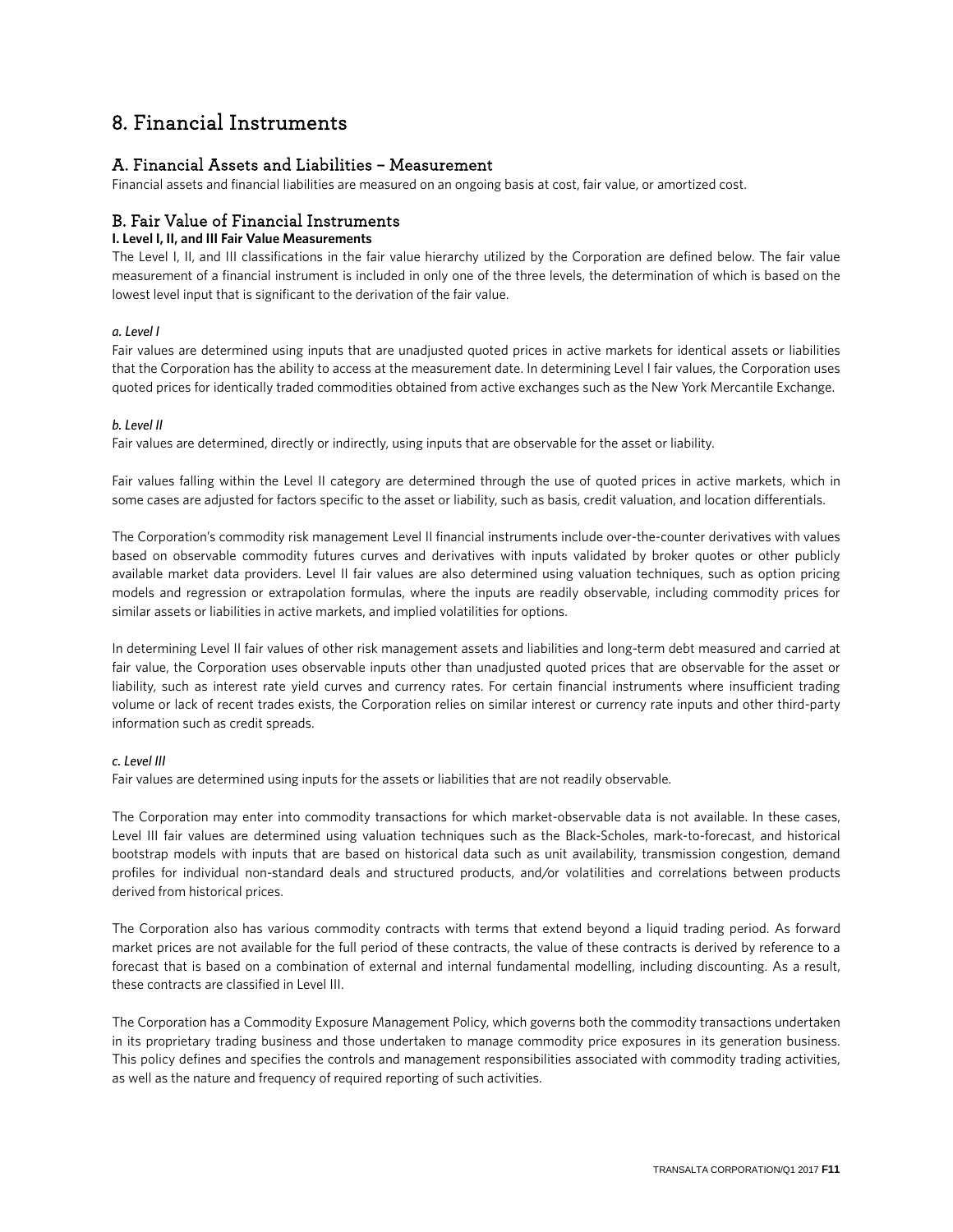# 8. Financial Instruments

## A. Financial Assets and Liabilities – Measurement

Financial assets and financial liabilities are measured on an ongoing basis at cost, fair value, or amortized cost.

## B. Fair Value of Financial Instruments

**I. Level I, II, and III Fair Value Measurements**

The Level I, II, and III classifications in the fair value hierarchy utilized by the Corporation are defined below. The fair value measurement of a financial instrument is included in only one of the three levels, the determination of which is based on the lowest level input that is significant to the derivation of the fair value.

***a. Level I***

Fair values are determined using inputs that are unadjusted quoted prices in active markets for identical assets or liabilities that the Corporation has the ability to access at the measurement date. In determining Level I fair values, the Corporation uses quoted prices for identically traded commodities obtained from active exchanges such as the New York Mercantile Exchange.

***b. Level II***

Fair values are determined, directly or indirectly, using inputs that are observable for the asset or liability.

Fair values falling within the Level II category are determined through the use of quoted prices in active markets, which in some cases are adjusted for factors specific to the asset or liability, such as basis, credit valuation, and location differentials.

The Corporation's commodity risk management Level II financial instruments include over-the-counter derivatives with values based on observable commodity futures curves and derivatives with inputs validated by broker quotes or other publicly available market data providers. Level II fair values are also determined using valuation techniques, such as option pricing models and regression or extrapolation formulas, where the inputs are readily observable, including commodity prices for similar assets or liabilities in active markets, and implied volatilities for options.

In determining Level II fair values of other risk management assets and liabilities and long-term debt measured and carried at fair value, the Corporation uses observable inputs other than unadjusted quoted prices that are observable for the asset or liability, such as interest rate yield curves and currency rates. For certain financial instruments where insufficient trading volume or lack of recent trades exists, the Corporation relies on similar interest or currency rate inputs and other third-party information such as credit spreads.

***c. Level III***

Fair values are determined using inputs for the assets or liabilities that are not readily observable.

The Corporation may enter into commodity transactions for which market-observable data is not available. In these cases, Level III fair values are determined using valuation techniques such as the Black-Scholes, mark-to-forecast, and historical bootstrap models with inputs that are based on historical data such as unit availability, transmission congestion, demand profiles for individual non-standard deals and structured products, and/or volatilities and correlations between products derived from historical prices.

The Corporation also has various commodity contracts with terms that extend beyond a liquid trading period. As forward market prices are not available for the full period of these contracts, the value of these contracts is derived by reference to a forecast that is based on a combination of external and internal fundamental modelling, including discounting. As a result, these contracts are classified in Level III.

The Corporation has a Commodity Exposure Management Policy, which governs both the commodity transactions undertaken in its proprietary trading business and those undertaken to manage commodity price exposures in its generation business. This policy defines and specifies the controls and management responsibilities associated with commodity trading activities, as well as the nature and frequency of required reporting of such activities.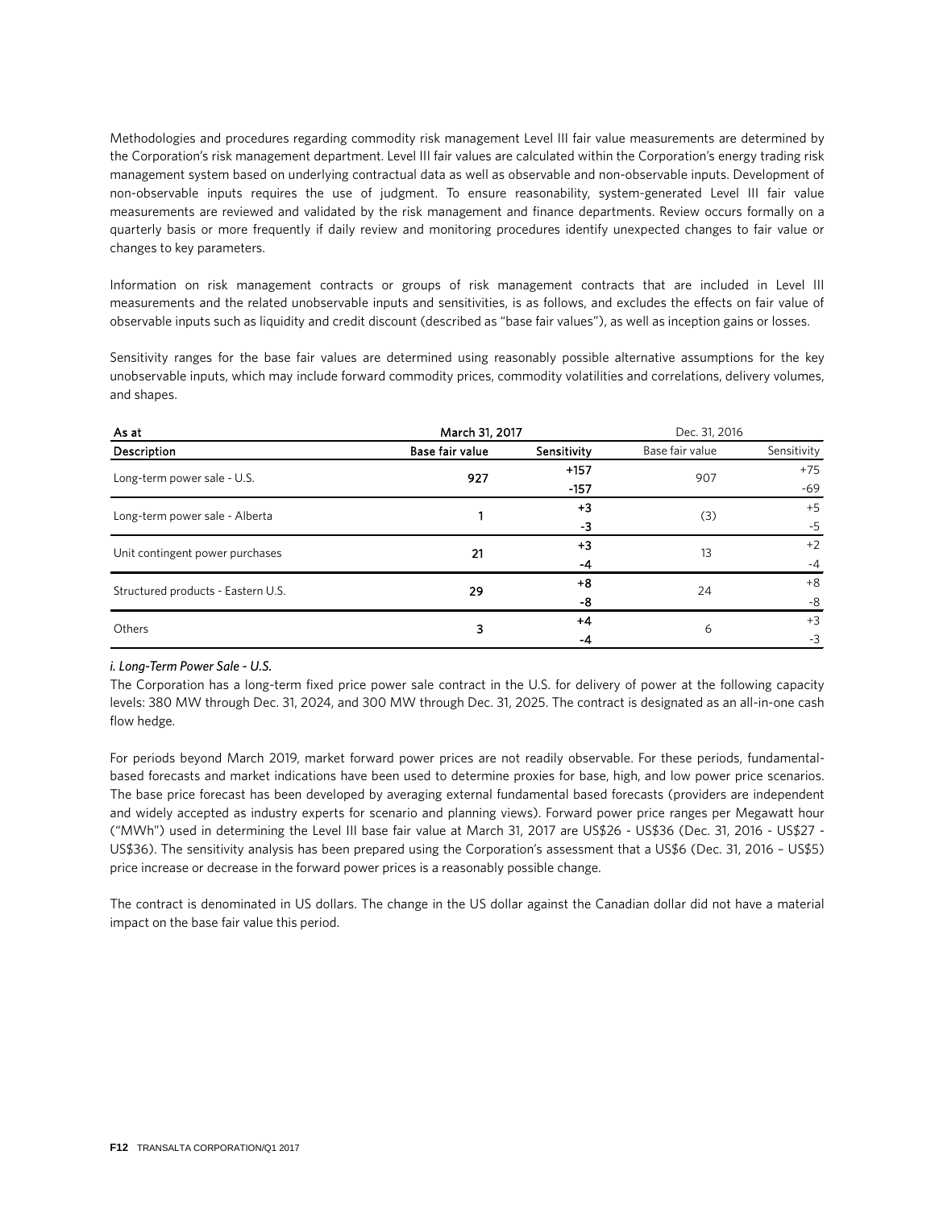Methodologies and procedures regarding commodity risk management Level III fair value measurements are determined by the Corporation's risk management department. Level III fair values are calculated within the Corporation's energy trading risk management system based on underlying contractual data as well as observable and non-observable inputs. Development of non-observable inputs requires the use of judgment. To ensure reasonability, system-generated Level III fair value measurements are reviewed and validated by the risk management and finance departments. Review occurs formally on a quarterly basis or more frequently if daily review and monitoring procedures identify unexpected changes to fair value or changes to key parameters.

Information on risk management contracts or groups of risk management contracts that are included in Level III measurements and the related unobservable inputs and sensitivities, is as follows, and excludes the effects on fair value of observable inputs such as liquidity and credit discount (described as "base fair values"), as well as inception gains or losses.

Sensitivity ranges for the base fair values are determined using reasonably possible alternative assumptions for the key unobservable inputs, which may include forward commodity prices, commodity volatilities and correlations, delivery volumes, and shapes.

| As at | March 31, 2017 | | Dec. 31, 2016 | |
|---|---|---|---|---|
| **Description** | **Base fair value** | **Sensitivity** | Base fair value | Sensitivity |
| Long-term power sale - U.S. | **927** | **+157**<br>**-157** | 907 | +75<br>-69 |
| Long-term power sale - Alberta | **1** | **+3**<br>**-3** | (3) | +5<br>-5 |
| Unit contingent power purchases | **21** | **+3**<br>**-4** | 13 | +2<br>-4 |
| Structured products - Eastern U.S. | **29** | **+8**<br>**-8** | 24 | +8<br>-8 |
| Others | **3** | **+4**<br>**-4** | 6 | +3<br>-3 |

***i. Long-Term Power Sale - U.S.***

The Corporation has a long-term fixed price power sale contract in the U.S. for delivery of power at the following capacity levels: 380 MW through Dec. 31, 2024, and 300 MW through Dec. 31, 2025. The contract is designated as an all-in-one cash flow hedge.

For periods beyond March 2019, market forward power prices are not readily observable. For these periods, fundamental-based forecasts and market indications have been used to determine proxies for base, high, and low power price scenarios. The base price forecast has been developed by averaging external fundamental based forecasts (providers are independent and widely accepted as industry experts for scenario and planning views). Forward power price ranges per Megawatt hour ("MWh") used in determining the Level III base fair value at March 31, 2017 are US$26 - US$36 (Dec. 31, 2016 - US$27 - US$36). The sensitivity analysis has been prepared using the Corporation's assessment that a US$6 (Dec. 31, 2016 – US$5) price increase or decrease in the forward power prices is a reasonably possible change.

The contract is denominated in US dollars. The change in the US dollar against the Canadian dollar did not have a material impact on the base fair value this period.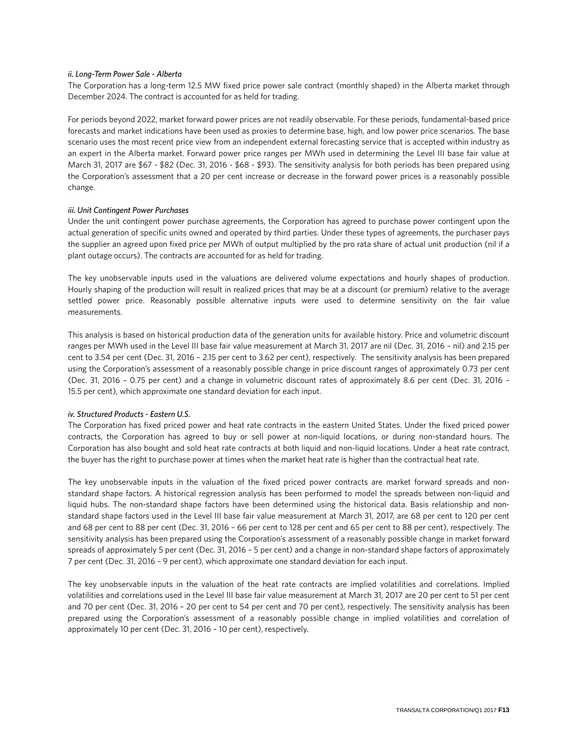*ii. Long-Term Power Sale - Alberta*

The Corporation has a long-term 12.5 MW fixed price power sale contract (monthly shaped) in the Alberta market through December 2024. The contract is accounted for as held for trading.

For periods beyond 2022, market forward power prices are not readily observable. For these periods, fundamental-based price forecasts and market indications have been used as proxies to determine base, high, and low power price scenarios. The base scenario uses the most recent price view from an independent external forecasting service that is accepted within industry as an expert in the Alberta market. Forward power price ranges per MWh used in determining the Level III base fair value at March 31, 2017 are $67 - $82 (Dec. 31, 2016 - $68 - $93). The sensitivity analysis for both periods has been prepared using the Corporation's assessment that a 20 per cent increase or decrease in the forward power prices is a reasonably possible change.

*iii. Unit Contingent Power Purchases*

Under the unit contingent power purchase agreements, the Corporation has agreed to purchase power contingent upon the actual generation of specific units owned and operated by third parties. Under these types of agreements, the purchaser pays the supplier an agreed upon fixed price per MWh of output multiplied by the pro rata share of actual unit production (nil if a plant outage occurs). The contracts are accounted for as held for trading.

The key unobservable inputs used in the valuations are delivered volume expectations and hourly shapes of production. Hourly shaping of the production will result in realized prices that may be at a discount (or premium) relative to the average settled power price. Reasonably possible alternative inputs were used to determine sensitivity on the fair value measurements.

This analysis is based on historical production data of the generation units for available history. Price and volumetric discount ranges per MWh used in the Level III base fair value measurement at March 31, 2017 are nil (Dec. 31, 2016 – nil) and 2.15 per cent to 3.54 per cent (Dec. 31, 2016 – 2.15 per cent to 3.62 per cent), respectively. The sensitivity analysis has been prepared using the Corporation's assessment of a reasonably possible change in price discount ranges of approximately 0.73 per cent (Dec. 31, 2016 – 0.75 per cent) and a change in volumetric discount rates of approximately 8.6 per cent (Dec. 31, 2016 – 15.5 per cent), which approximate one standard deviation for each input.

*iv. Structured Products - Eastern U.S.*

The Corporation has fixed priced power and heat rate contracts in the eastern United States. Under the fixed priced power contracts, the Corporation has agreed to buy or sell power at non-liquid locations, or during non-standard hours. The Corporation has also bought and sold heat rate contracts at both liquid and non-liquid locations. Under a heat rate contract, the buyer has the right to purchase power at times when the market heat rate is higher than the contractual heat rate.

The key unobservable inputs in the valuation of the fixed priced power contracts are market forward spreads and non-standard shape factors. A historical regression analysis has been performed to model the spreads between non-liquid and liquid hubs. The non-standard shape factors have been determined using the historical data. Basis relationship and non-standard shape factors used in the Level III base fair value measurement at March 31, 2017, are 68 per cent to 120 per cent and 68 per cent to 88 per cent (Dec. 31, 2016 – 66 per cent to 128 per cent and 65 per cent to 88 per cent), respectively. The sensitivity analysis has been prepared using the Corporation's assessment of a reasonably possible change in market forward spreads of approximately 5 per cent (Dec. 31, 2016 – 5 per cent) and a change in non-standard shape factors of approximately 7 per cent (Dec. 31, 2016 – 9 per cent), which approximate one standard deviation for each input.

The key unobservable inputs in the valuation of the heat rate contracts are implied volatilities and correlations. Implied volatilities and correlations used in the Level III base fair value measurement at March 31, 2017 are 20 per cent to 51 per cent and 70 per cent (Dec. 31, 2016 – 20 per cent to 54 per cent and 70 per cent), respectively. The sensitivity analysis has been prepared using the Corporation's assessment of a reasonably possible change in implied volatilities and correlation of approximately 10 per cent (Dec. 31, 2016 – 10 per cent), respectively.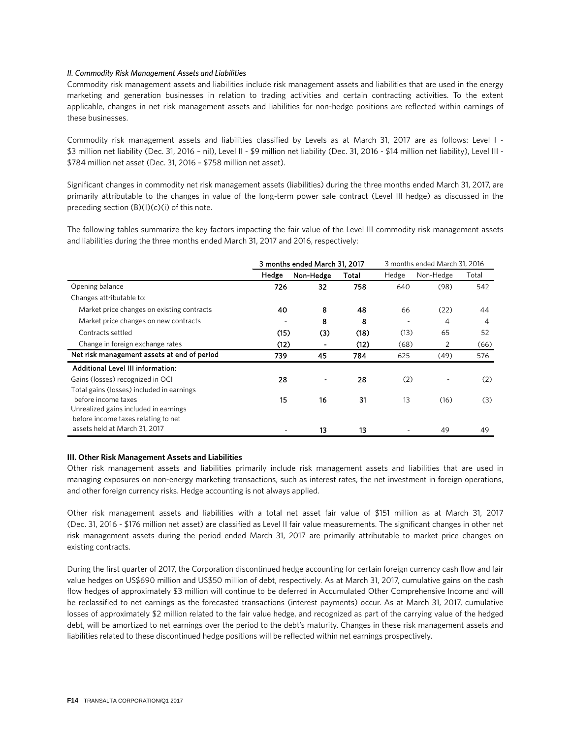*II. Commodity Risk Management Assets and Liabilities*

Commodity risk management assets and liabilities include risk management assets and liabilities that are used in the energy marketing and generation businesses in relation to trading activities and certain contracting activities. To the extent applicable, changes in net risk management assets and liabilities for non-hedge positions are reflected within earnings of these businesses.

Commodity risk management assets and liabilities classified by Levels as at March 31, 2017 are as follows: Level I - $3 million net liability (Dec. 31, 2016 – nil), Level II - $9 million net liability (Dec. 31, 2016 - $14 million net liability), Level III - $784 million net asset (Dec. 31, 2016 – $758 million net asset).

Significant changes in commodity net risk management assets (liabilities) during the three months ended March 31, 2017, are primarily attributable to the changes in value of the long-term power sale contract (Level III hedge) as discussed in the preceding section (B)(I)(c)(i) of this note.

The following tables summarize the key factors impacting the fair value of the Level III commodity risk management assets and liabilities during the three months ended March 31, 2017 and 2016, respectively:

| | 3 months ended March 31, 2017 | | | 3 months ended March 31, 2016 | | |
|---|---|---|---|---|---|---|
| | Hedge | Non-Hedge | Total | Hedge | Non-Hedge | Total |
| Opening balance | 726 | 32 | 758 | 640 | (98) | 542 |
| Changes attributable to: | | | | | | |
| Market price changes on existing contracts | 40 | 8 | 48 | 66 | (22) | 44 |
| Market price changes on new contracts | - | 8 | 8 | - | 4 | 4 |
| Contracts settled | (15) | (3) | (18) | (13) | 65 | 52 |
| Change in foreign exchange rates | (12) | - | (12) | (68) | 2 | (66) |
| **Net risk management assets at end of period** | 739 | 45 | 784 | 625 | (49) | 576 |
| **Additional Level III information:** | | | | | | |
| Gains (losses) recognized in OCI | 28 | - | 28 | (2) | - | (2) |
| Total gains (losses) included in earnings before income taxes | 15 | 16 | 31 | 13 | (16) | (3) |
| Unrealized gains included in earnings before income taxes relating to net assets held at March 31, 2017 | - | 13 | 13 | - | 49 | 49 |

**III. Other Risk Management Assets and Liabilities**

Other risk management assets and liabilities primarily include risk management assets and liabilities that are used in managing exposures on non-energy marketing transactions, such as interest rates, the net investment in foreign operations, and other foreign currency risks. Hedge accounting is not always applied.

Other risk management assets and liabilities with a total net asset fair value of $151 million as at March 31, 2017 (Dec. 31, 2016 - $176 million net asset) are classified as Level II fair value measurements. The significant changes in other net risk management assets during the period ended March 31, 2017 are primarily attributable to market price changes on existing contracts.

During the first quarter of 2017, the Corporation discontinued hedge accounting for certain foreign currency cash flow and fair value hedges on US$690 million and US$50 million of debt, respectively. As at March 31, 2017, cumulative gains on the cash flow hedges of approximately $3 million will continue to be deferred in Accumulated Other Comprehensive Income and will be reclassified to net earnings as the forecasted transactions (interest payments) occur. As at March 31, 2017, cumulative losses of approximately $2 million related to the fair value hedge, and recognized as part of the carrying value of the hedged debt, will be amortized to net earnings over the period to the debt's maturity. Changes in these risk management assets and liabilities related to these discontinued hedge positions will be reflected within net earnings prospectively.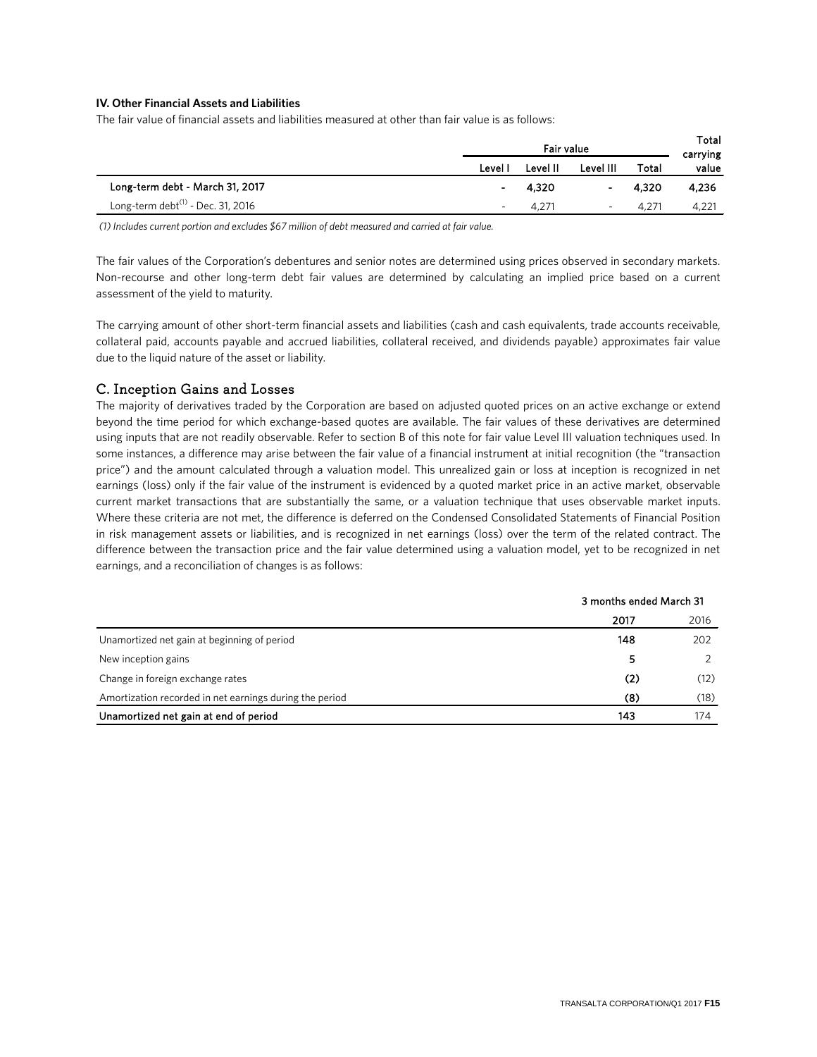**IV. Other Financial Assets and Liabilities**

The fair value of financial assets and liabilities measured at other than fair value is as follows:

| | Fair value | | | | Total carrying |
|---|---|---|---|---|---|
| | Level I | Level II | Level III | Total | value |
| **Long-term debt - March 31, 2017** | **-** | **4,320** | **-** | **4,320** | **4,236** |
| Long-term debt[(1)] - Dec. 31, 2016 | - | 4,271 | - | 4,271 | 4,221 |

*(1) Includes current portion and excludes $67 million of debt measured and carried at fair value.*

The fair values of the Corporation's debentures and senior notes are determined using prices observed in secondary markets. Non-recourse and other long-term debt fair values are determined by calculating an implied price based on a current assessment of the yield to maturity.

The carrying amount of other short-term financial assets and liabilities (cash and cash equivalents, trade accounts receivable, collateral paid, accounts payable and accrued liabilities, collateral received, and dividends payable) approximates fair value due to the liquid nature of the asset or liability.

## C. Inception Gains and Losses

The majority of derivatives traded by the Corporation are based on adjusted quoted prices on an active exchange or extend beyond the time period for which exchange-based quotes are available. The fair values of these derivatives are determined using inputs that are not readily observable. Refer to section B of this note for fair value Level III valuation techniques used. In some instances, a difference may arise between the fair value of a financial instrument at initial recognition (the "transaction price") and the amount calculated through a valuation model. This unrealized gain or loss at inception is recognized in net earnings (loss) only if the fair value of the instrument is evidenced by a quoted market price in an active market, observable current market transactions that are substantially the same, or a valuation technique that uses observable market inputs. Where these criteria are not met, the difference is deferred on the Condensed Consolidated Statements of Financial Position in risk management assets or liabilities, and is recognized in net earnings (loss) over the term of the related contract. The difference between the transaction price and the fair value determined using a valuation model, yet to be recognized in net earnings, and a reconciliation of changes is as follows:

| | 3 months ended March 31 | |
|---|---|---|
| | **2017** | 2016 |
| Unamortized net gain at beginning of period | **148** | 202 |
| New inception gains | **5** | 2 |
| Change in foreign exchange rates | **(2)** | (12) |
| Amortization recorded in net earnings during the period | **(8)** | (18) |
| **Unamortized net gain at end of period** | **143** | 174 |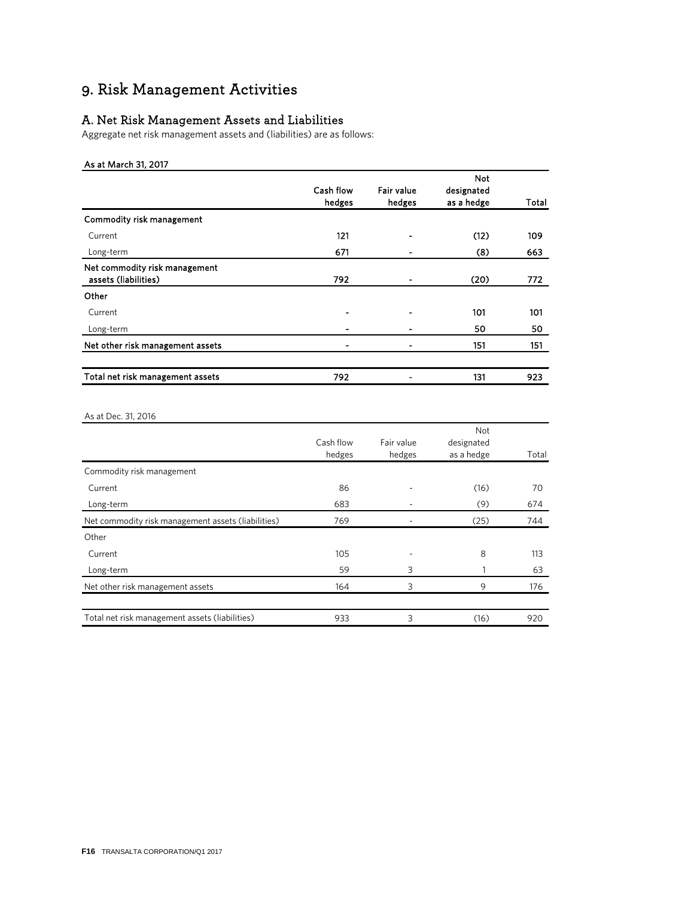# 9. Risk Management Activities

## A. Net Risk Management Assets and Liabilities

Aggregate net risk management assets and (liabilities) are as follows:

**As at March 31, 2017**

| | Cash flow hedges | Fair value hedges | Not designated as a hedge | Total |
|---|---|---|---|---|
| **Commodity risk management** | | | | |
| Current | 121 | - | (12) | 109 |
| Long-term | 671 | - | (8) | 663 |
| **Net commodity risk management assets (liabilities)** | 792 | - | (20) | 772 |
| **Other** | | | | |
| Current | - | - | 101 | 101 |
| Long-term | - | - | 50 | 50 |
| **Net other risk management assets** | - | - | 151 | 151 |
| **Total net risk management assets** | 792 | - | 131 | 923 |

As at Dec. 31, 2016

| | Cash flow hedges | Fair value hedges | Not designated as a hedge | Total |
|---|---|---|---|---|
| Commodity risk management | | | | |
| Current | 86 | - | (16) | 70 |
| Long-term | 683 | - | (9) | 674 |
| Net commodity risk management assets (liabilities) | 769 | - | (25) | 744 |
| Other | | | | |
| Current | 105 | - | 8 | 113 |
| Long-term | 59 | 3 | 1 | 63 |
| Net other risk management assets | 164 | 3 | 9 | 176 |
| Total net risk management assets (liabilities) | 933 | 3 | (16) | 920 |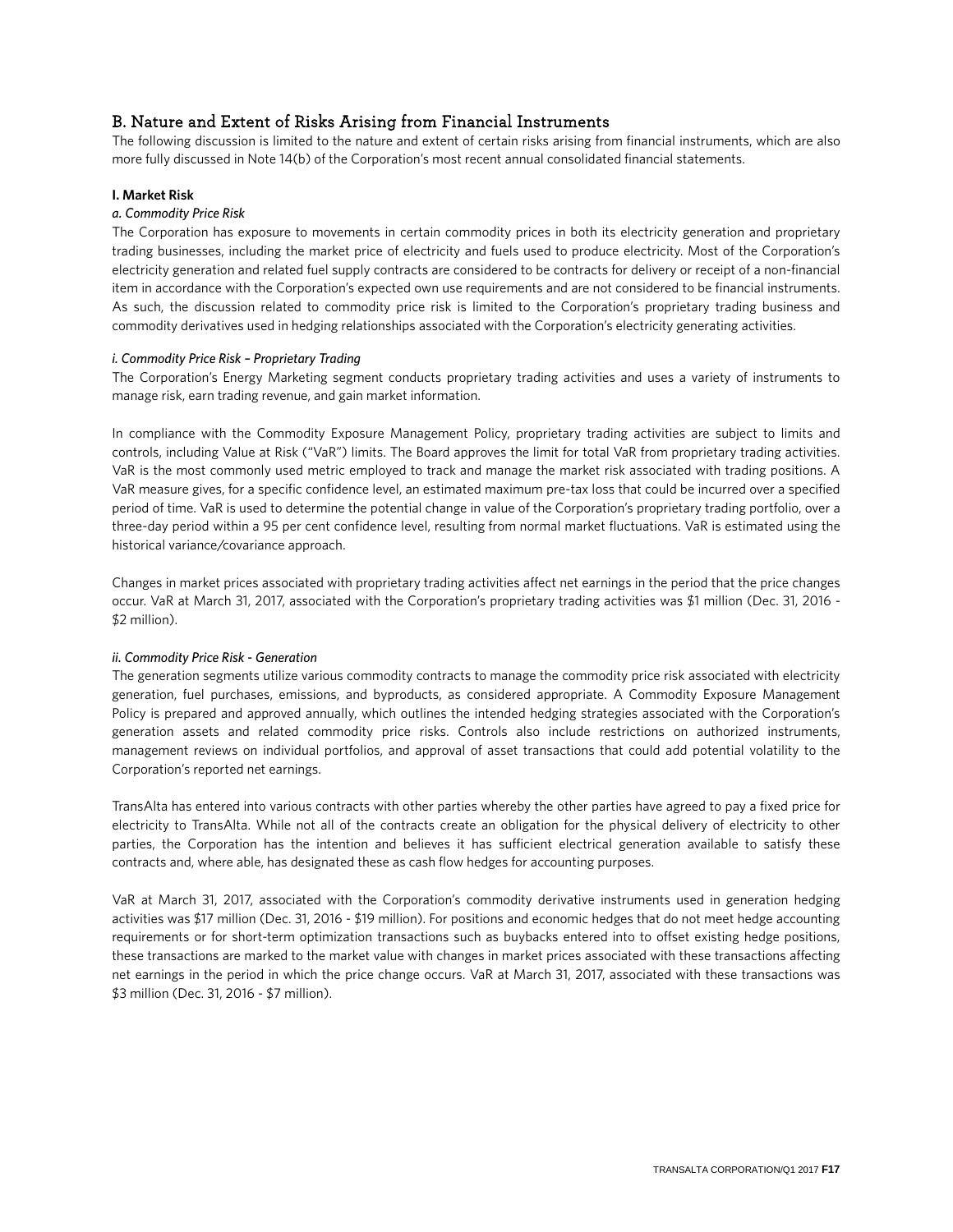## B. Nature and Extent of Risks Arising from Financial Instruments

The following discussion is limited to the nature and extent of certain risks arising from financial instruments, which are also more fully discussed in Note 14(b) of the Corporation's most recent annual consolidated financial statements.

**I. Market Risk**

*a. Commodity Price Risk*

The Corporation has exposure to movements in certain commodity prices in both its electricity generation and proprietary trading businesses, including the market price of electricity and fuels used to produce electricity. Most of the Corporation's electricity generation and related fuel supply contracts are considered to be contracts for delivery or receipt of a non-financial item in accordance with the Corporation's expected own use requirements and are not considered to be financial instruments. As such, the discussion related to commodity price risk is limited to the Corporation's proprietary trading business and commodity derivatives used in hedging relationships associated with the Corporation's electricity generating activities.

*i. Commodity Price Risk – Proprietary Trading*

The Corporation's Energy Marketing segment conducts proprietary trading activities and uses a variety of instruments to manage risk, earn trading revenue, and gain market information.

In compliance with the Commodity Exposure Management Policy, proprietary trading activities are subject to limits and controls, including Value at Risk ("VaR") limits. The Board approves the limit for total VaR from proprietary trading activities. VaR is the most commonly used metric employed to track and manage the market risk associated with trading positions. A VaR measure gives, for a specific confidence level, an estimated maximum pre-tax loss that could be incurred over a specified period of time. VaR is used to determine the potential change in value of the Corporation's proprietary trading portfolio, over a three-day period within a 95 per cent confidence level, resulting from normal market fluctuations. VaR is estimated using the historical variance/covariance approach.

Changes in market prices associated with proprietary trading activities affect net earnings in the period that the price changes occur. VaR at March 31, 2017, associated with the Corporation's proprietary trading activities was $1 million (Dec. 31, 2016 - $2 million).

*ii. Commodity Price Risk - Generation*

The generation segments utilize various commodity contracts to manage the commodity price risk associated with electricity generation, fuel purchases, emissions, and byproducts, as considered appropriate. A Commodity Exposure Management Policy is prepared and approved annually, which outlines the intended hedging strategies associated with the Corporation's generation assets and related commodity price risks. Controls also include restrictions on authorized instruments, management reviews on individual portfolios, and approval of asset transactions that could add potential volatility to the Corporation's reported net earnings.

TransAlta has entered into various contracts with other parties whereby the other parties have agreed to pay a fixed price for electricity to TransAlta. While not all of the contracts create an obligation for the physical delivery of electricity to other parties, the Corporation has the intention and believes it has sufficient electrical generation available to satisfy these contracts and, where able, has designated these as cash flow hedges for accounting purposes.

VaR at March 31, 2017, associated with the Corporation's commodity derivative instruments used in generation hedging activities was $17 million (Dec. 31, 2016 - $19 million). For positions and economic hedges that do not meet hedge accounting requirements or for short-term optimization transactions such as buybacks entered into to offset existing hedge positions, these transactions are marked to the market value with changes in market prices associated with these transactions affecting net earnings in the period in which the price change occurs. VaR at March 31, 2017, associated with these transactions was $3 million (Dec. 31, 2016 - $7 million).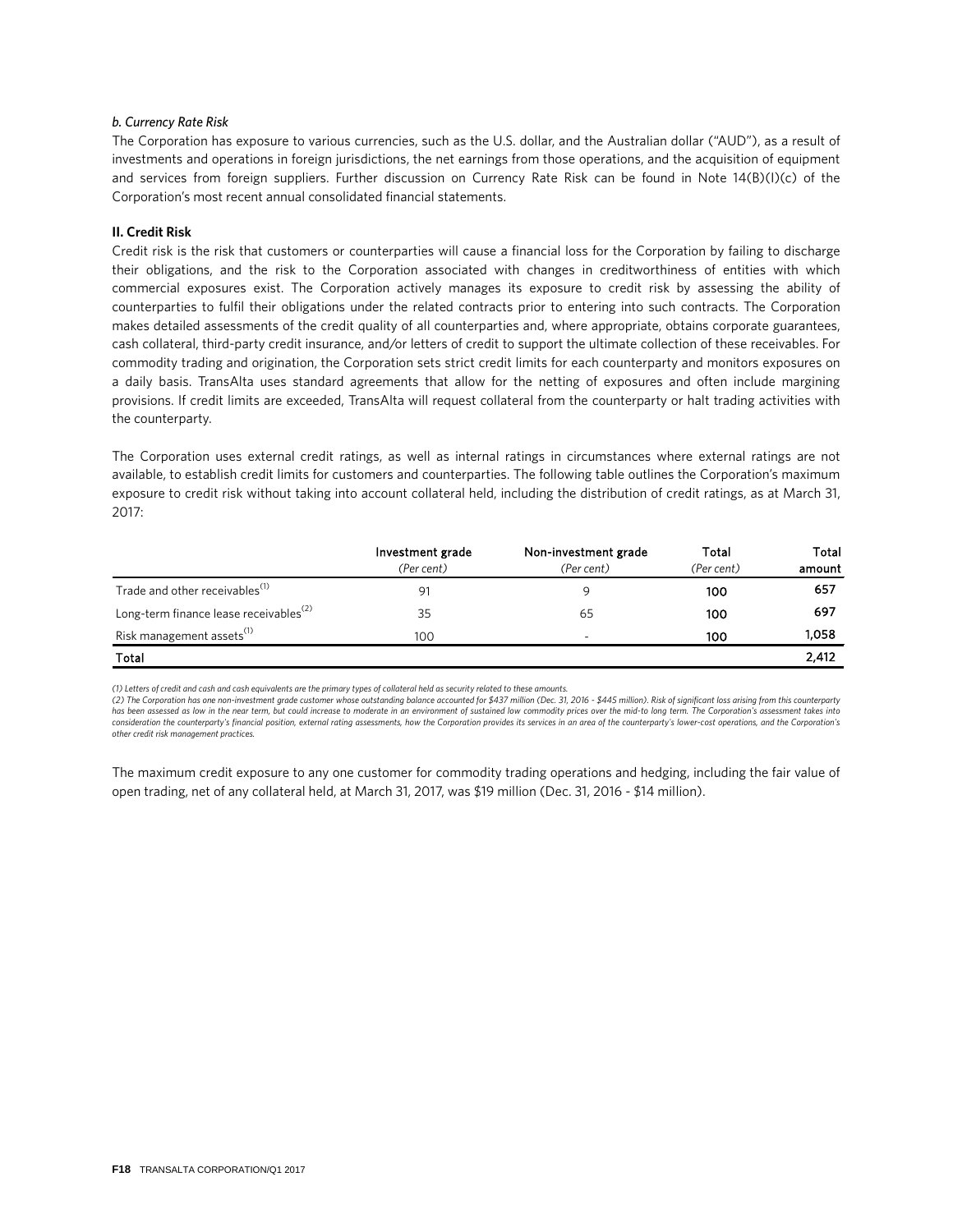*b. Currency Rate Risk*

The Corporation has exposure to various currencies, such as the U.S. dollar, and the Australian dollar ("AUD"), as a result of investments and operations in foreign jurisdictions, the net earnings from those operations, and the acquisition of equipment and services from foreign suppliers. Further discussion on Currency Rate Risk can be found in Note 14(B)(I)(c) of the Corporation's most recent annual consolidated financial statements.

**II. Credit Risk**

Credit risk is the risk that customers or counterparties will cause a financial loss for the Corporation by failing to discharge their obligations, and the risk to the Corporation associated with changes in creditworthiness of entities with which commercial exposures exist. The Corporation actively manages its exposure to credit risk by assessing the ability of counterparties to fulfil their obligations under the related contracts prior to entering into such contracts. The Corporation makes detailed assessments of the credit quality of all counterparties and, where appropriate, obtains corporate guarantees, cash collateral, third-party credit insurance, and/or letters of credit to support the ultimate collection of these receivables. For commodity trading and origination, the Corporation sets strict credit limits for each counterparty and monitors exposures on a daily basis. TransAlta uses standard agreements that allow for the netting of exposures and often include margining provisions. If credit limits are exceeded, TransAlta will request collateral from the counterparty or halt trading activities with the counterparty.

The Corporation uses external credit ratings, as well as internal ratings in circumstances where external ratings are not available, to establish credit limits for customers and counterparties. The following table outlines the Corporation's maximum exposure to credit risk without taking into account collateral held, including the distribution of credit ratings, as at March 31, 2017:

| | Investment grade *(Per cent)* | Non-investment grade *(Per cent)* | Total *(Per cent)* | Total amount |
|---|---|---|---|---|
| Trade and other receivables[1] | 91 | 9 | 100 | 657 |
| Long-term finance lease receivables[2] | 35 | 65 | 100 | 697 |
| Risk management assets[1] | 100 | - | 100 | 1,058 |
| **Total** | | | | **2,412** |

*(1) Letters of credit and cash and cash equivalents are the primary types of collateral held as security related to these amounts.*

*(2) The Corporation has one non-investment grade customer whose outstanding balance accounted for $437 million (Dec. 31, 2016 - $445 million). Risk of significant loss arising from this counterparty has been assessed as low in the near term, but could increase to moderate in an environment of sustained low commodity prices over the mid-to long term. The Corporation's assessment takes into consideration the counterparty's financial position, external rating assessments, how the Corporation provides its services in an area of the counterparty's lower-cost operations, and the Corporation's other credit risk management practices.*

The maximum credit exposure to any one customer for commodity trading operations and hedging, including the fair value of open trading, net of any collateral held, at March 31, 2017, was $19 million (Dec. 31, 2016 - $14 million).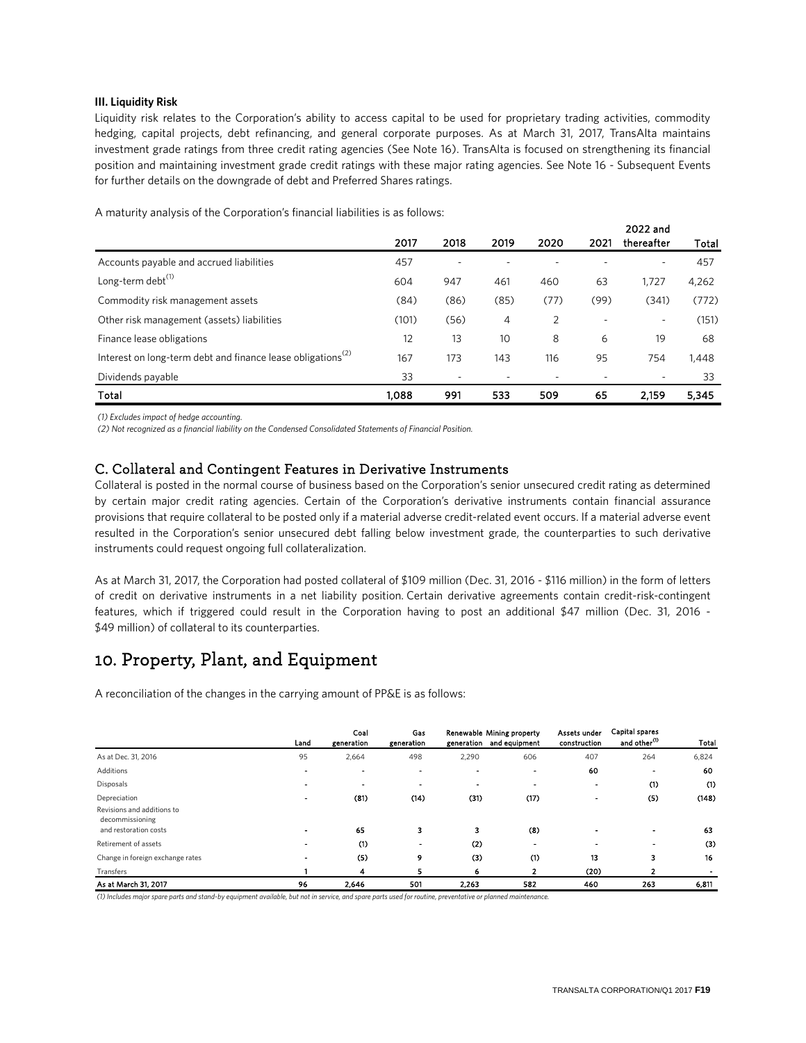**III. Liquidity Risk**

Liquidity risk relates to the Corporation's ability to access capital to be used for proprietary trading activities, commodity hedging, capital projects, debt refinancing, and general corporate purposes. As at March 31, 2017, TransAlta maintains investment grade ratings from three credit rating agencies (See Note 16). TransAlta is focused on strengthening its financial position and maintaining investment grade credit ratings with these major rating agencies. See Note 16 - Subsequent Events for further details on the downgrade of debt and Preferred Shares ratings.

A maturity analysis of the Corporation's financial liabilities is as follows:

| | 2017 | 2018 | 2019 | 2020 | 2021 | 2022 and thereafter | Total |
|---|---|---|---|---|---|---|---|
| Accounts payable and accrued liabilities | 457 | - | - | - | - | - | 457 |
| Long-term debt[1] | 604 | 947 | 461 | 460 | 63 | 1,727 | 4,262 |
| Commodity risk management assets | (84) | (86) | (85) | (77) | (99) | (341) | (772) |
| Other risk management (assets) liabilities | (101) | (56) | 4 | 2 | - | - | (151) |
| Finance lease obligations | 12 | 13 | 10 | 8 | 6 | 19 | 68 |
| Interest on long-term debt and finance lease obligations[2] | 167 | 173 | 143 | 116 | 95 | 754 | 1,448 |
| Dividends payable | 33 | - | - | - | - | - | 33 |
| **Total** | **1,088** | **991** | **533** | **509** | **65** | **2,159** | **5,345** |

*(1) Excludes impact of hedge accounting.*

*(2) Not recognized as a financial liability on the Condensed Consolidated Statements of Financial Position.*

## C. Collateral and Contingent Features in Derivative Instruments

Collateral is posted in the normal course of business based on the Corporation's senior unsecured credit rating as determined by certain major credit rating agencies. Certain of the Corporation's derivative instruments contain financial assurance provisions that require collateral to be posted only if a material adverse credit-related event occurs. If a material adverse event resulted in the Corporation's senior unsecured debt falling below investment grade, the counterparties to such derivative instruments could request ongoing full collateralization.

As at March 31, 2017, the Corporation had posted collateral of $109 million (Dec. 31, 2016 - $116 million) in the form of letters of credit on derivative instruments in a net liability position. Certain derivative agreements contain credit-risk-contingent features, which if triggered could result in the Corporation having to post an additional $47 million (Dec. 31, 2016 - $49 million) of collateral to its counterparties.

# 10. Property, Plant, and Equipment

A reconciliation of the changes in the carrying amount of PP&E is as follows:

| | Land | Coal generation | Gas generation | Renewable generation | Mining property and equipment | Assets under construction | Capital spares and other[1] | Total |
|---|---|---|---|---|---|---|---|---|
| As at Dec. 31, 2016 | 95 | 2,664 | 498 | 2,290 | 606 | 407 | 264 | 6,824 |
| Additions | - | - | - | - | - | 60 | - | 60 |
| Disposals | - | - | - | - | - | - | (1) | (1) |
| Depreciation | - | (81) | (14) | (31) | (17) | - | (5) | (148) |
| Revisions and additions to decommissioning and restoration costs | - | 65 | 3 | 3 | (8) | - | - | 63 |
| Retirement of assets | - | (1) | - | (2) | - | - | - | (3) |
| Change in foreign exchange rates | - | (5) | 9 | (3) | (1) | 13 | 3 | 16 |
| Transfers | 1 | 4 | 5 | 6 | 2 | (20) | 2 | - |
| **As at March 31, 2017** | **96** | **2,646** | **501** | **2,263** | **582** | **460** | **263** | **6,811** |

*(1) Includes major spare parts and stand-by equipment available, but not in service, and spare parts used for routine, preventative or planned maintenance.*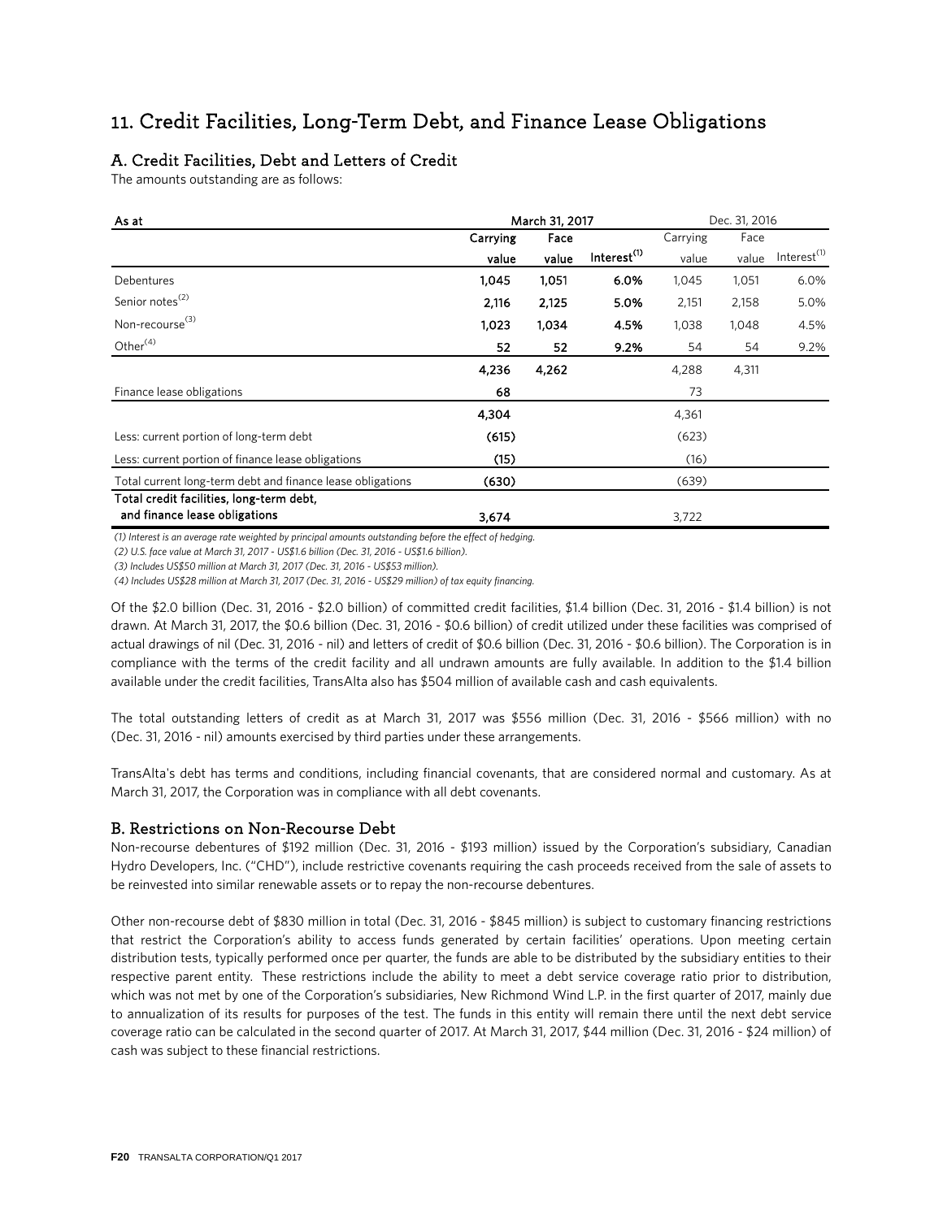# 11. Credit Facilities, Long-Term Debt, and Finance Lease Obligations

## A. Credit Facilities, Debt and Letters of Credit

The amounts outstanding are as follows:

| As at | March 31, 2017 | | | Dec. 31, 2016 | | |
|---|---|---|---|---|---|---|
| | Carrying value | Face value | Interest[(1)] | Carrying value | Face value | Interest[(1)] |
| Debentures | **1,045** | **1,051** | **6.0%** | 1,045 | 1,051 | 6.0% |
| Senior notes[(2)] | **2,116** | **2,125** | **5.0%** | 2,151 | 2,158 | 5.0% |
| Non-recourse[(3)] | **1,023** | **1,034** | **4.5%** | 1,038 | 1,048 | 4.5% |
| Other[(4)] | **52** | **52** | **9.2%** | 54 | 54 | 9.2% |
| | **4,236** | **4,262** | | 4,288 | 4,311 | |
| Finance lease obligations | **68** | | | 73 | | |
| | **4,304** | | | 4,361 | | |
| Less: current portion of long-term debt | **(615)** | | | (623) | | |
| Less: current portion of finance lease obligations | **(15)** | | | (16) | | |
| Total current long-term debt and finance lease obligations | **(630)** | | | (639) | | |
| **Total credit facilities, long-term debt, and finance lease obligations** | **3,674** | | | 3,722 | | |

*(1) Interest is an average rate weighted by principal amounts outstanding before the effect of hedging.*

*(2) U.S. face value at March 31, 2017 - US$1.6 billion (Dec. 31, 2016 - US$1.6 billion).*

*(3) Includes US$50 million at March 31, 2017 (Dec. 31, 2016 - US$53 million).*

*(4) Includes US$28 million at March 31, 2017 (Dec. 31, 2016 - US$29 million) of tax equity financing.*

Of the $2.0 billion (Dec. 31, 2016 - $2.0 billion) of committed credit facilities, $1.4 billion (Dec. 31, 2016 - $1.4 billion) is not drawn. At March 31, 2017, the $0.6 billion (Dec. 31, 2016 - $0.6 billion) of credit utilized under these facilities was comprised of actual drawings of nil (Dec. 31, 2016 - nil) and letters of credit of $0.6 billion (Dec. 31, 2016 - $0.6 billion). The Corporation is in compliance with the terms of the credit facility and all undrawn amounts are fully available. In addition to the $1.4 billion available under the credit facilities, TransAlta also has $504 million of available cash and cash equivalents.

The total outstanding letters of credit as at March 31, 2017 was $556 million (Dec. 31, 2016 - $566 million) with no (Dec. 31, 2016 - nil) amounts exercised by third parties under these arrangements.

TransAlta's debt has terms and conditions, including financial covenants, that are considered normal and customary. As at March 31, 2017, the Corporation was in compliance with all debt covenants.

## B. Restrictions on Non-Recourse Debt

Non-recourse debentures of $192 million (Dec. 31, 2016 - $193 million) issued by the Corporation's subsidiary, Canadian Hydro Developers, Inc. ("CHD"), include restrictive covenants requiring the cash proceeds received from the sale of assets to be reinvested into similar renewable assets or to repay the non-recourse debentures.

Other non-recourse debt of $830 million in total (Dec. 31, 2016 - $845 million) is subject to customary financing restrictions that restrict the Corporation's ability to access funds generated by certain facilities' operations. Upon meeting certain distribution tests, typically performed once per quarter, the funds are able to be distributed by the subsidiary entities to their respective parent entity. These restrictions include the ability to meet a debt service coverage ratio prior to distribution, which was not met by one of the Corporation's subsidiaries, New Richmond Wind L.P. in the first quarter of 2017, mainly due to annualization of its results for purposes of the test. The funds in this entity will remain there until the next debt service coverage ratio can be calculated in the second quarter of 2017. At March 31, 2017, $44 million (Dec. 31, 2016 - $24 million) of cash was subject to these financial restrictions.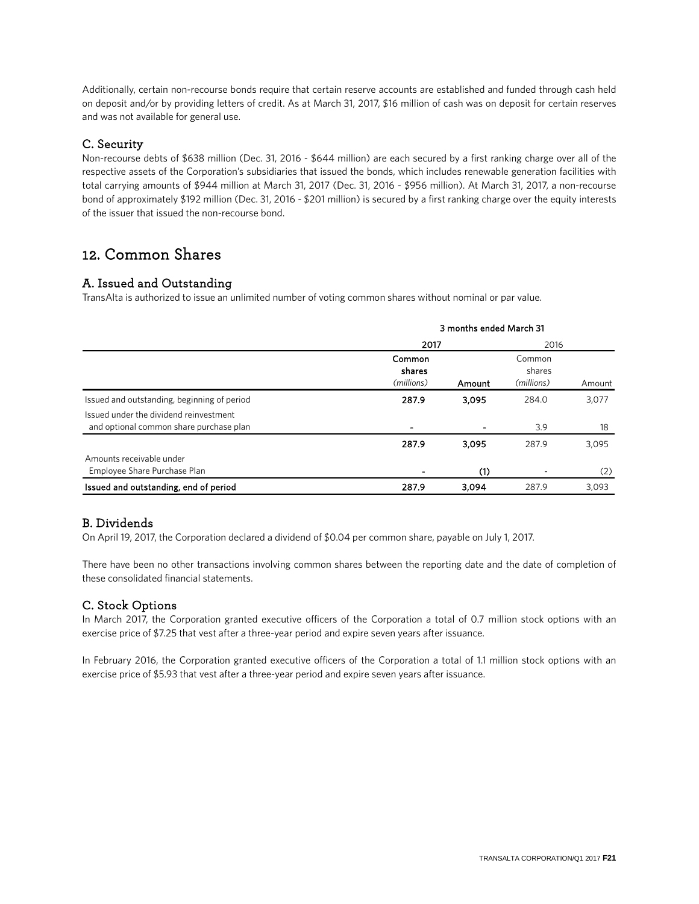Additionally, certain non-recourse bonds require that certain reserve accounts are established and funded through cash held on deposit and/or by providing letters of credit. As at March 31, 2017, $16 million of cash was on deposit for certain reserves and was not available for general use.

### C. Security

Non-recourse debts of $638 million (Dec. 31, 2016 - $644 million) are each secured by a first ranking charge over all of the respective assets of the Corporation's subsidiaries that issued the bonds, which includes renewable generation facilities with total carrying amounts of $944 million at March 31, 2017 (Dec. 31, 2016 - $956 million). At March 31, 2017, a non-recourse bond of approximately $192 million (Dec. 31, 2016 - $201 million) is secured by a first ranking charge over the equity interests of the issuer that issued the non-recourse bond.

## 12. Common Shares

### A. Issued and Outstanding

TransAlta is authorized to issue an unlimited number of voting common shares without nominal or par value.

| | 3 months ended March 31 | | | |
|---|---|---|---|---|
| | **2017** | | 2016 | |
| | **Common shares** *(millions)* | **Amount** | Common shares *(millions)* | Amount |
| Issued and outstanding, beginning of period | **287.9** | **3,095** | 284.0 | 3,077 |
| Issued under the dividend reinvestment and optional common share purchase plan | **-** | **-** | 3.9 | 18 |
| | **287.9** | **3,095** | 287.9 | 3,095 |
| Amounts receivable under Employee Share Purchase Plan | **-** | **(1)** | - | (2) |
| **Issued and outstanding, end of period** | **287.9** | **3,094** | 287.9 | 3,093 |

### B. Dividends

On April 19, 2017, the Corporation declared a dividend of $0.04 per common share, payable on July 1, 2017.

There have been no other transactions involving common shares between the reporting date and the date of completion of these consolidated financial statements.

### C. Stock Options

In March 2017, the Corporation granted executive officers of the Corporation a total of 0.7 million stock options with an exercise price of $7.25 that vest after a three-year period and expire seven years after issuance.

In February 2016, the Corporation granted executive officers of the Corporation a total of 1.1 million stock options with an exercise price of $5.93 that vest after a three-year period and expire seven years after issuance.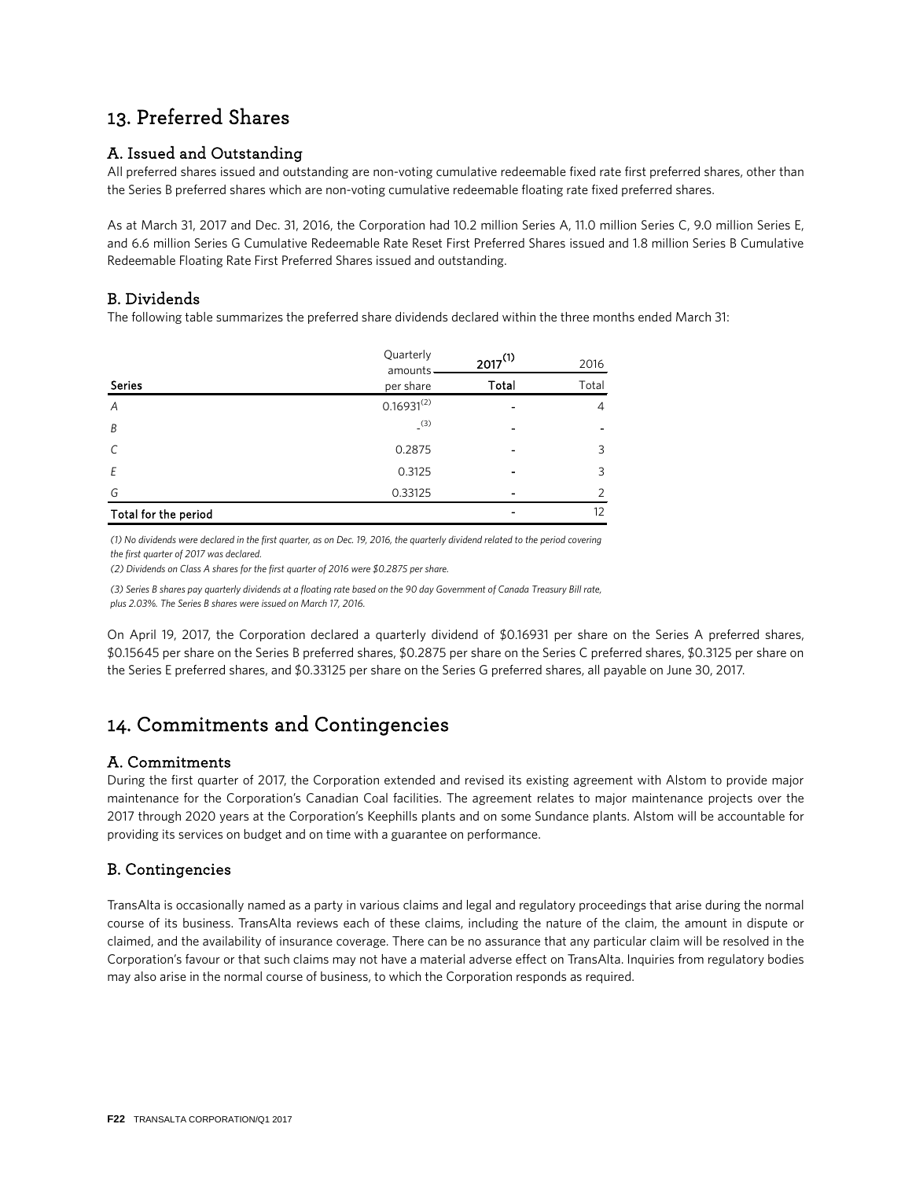# 13. Preferred Shares

## A. Issued and Outstanding

All preferred shares issued and outstanding are non-voting cumulative redeemable fixed rate first preferred shares, other than the Series B preferred shares which are non-voting cumulative redeemable floating rate fixed preferred shares.

As at March 31, 2017 and Dec. 31, 2016, the Corporation had 10.2 million Series A, 11.0 million Series C, 9.0 million Series E, and 6.6 million Series G Cumulative Redeemable Rate Reset First Preferred Shares issued and 1.8 million Series B Cumulative Redeemable Floating Rate First Preferred Shares issued and outstanding.

## B. Dividends

The following table summarizes the preferred share dividends declared within the three months ended March 31:

| Series | Quarterly amounts per share | 2017[1] Total | 2016 Total |
|---|---|---|---|
| *A* | 0.16931[2] | - | 4 |
| *B* | -[3] | - | - |
| *C* | 0.2875 | - | 3 |
| *E* | 0.3125 | - | 3 |
| *G* | 0.33125 | - | 2 |
| **Total for the period** | | - | 12 |

*(1) No dividends were declared in the first quarter, as on Dec. 19, 2016, the quarterly dividend related to the period covering the first quarter of 2017 was declared.*

*(2) Dividends on Class A shares for the first quarter of 2016 were $0.2875 per share.*

*(3) Series B shares pay quarterly dividends at a floating rate based on the 90 day Government of Canada Treasury Bill rate, plus 2.03%. The Series B shares were issued on March 17, 2016.*

On April 19, 2017, the Corporation declared a quarterly dividend of $0.16931 per share on the Series A preferred shares, $0.15645 per share on the Series B preferred shares, $0.2875 per share on the Series C preferred shares, $0.3125 per share on the Series E preferred shares, and $0.33125 per share on the Series G preferred shares, all payable on June 30, 2017.

# 14. Commitments and Contingencies

## A. Commitments

During the first quarter of 2017, the Corporation extended and revised its existing agreement with Alstom to provide major maintenance for the Corporation's Canadian Coal facilities. The agreement relates to major maintenance projects over the 2017 through 2020 years at the Corporation's Keephills plants and on some Sundance plants. Alstom will be accountable for providing its services on budget and on time with a guarantee on performance.

## B. Contingencies

TransAlta is occasionally named as a party in various claims and legal and regulatory proceedings that arise during the normal course of its business. TransAlta reviews each of these claims, including the nature of the claim, the amount in dispute or claimed, and the availability of insurance coverage. There can be no assurance that any particular claim will be resolved in the Corporation's favour or that such claims may not have a material adverse effect on TransAlta. Inquiries from regulatory bodies may also arise in the normal course of business, to which the Corporation responds as required.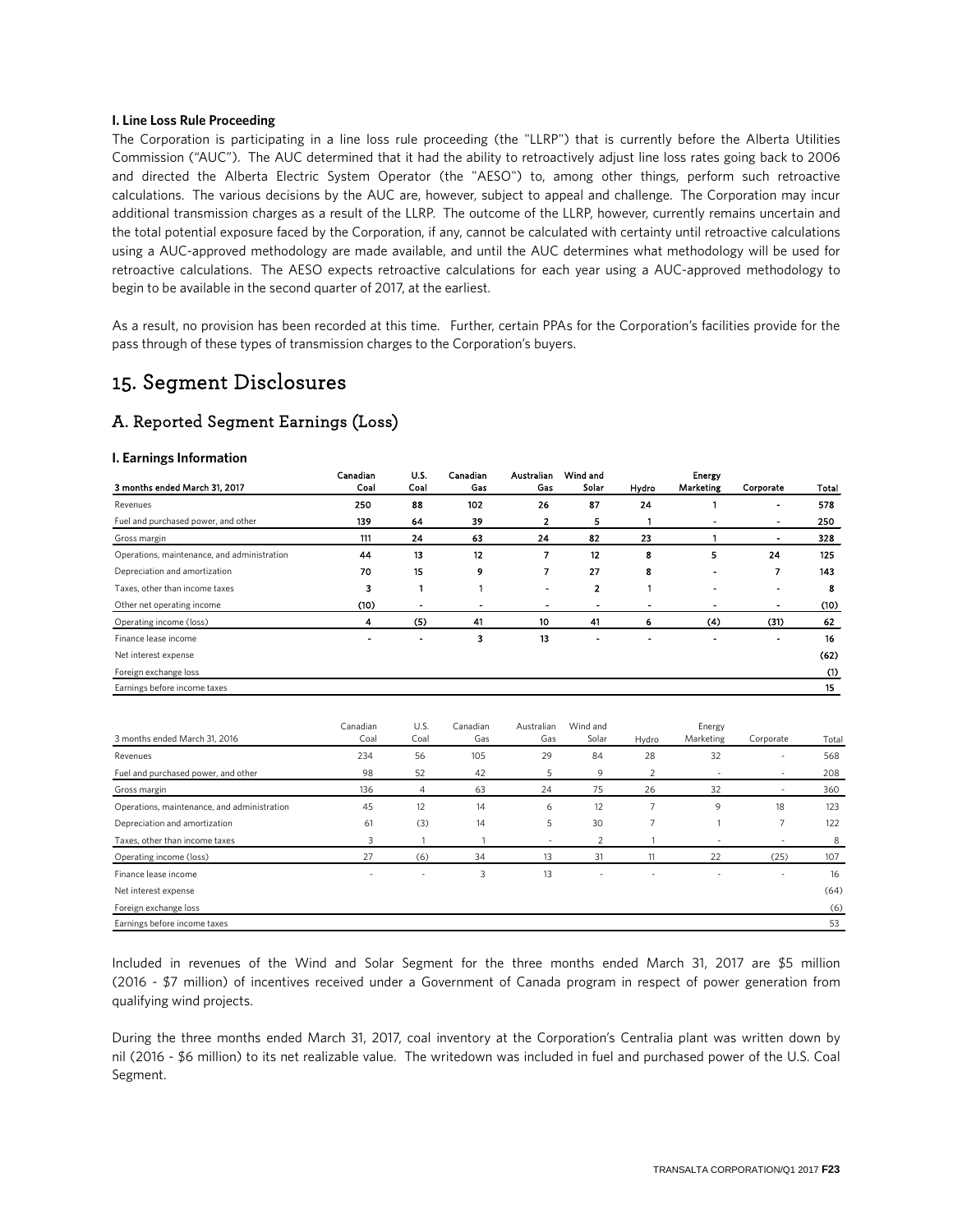**I. Line Loss Rule Proceeding**

The Corporation is participating in a line loss rule proceeding (the "LLRP") that is currently before the Alberta Utilities Commission ("AUC"). The AUC determined that it had the ability to retroactively adjust line loss rates going back to 2006 and directed the Alberta Electric System Operator (the "AESO") to, among other things, perform such retroactive calculations. The various decisions by the AUC are, however, subject to appeal and challenge. The Corporation may incur additional transmission charges as a result of the LLRP. The outcome of the LLRP, however, currently remains uncertain and the total potential exposure faced by the Corporation, if any, cannot be calculated with certainty until retroactive calculations using a AUC-approved methodology are made available, and until the AUC determines what methodology will be used for retroactive calculations. The AESO expects retroactive calculations for each year using a AUC-approved methodology to begin to be available in the second quarter of 2017, at the earliest.

As a result, no provision has been recorded at this time. Further, certain PPAs for the Corporation's facilities provide for the pass through of these types of transmission charges to the Corporation's buyers.

# 15. Segment Disclosures

## A. Reported Segment Earnings (Loss)

**I. Earnings Information**

| 3 months ended March 31, 2017 | Canadian Coal | U.S. Coal | Canadian Gas | Australian Gas | Wind and Solar | Hydro | Energy Marketing | Corporate | Total |
|---|---|---|---|---|---|---|---|---|---|
| Revenues | 250 | 88 | 102 | 26 | 87 | 24 | 1 | - | 578 |
| Fuel and purchased power, and other | 139 | 64 | 39 | 2 | 5 | 1 | - | - | 250 |
| Gross margin | 111 | 24 | 63 | 24 | 82 | 23 | 1 | - | 328 |
| Operations, maintenance, and administration | 44 | 13 | 12 | 7 | 12 | 8 | 5 | 24 | 125 |
| Depreciation and amortization | 70 | 15 | 9 | 7 | 27 | 8 | - | 7 | 143 |
| Taxes, other than income taxes | 3 | 1 | 1 | - | 2 | 1 | - | - | 8 |
| Other net operating income | (10) | - | - | - | - | - | - | - | (10) |
| Operating income (loss) | 4 | (5) | 41 | 10 | 41 | 6 | (4) | (31) | 62 |
| Finance lease income | - | - | 3 | 13 | - | - | - | - | 16 |
| Net interest expense | | | | | | | | | (62) |
| Foreign exchange loss | | | | | | | | | (1) |
| Earnings before income taxes | | | | | | | | | 15 |

| 3 months ended March 31, 2016 | Canadian Coal | U.S. Coal | Canadian Gas | Australian Gas | Wind and Solar | Hydro | Energy Marketing | Corporate | Total |
|---|---|---|---|---|---|---|---|---|---|
| Revenues | 234 | 56 | 105 | 29 | 84 | 28 | 32 | - | 568 |
| Fuel and purchased power, and other | 98 | 52 | 42 | 5 | 9 | 2 | - | - | 208 |
| Gross margin | 136 | 4 | 63 | 24 | 75 | 26 | 32 | - | 360 |
| Operations, maintenance, and administration | 45 | 12 | 14 | 6 | 12 | 7 | 9 | 18 | 123 |
| Depreciation and amortization | 61 | (3) | 14 | 5 | 30 | 7 | 1 | 7 | 122 |
| Taxes, other than income taxes | 3 | 1 | 1 | - | 2 | 1 | - | - | 8 |
| Operating income (loss) | 27 | (6) | 34 | 13 | 31 | 11 | 22 | (25) | 107 |
| Finance lease income | - | - | 3 | 13 | - | - | - | - | 16 |
| Net interest expense | | | | | | | | | (64) |
| Foreign exchange loss | | | | | | | | | (6) |
| Earnings before income taxes | | | | | | | | | 53 |

Included in revenues of the Wind and Solar Segment for the three months ended March 31, 2017 are $5 million (2016 - $7 million) of incentives received under a Government of Canada program in respect of power generation from qualifying wind projects.

During the three months ended March 31, 2017, coal inventory at the Corporation's Centralia plant was written down by nil (2016 - $6 million) to its net realizable value. The writedown was included in fuel and purchased power of the U.S. Coal Segment.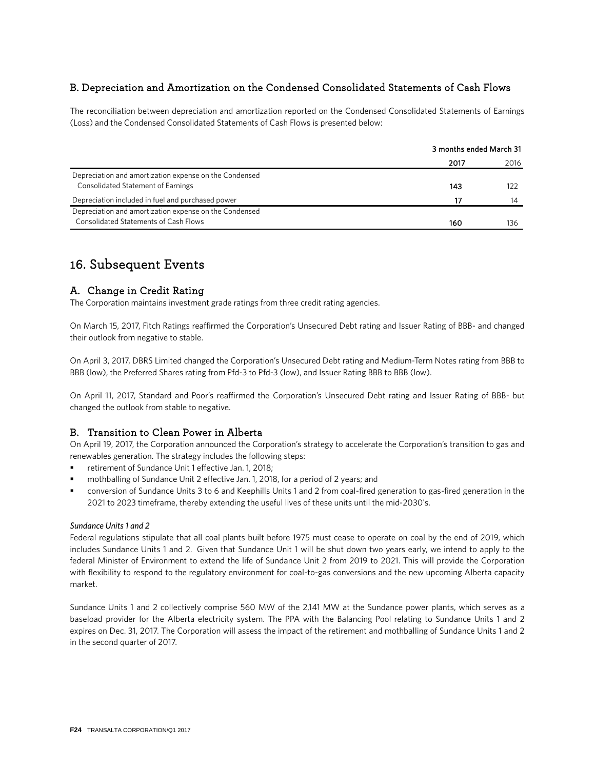### B. Depreciation and Amortization on the Condensed Consolidated Statements of Cash Flows

The reconciliation between depreciation and amortization reported on the Condensed Consolidated Statements of Earnings (Loss) and the Condensed Consolidated Statements of Cash Flows is presented below:

| | 3 months ended March 31 | |
|---|---|---|
| | **2017** | 2016 |
| Depreciation and amortization expense on the Condensed Consolidated Statement of Earnings | **143** | 122 |
| Depreciation included in fuel and purchased power | **17** | 14 |
| Depreciation and amortization expense on the Condensed Consolidated Statements of Cash Flows | **160** | 136 |

# 16. Subsequent Events

## A. Change in Credit Rating

The Corporation maintains investment grade ratings from three credit rating agencies.

On March 15, 2017, Fitch Ratings reaffirmed the Corporation's Unsecured Debt rating and Issuer Rating of BBB- and changed their outlook from negative to stable.

On April 3, 2017, DBRS Limited changed the Corporation's Unsecured Debt rating and Medium-Term Notes rating from BBB to BBB (low), the Preferred Shares rating from Pfd-3 to Pfd-3 (low), and Issuer Rating BBB to BBB (low).

On April 11, 2017, Standard and Poor's reaffirmed the Corporation's Unsecured Debt rating and Issuer Rating of BBB- but changed the outlook from stable to negative.

## B. Transition to Clean Power in Alberta

On April 19, 2017, the Corporation announced the Corporation's strategy to accelerate the Corporation's transition to gas and renewables generation. The strategy includes the following steps:

- retirement of Sundance Unit 1 effective Jan. 1, 2018;
- mothballing of Sundance Unit 2 effective Jan. 1, 2018, for a period of 2 years; and
- conversion of Sundance Units 3 to 6 and Keephills Units 1 and 2 from coal-fired generation to gas-fired generation in the 2021 to 2023 timeframe, thereby extending the useful lives of these units until the mid-2030's.

*Sundance Units 1 and 2*

Federal regulations stipulate that all coal plants built before 1975 must cease to operate on coal by the end of 2019, which includes Sundance Units 1 and 2. Given that Sundance Unit 1 will be shut down two years early, we intend to apply to the federal Minister of Environment to extend the life of Sundance Unit 2 from 2019 to 2021. This will provide the Corporation with flexibility to respond to the regulatory environment for coal-to-gas conversions and the new upcoming Alberta capacity market.

Sundance Units 1 and 2 collectively comprise 560 MW of the 2,141 MW at the Sundance power plants, which serves as a baseload provider for the Alberta electricity system. The PPA with the Balancing Pool relating to Sundance Units 1 and 2 expires on Dec. 31, 2017. The Corporation will assess the impact of the retirement and mothballing of Sundance Units 1 and 2 in the second quarter of 2017.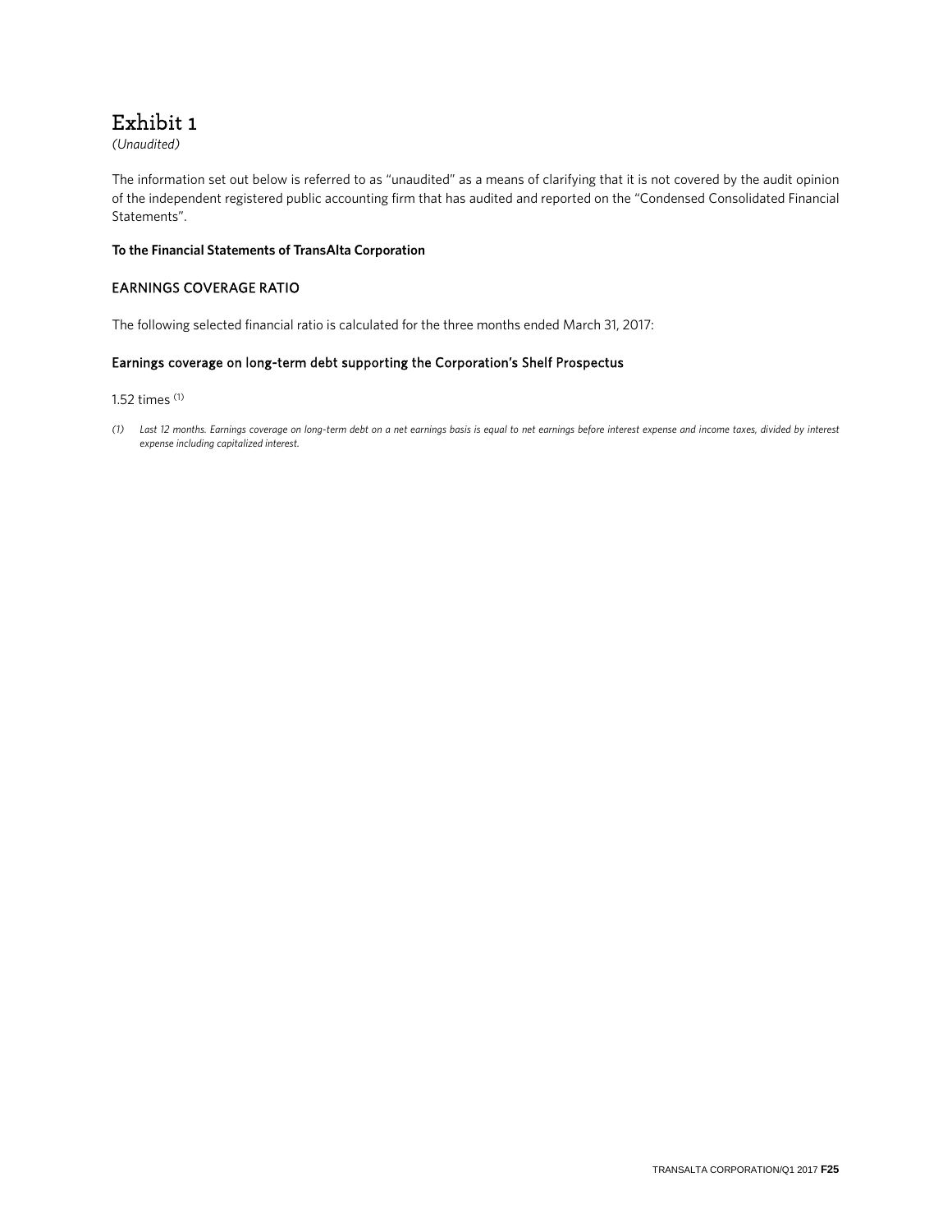# Exhibit 1

*(Unaudited)*

The information set out below is referred to as "unaudited" as a means of clarifying that it is not covered by the audit opinion of the independent registered public accounting firm that has audited and reported on the "Condensed Consolidated Financial Statements".

**To the Financial Statements of TransAlta Corporation**

## EARNINGS COVERAGE RATIO

The following selected financial ratio is calculated for the three months ended March 31, 2017:

### Earnings coverage on long-term debt supporting the Corporation's Shelf Prospectus

1.52 times [(1)]

*(1) Last 12 months. Earnings coverage on long-term debt on a net earnings basis is equal to net earnings before interest expense and income taxes, divided by interest expense including capitalized interest.*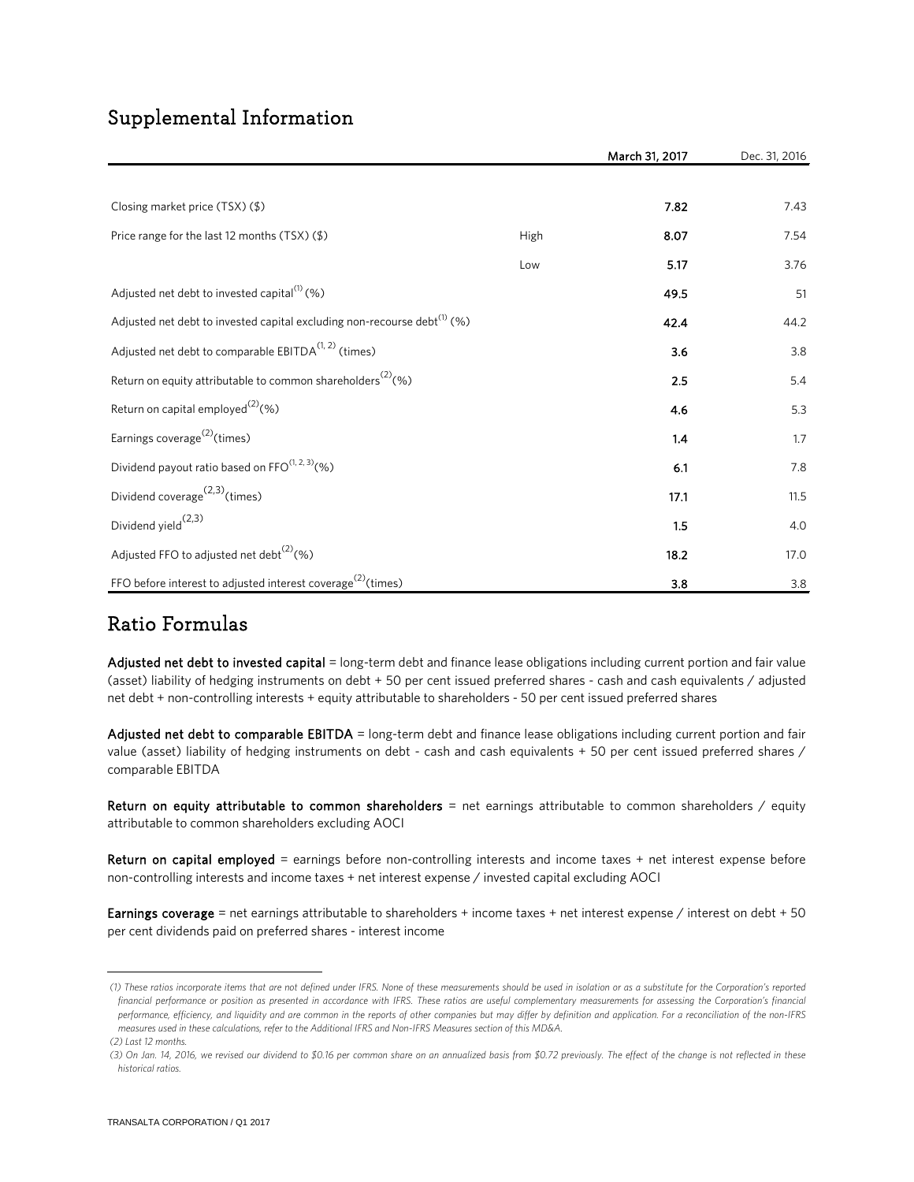## Supplemental Information

| | | March 31, 2017 | Dec. 31, 2016 |
|---|---|---|---|
| Closing market price (TSX) ($) | | **7.82** | 7.43 |
| Price range for the last 12 months (TSX) ($) | High | **8.07** | 7.54 |
| | Low | **5.17** | 3.76 |
| Adjusted net debt to invested capital[1] (%) | | **49.5** | 51 |
| Adjusted net debt to invested capital excluding non-recourse debt[1] (%) | | **42.4** | 44.2 |
| Adjusted net debt to comparable EBITDA[1, 2] (times) | | **3.6** | 3.8 |
| Return on equity attributable to common shareholders[2] (%) | | **2.5** | 5.4 |
| Return on capital employed[2] (%) | | **4.6** | 5.3 |
| Earnings coverage[2] (times) | | **1.4** | 1.7 |
| Dividend payout ratio based on FFO[1, 2, 3] (%) | | **6.1** | 7.8 |
| Dividend coverage[2,3] (times) | | **17.1** | 11.5 |
| Dividend yield[2,3] | | **1.5** | 4.0 |
| Adjusted FFO to adjusted net debt[2] (%) | | **18.2** | 17.0 |
| FFO before interest to adjusted interest coverage[2] (times) | | **3.8** | 3.8 |

## Ratio Formulas

**Adjusted net debt to invested capital** = long-term debt and finance lease obligations including current portion and fair value (asset) liability of hedging instruments on debt + 50 per cent issued preferred shares - cash and cash equivalents / adjusted net debt + non-controlling interests + equity attributable to shareholders - 50 per cent issued preferred shares

**Adjusted net debt to comparable EBITDA** = long-term debt and finance lease obligations including current portion and fair value (asset) liability of hedging instruments on debt - cash and cash equivalents + 50 per cent issued preferred shares / comparable EBITDA

**Return on equity attributable to common shareholders** = net earnings attributable to common shareholders / equity attributable to common shareholders excluding AOCI

**Return on capital employed** = earnings before non-controlling interests and income taxes + net interest expense before non-controlling interests and income taxes + net interest expense / invested capital excluding AOCI

**Earnings coverage** = net earnings attributable to shareholders + income taxes + net interest expense / interest on debt + 50 per cent dividends paid on preferred shares - interest income

*(1) These ratios incorporate items that are not defined under IFRS. None of these measurements should be used in isolation or as a substitute for the Corporation's reported financial performance or position as presented in accordance with IFRS. These ratios are useful complementary measurements for assessing the Corporation's financial performance, efficiency, and liquidity and are common in the reports of other companies but may differ by definition and application. For a reconciliation of the non-IFRS measures used in these calculations, refer to the Additional IFRS and Non-IFRS Measures section of this MD&A.*

*(2) Last 12 months.*

*(3) On Jan. 14, 2016, we revised our dividend to $0.16 per common share on an annualized basis from $0.72 previously. The effect of the change is not reflected in these historical ratios.*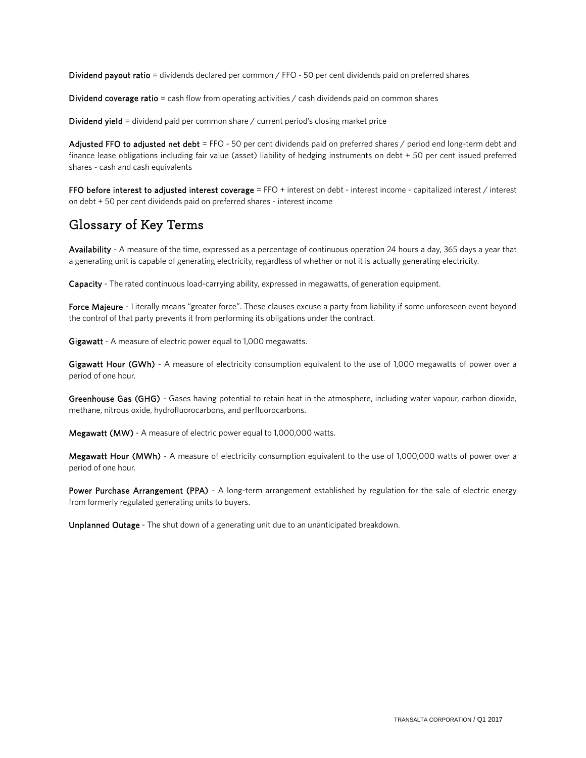**Dividend payout ratio** = dividends declared per common / FFO - 50 per cent dividends paid on preferred shares

**Dividend coverage ratio** = cash flow from operating activities / cash dividends paid on common shares

**Dividend yield** = dividend paid per common share / current period's closing market price

**Adjusted FFO to adjusted net debt** = FFO - 50 per cent dividends paid on preferred shares / period end long-term debt and finance lease obligations including fair value (asset) liability of hedging instruments on debt + 50 per cent issued preferred shares - cash and cash equivalents

**FFO before interest to adjusted interest coverage** = FFO + interest on debt - interest income - capitalized interest / interest on debt + 50 per cent dividends paid on preferred shares - interest income

## Glossary of Key Terms

**Availability** - A measure of the time, expressed as a percentage of continuous operation 24 hours a day, 365 days a year that a generating unit is capable of generating electricity, regardless of whether or not it is actually generating electricity.

**Capacity** - The rated continuous load-carrying ability, expressed in megawatts, of generation equipment.

**Force Majeure** - Literally means "greater force". These clauses excuse a party from liability if some unforeseen event beyond the control of that party prevents it from performing its obligations under the contract.

**Gigawatt** - A measure of electric power equal to 1,000 megawatts.

**Gigawatt Hour (GWh)** - A measure of electricity consumption equivalent to the use of 1,000 megawatts of power over a period of one hour.

**Greenhouse Gas (GHG)** - Gases having potential to retain heat in the atmosphere, including water vapour, carbon dioxide, methane, nitrous oxide, hydrofluorocarbons, and perfluorocarbons.

**Megawatt (MW)** - A measure of electric power equal to 1,000,000 watts.

**Megawatt Hour (MWh)** - A measure of electricity consumption equivalent to the use of 1,000,000 watts of power over a period of one hour.

**Power Purchase Arrangement (PPA)** - A long-term arrangement established by regulation for the sale of electric energy from formerly regulated generating units to buyers.

**Unplanned Outage** - The shut down of a generating unit due to an unanticipated breakdown.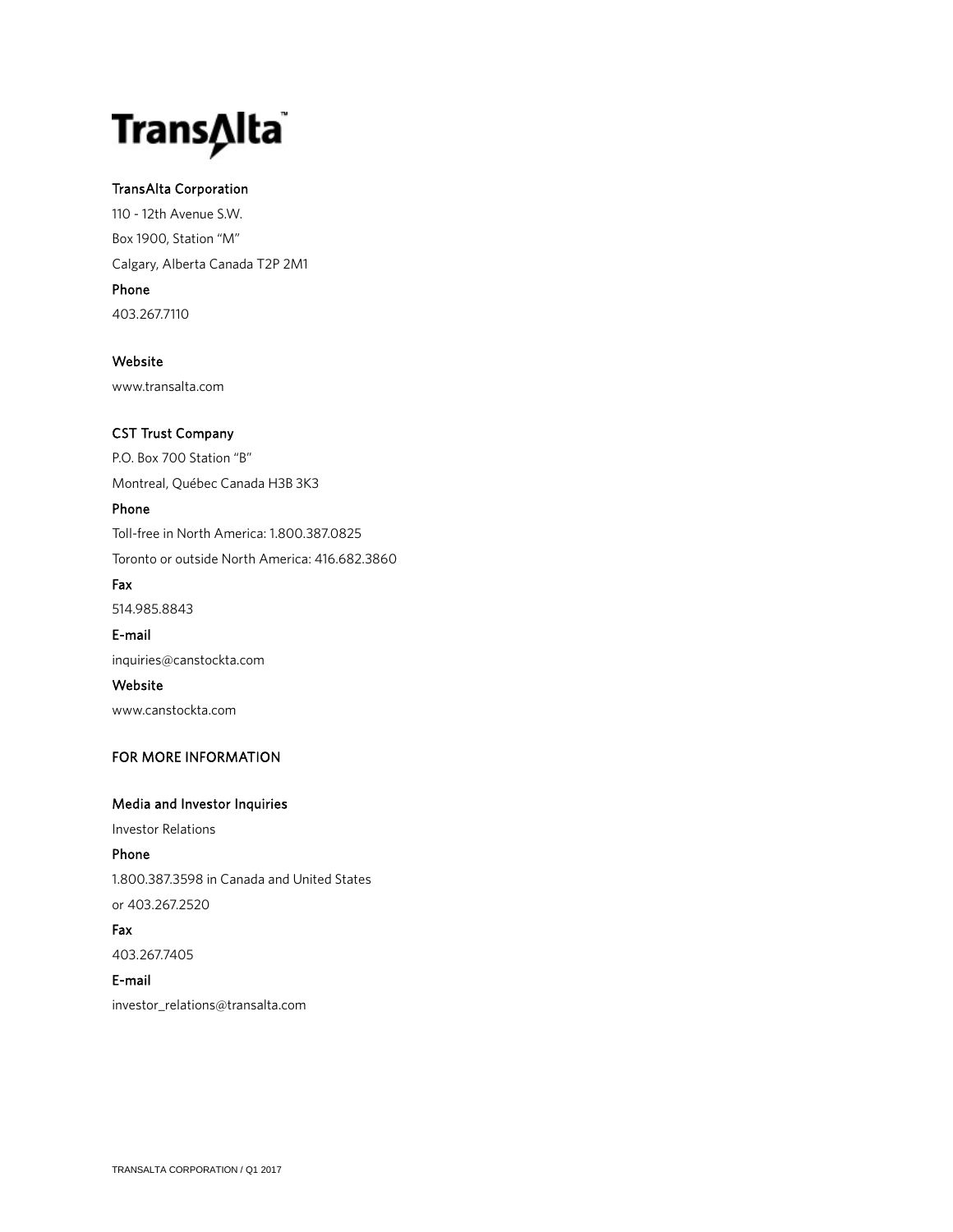TransAlta

**TransAlta Corporation**

110 - 12th Avenue S.W.

Box 1900, Station "M"

Calgary, Alberta Canada T2P 2M1

**Phone**

403.267.7110

**Website**

www.transalta.com

**CST Trust Company**

P.O. Box 700 Station "B"

Montreal, Québec Canada H3B 3K3

**Phone**

Toll-free in North America: 1.800.387.0825

Toronto or outside North America: 416.682.3860

**Fax**

514.985.8843

**E-mail**

inquiries@canstockta.com

**Website**

www.canstockta.com

## FOR MORE INFORMATION

**Media and Investor Inquiries**

Investor Relations

**Phone**

1.800.387.3598 in Canada and United States

or 403.267.2520

**Fax**

403.267.7405

**E-mail**

investor_relations@transalta.com